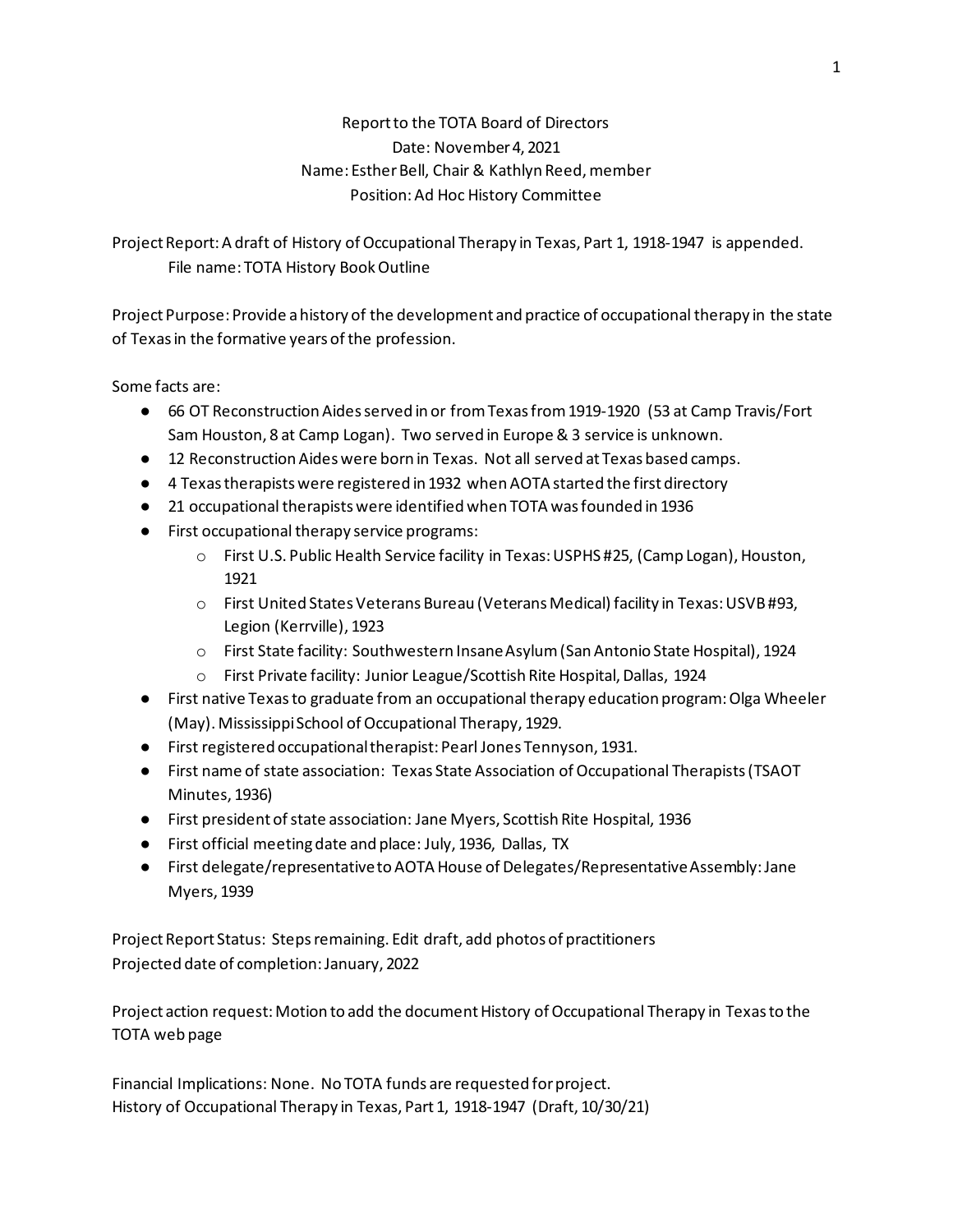Report to the TOTA Board of Directors
Date: November 4, 2021
Name: Esther Bell, Chair & Kathlyn Reed, member
Position: Ad Hoc History Committee

Project Report: A draft of History of Occupational Therapy in Texas, Part 1, 1918-1947 is appended.
File name: TOTA History Book Outline

Project Purpose: Provide a history of the development and practice of occupational therapy in the state of Texas in the formative years of the profession.

Some facts are:

- 66 OT Reconstruction Aides served in or from Texas from 1919-1920 (53 at Camp Travis/Fort Sam Houston, 8 at Camp Logan). Two served in Europe & 3 service is unknown.
- 12 Reconstruction Aides were born in Texas. Not all served at Texas based camps.
- 4 Texas therapists were registered in 1932 when AOTA started the first directory
- 21 occupational therapists were identified when TOTA was founded in 1936
- First occupational therapy service programs:
    - First U.S. Public Health Service facility in Texas: USPHS #25, (Camp Logan), Houston, 1921
    - First United States Veterans Bureau (Veterans Medical) facility in Texas: USVB #93, Legion (Kerrville), 1923
    - First State facility: Southwestern Insane Asylum (San Antonio State Hospital), 1924
    - First Private facility: Junior League/Scottish Rite Hospital, Dallas, 1924
- First native Texas to graduate from an occupational therapy education program: Olga Wheeler (May). Mississippi School of Occupational Therapy, 1929.
- First registered occupational therapist: Pearl Jones Tennyson, 1931.
- First name of state association: Texas State Association of Occupational Therapists (TSAOT Minutes, 1936)
- First president of state association: Jane Myers, Scottish Rite Hospital, 1936
- First official meeting date and place: July, 1936, Dallas, TX
- First delegate/representative to AOTA House of Delegates/Representative Assembly: Jane Myers, 1939

Project Report Status: Steps remaining. Edit draft, add photos of practitioners
Projected date of completion: January, 2022

Project action request: Motion to add the document History of Occupational Therapy in Texas to the TOTA web page

Financial Implications: None. No TOTA funds are requested for project.
History of Occupational Therapy in Texas, Part 1, 1918-1947 (Draft, 10/30/21)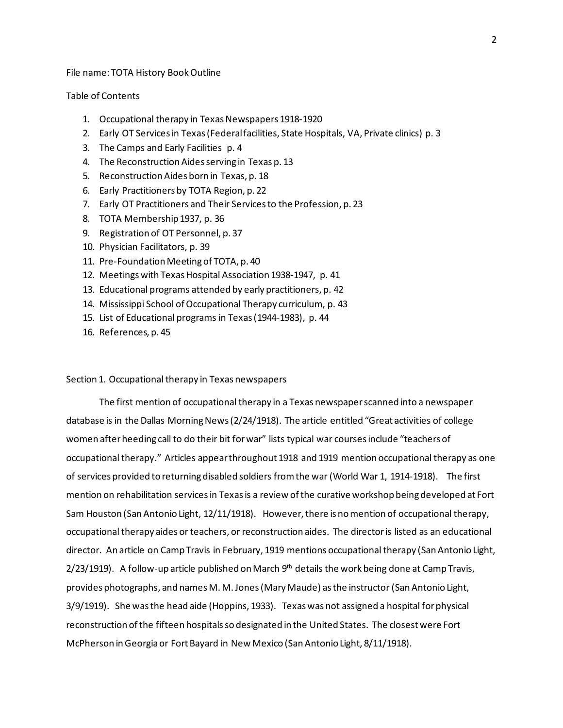File name: TOTA History Book Outline

Table of Contents

1. Occupational therapy in Texas Newspapers 1918-1920
2. Early OT Services in Texas (Federal facilities, State Hospitals, VA, Private clinics) p. 3
3. The Camps and Early Facilities p. 4
4. The Reconstruction Aides serving in Texas p. 13
5. Reconstruction Aides born in Texas, p. 18
6. Early Practitioners by TOTA Region, p. 22
7. Early OT Practitioners and Their Services to the Profession, p. 23
8. TOTA Membership 1937, p. 36
9. Registration of OT Personnel, p. 37
10. Physician Facilitators, p. 39
11. Pre-Foundation Meeting of TOTA, p. 40
12. Meetings with Texas Hospital Association 1938-1947, p. 41
13. Educational programs attended by early practitioners, p. 42
14. Mississippi School of Occupational Therapy curriculum, p. 43
15. List of Educational programs in Texas (1944-1983), p. 44
16. References, p. 45

Section 1. Occupational therapy in Texas newspapers

The first mention of occupational therapy in a Texas newspaper scanned into a newspaper database is in the Dallas Morning News (2/24/1918). The article entitled "Great activities of college women after heeding call to do their bit for war" lists typical war courses include "teachers of occupational therapy." Articles appear throughout 1918 and 1919 mention occupational therapy as one of services provided to returning disabled soldiers from the war (World War 1, 1914-1918). The first mention on rehabilitation services in Texas is a review of the curative workshop being developed at Fort Sam Houston (San Antonio Light, 12/11/1918). However, there is no mention of occupational therapy, occupational therapy aides or teachers, or reconstruction aides. The director is listed as an educational director. An article on Camp Travis in February, 1919 mentions occupational therapy (San Antonio Light, 2/23/1919). A follow-up article published on March 9th details the work being done at Camp Travis, provides photographs, and names M. M. Jones (Mary Maude) as the instructor (San Antonio Light, 3/9/1919). She was the head aide (Hoppins, 1933). Texas was not assigned a hospital for physical reconstruction of the fifteen hospitals so designated in the United States. The closest were Fort McPherson in Georgia or Fort Bayard in New Mexico (San Antonio Light, 8/11/1918).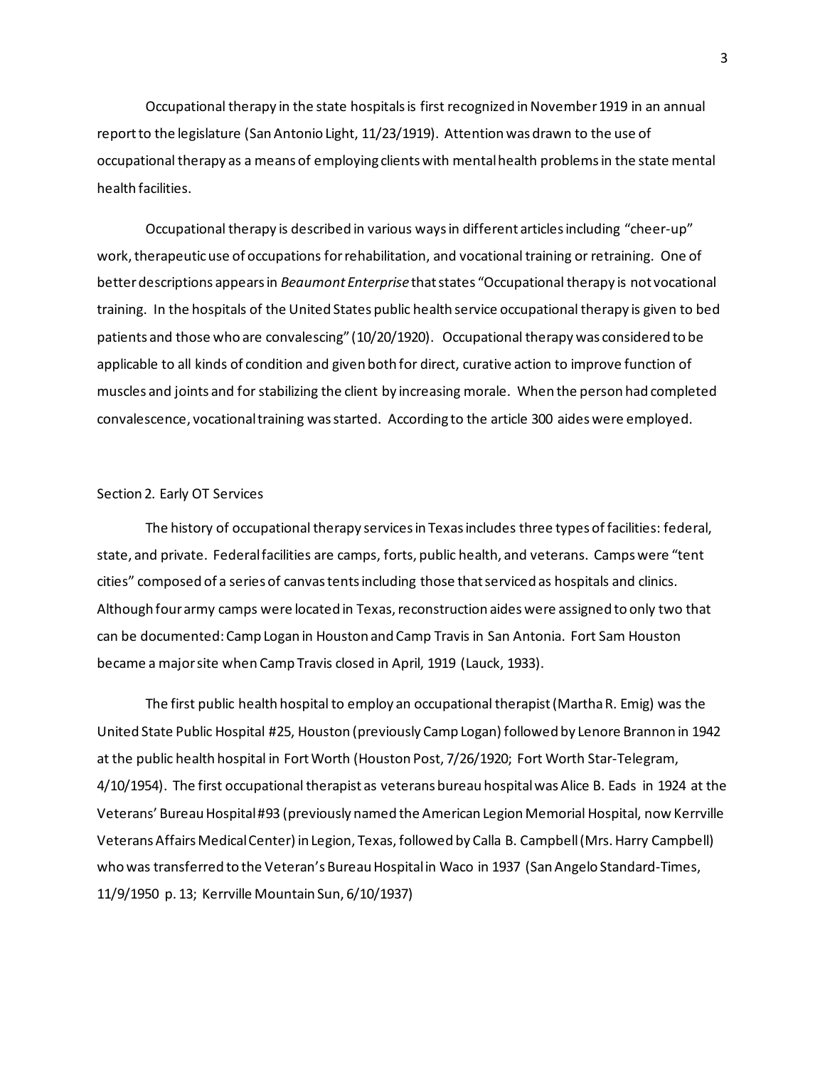Occupational therapy in the state hospitals is first recognized in November 1919 in an annual report to the legislature (San Antonio Light, 11/23/1919). Attention was drawn to the use of occupational therapy as a means of employing clients with mental health problems in the state mental health facilities.

Occupational therapy is described in various ways in different articles including "cheer-up" work, therapeutic use of occupations for rehabilitation, and vocational training or retraining. One of better descriptions appears in *Beaumont Enterprise* that states "Occupational therapy is not vocational training. In the hospitals of the United States public health service occupational therapy is given to bed patients and those who are convalescing" (10/20/1920). Occupational therapy was considered to be applicable to all kinds of condition and given both for direct, curative action to improve function of muscles and joints and for stabilizing the client by increasing morale. When the person had completed convalescence, vocational training was started. According to the article 300 aides were employed.

## Section 2. Early OT Services

The history of occupational therapy services in Texas includes three types of facilities: federal, state, and private. Federal facilities are camps, forts, public health, and veterans. Camps were "tent cities" composed of a series of canvas tents including those that serviced as hospitals and clinics. Although four army camps were located in Texas, reconstruction aides were assigned to only two that can be documented: Camp Logan in Houston and Camp Travis in San Antonia. Fort Sam Houston became a major site when Camp Travis closed in April, 1919 (Lauck, 1933).

The first public health hospital to employ an occupational therapist (Martha R. Emig) was the United State Public Hospital #25, Houston (previously Camp Logan) followed by Lenore Brannon in 1942 at the public health hospital in Fort Worth (Houston Post, 7/26/1920; Fort Worth Star-Telegram, 4/10/1954). The first occupational therapist as veterans bureau hospital was Alice B. Eads in 1924 at the Veterans' Bureau Hospital #93 (previously named the American Legion Memorial Hospital, now Kerrville Veterans Affairs Medical Center) in Legion, Texas, followed by Calla B. Campbell (Mrs. Harry Campbell) who was transferred to the Veteran's Bureau Hospital in Waco in 1937 (San Angelo Standard-Times, 11/9/1950 p. 13; Kerrville Mountain Sun, 6/10/1937)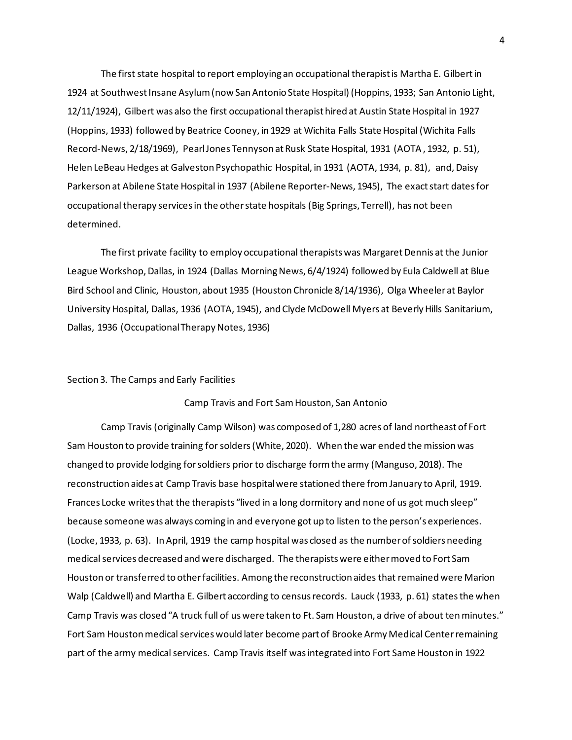The first state hospital to report employing an occupational therapist is Martha E. Gilbert in 1924 at Southwest Insane Asylum (now San Antonio State Hospital) (Hoppins, 1933; San Antonio Light, 12/11/1924), Gilbert was also the first occupational therapist hired at Austin State Hospital in 1927 (Hoppins, 1933) followed by Beatrice Cooney, in 1929 at Wichita Falls State Hospital (Wichita Falls Record-News, 2/18/1969), Pearl Jones Tennyson at Rusk State Hospital, 1931 (AOTA, 1932, p. 51), Helen LeBeau Hedges at Galveston Psychopathic Hospital, in 1931 (AOTA, 1934, p. 81), and, Daisy Parkerson at Abilene State Hospital in 1937 (Abilene Reporter-News, 1945), The exact start dates for occupational therapy services in the other state hospitals (Big Springs, Terrell), has not been determined.

The first private facility to employ occupational therapists was Margaret Dennis at the Junior League Workshop, Dallas, in 1924 (Dallas Morning News, 6/4/1924) followed by Eula Caldwell at Blue Bird School and Clinic, Houston, about 1935 (Houston Chronicle 8/14/1936), Olga Wheeler at Baylor University Hospital, Dallas, 1936 (AOTA, 1945), and Clyde McDowell Myers at Beverly Hills Sanitarium, Dallas, 1936 (Occupational Therapy Notes, 1936)

## Section 3. The Camps and Early Facilities

### Camp Travis and Fort Sam Houston, San Antonio

Camp Travis (originally Camp Wilson) was composed of 1,280 acres of land northeast of Fort Sam Houston to provide training for solders (White, 2020). When the war ended the mission was changed to provide lodging for soldiers prior to discharge form the army (Manguso, 2018). The reconstruction aides at Camp Travis base hospital were stationed there from January to April, 1919. Frances Locke writes that the therapists "lived in a long dormitory and none of us got much sleep" because someone was always coming in and everyone got up to listen to the person's experiences. (Locke, 1933, p. 63). In April, 1919 the camp hospital was closed as the number of soldiers needing medical services decreased and were discharged. The therapists were either moved to Fort Sam Houston or transferred to other facilities. Among the reconstruction aides that remained were Marion Walp (Caldwell) and Martha E. Gilbert according to census records. Lauck (1933, p. 61) states the when Camp Travis was closed "A truck full of us were taken to Ft. Sam Houston, a drive of about ten minutes." Fort Sam Houston medical services would later become part of Brooke Army Medical Center remaining part of the army medical services. Camp Travis itself was integrated into Fort Same Houston in 1922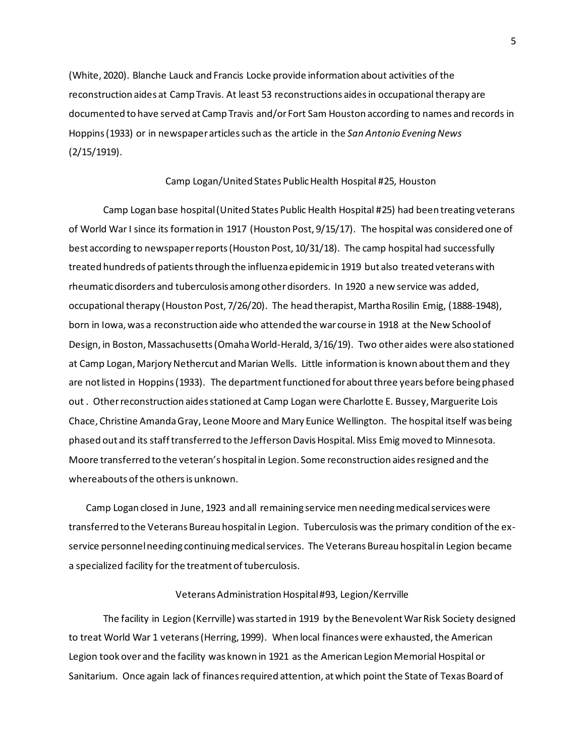(White, 2020). Blanche Lauck and Francis Locke provide information about activities of the reconstruction aides at Camp Travis. At least 53 reconstructions aides in occupational therapy are documented to have served at Camp Travis and/or Fort Sam Houston according to names and records in Hoppins (1933) or in newspaper articles such as the article in the *San Antonio Evening News* (2/15/1919).

## Camp Logan/United States Public Health Hospital #25, Houston

Camp Logan base hospital (United States Public Health Hospital #25) had been treating veterans of World War I since its formation in 1917 (Houston Post, 9/15/17). The hospital was considered one of best according to newspaper reports (Houston Post, 10/31/18). The camp hospital had successfully treated hundreds of patients through the influenza epidemic in 1919 but also treated veterans with rheumatic disorders and tuberculosis among other disorders. In 1920 a new service was added, occupational therapy (Houston Post, 7/26/20). The head therapist, Martha Rosilin Emig, (1888-1948), born in Iowa, was a reconstruction aide who attended the war course in 1918 at the New School of Design, in Boston, Massachusetts (Omaha World-Herald, 3/16/19). Two other aides were also stationed at Camp Logan, Marjory Nethercut and Marian Wells. Little information is known about them and they are not listed in Hoppins (1933). The department functioned for about three years before being phased out . Other reconstruction aides stationed at Camp Logan were Charlotte E. Bussey, Marguerite Lois Chace, Christine Amanda Gray, Leone Moore and Mary Eunice Wellington. The hospital itself was being phased out and its staff transferred to the Jefferson Davis Hospital. Miss Emig moved to Minnesota. Moore transferred to the veteran's hospital in Legion. Some reconstruction aides resigned and the whereabouts of the others is unknown.

Camp Logan closed in June, 1923 and all remaining service men needing medical services were transferred to the Veterans Bureau hospital in Legion. Tuberculosis was the primary condition of the ex-service personnel needing continuing medical services. The Veterans Bureau hospital in Legion became a specialized facility for the treatment of tuberculosis.

## Veterans Administration Hospital #93, Legion/Kerrville

The facility in Legion (Kerrville) was started in 1919 by the Benevolent War Risk Society designed to treat World War 1 veterans (Herring, 1999). When local finances were exhausted, the American Legion took over and the facility was known in 1921 as the American Legion Memorial Hospital or Sanitarium. Once again lack of finances required attention, at which point the State of Texas Board of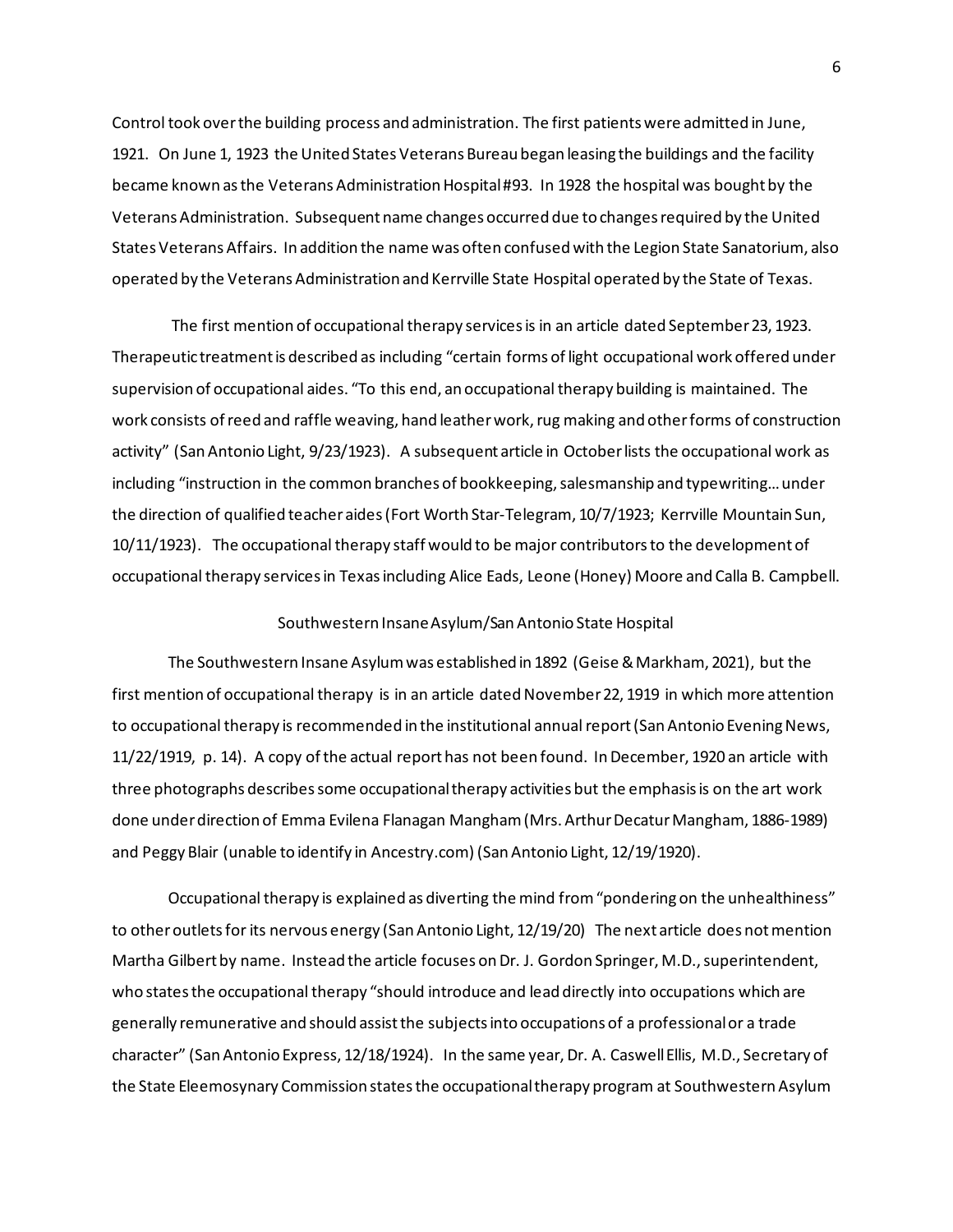Control took over the building process and administration. The first patients were admitted in June, 1921. On June 1, 1923 the United States Veterans Bureau began leasing the buildings and the facility became known as the Veterans Administration Hospital #93. In 1928 the hospital was bought by the Veterans Administration. Subsequent name changes occurred due to changes required by the United States Veterans Affairs. In addition the name was often confused with the Legion State Sanatorium, also operated by the Veterans Administration and Kerrville State Hospital operated by the State of Texas.

The first mention of occupational therapy services is in an article dated September 23, 1923. Therapeutic treatment is described as including "certain forms of light occupational work offered under supervision of occupational aides. "To this end, an occupational therapy building is maintained. The work consists of reed and raffle weaving, hand leather work, rug making and other forms of construction activity" (San Antonio Light, 9/23/1923). A subsequent article in October lists the occupational work as including "instruction in the common branches of bookkeeping, salesmanship and typewriting… under the direction of qualified teacher aides (Fort Worth Star-Telegram, 10/7/1923; Kerrville Mountain Sun, 10/11/1923). The occupational therapy staff would to be major contributors to the development of occupational therapy services in Texas including Alice Eads, Leone (Honey) Moore and Calla B. Campbell.

## Southwestern Insane Asylum/San Antonio State Hospital

The Southwestern Insane Asylum was established in 1892 (Geise & Markham, 2021), but the first mention of occupational therapy is in an article dated November 22, 1919 in which more attention to occupational therapy is recommended in the institutional annual report (San Antonio Evening News, 11/22/1919, p. 14). A copy of the actual report has not been found. In December, 1920 an article with three photographs describes some occupational therapy activities but the emphasis is on the art work done under direction of Emma Evilena Flanagan Mangham (Mrs. Arthur Decatur Mangham, 1886-1989) and Peggy Blair (unable to identify in Ancestry.com) (San Antonio Light, 12/19/1920).

Occupational therapy is explained as diverting the mind from "pondering on the unhealthiness" to other outlets for its nervous energy (San Antonio Light, 12/19/20) The next article does not mention Martha Gilbert by name. Instead the article focuses on Dr. J. Gordon Springer, M.D., superintendent, who states the occupational therapy "should introduce and lead directly into occupations which are generally remunerative and should assist the subjects into occupations of a professional or a trade character" (San Antonio Express, 12/18/1924). In the same year, Dr. A. Caswell Ellis, M.D., Secretary of the State Eleemosynary Commission states the occupational therapy program at Southwestern Asylum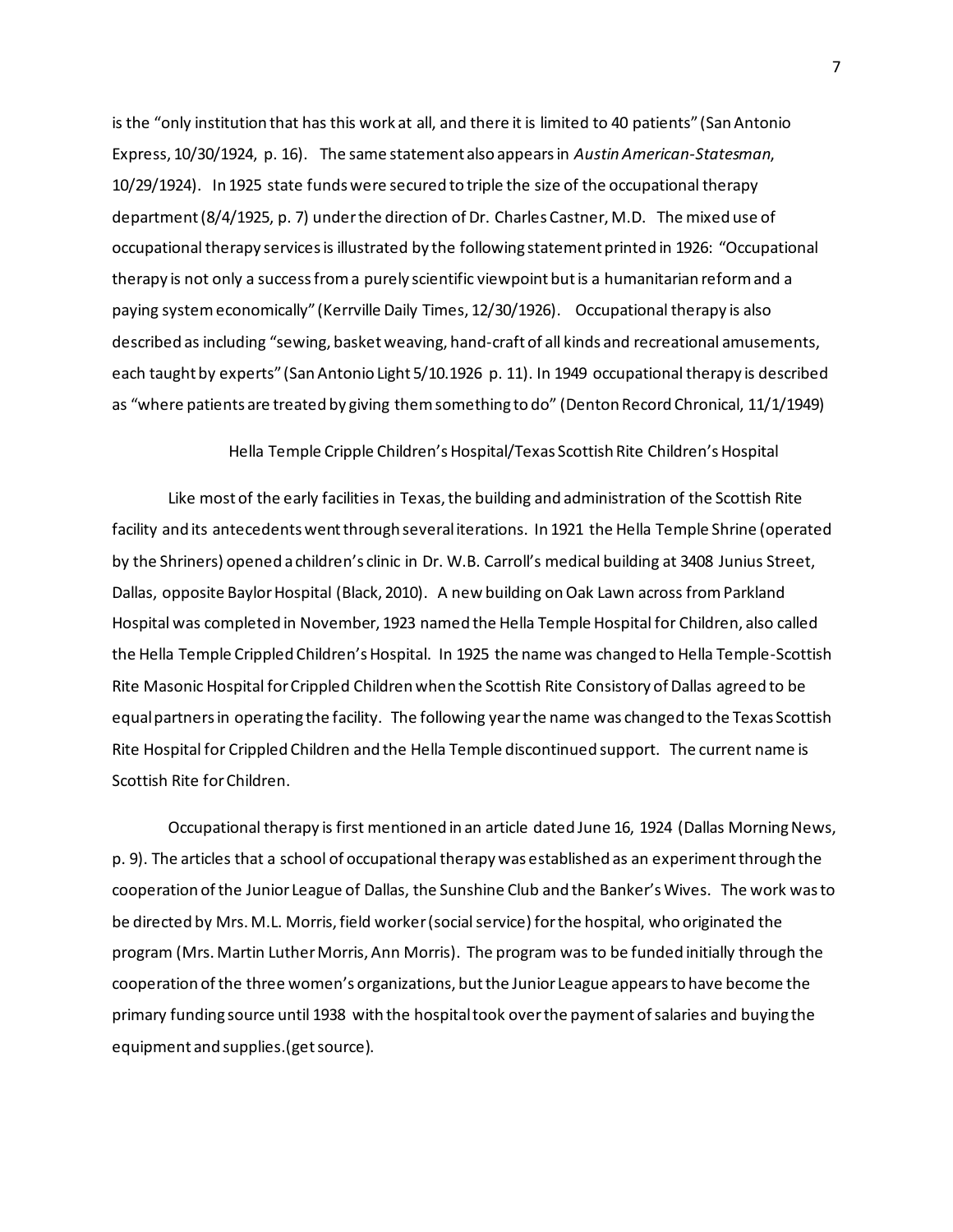is the "only institution that has this work at all, and there it is limited to 40 patients" (San Antonio Express, 10/30/1924, p. 16). The same statement also appears in *Austin American-Statesman*, 10/29/1924). In 1925 state funds were secured to triple the size of the occupational therapy department (8/4/1925, p. 7) under the direction of Dr. Charles Castner, M.D. The mixed use of occupational therapy services is illustrated by the following statement printed in 1926: "Occupational therapy is not only a success from a purely scientific viewpoint but is a humanitarian reform and a paying system economically" (Kerrville Daily Times, 12/30/1926). Occupational therapy is also described as including "sewing, basket weaving, hand-craft of all kinds and recreational amusements, each taught by experts" (San Antonio Light 5/10.1926 p. 11). In 1949 occupational therapy is described as "where patients are treated by giving them something to do" (Denton Record Chronical, 11/1/1949)

## Hella Temple Cripple Children's Hospital/Texas Scottish Rite Children's Hospital

Like most of the early facilities in Texas, the building and administration of the Scottish Rite facility and its antecedents went through several iterations. In 1921 the Hella Temple Shrine (operated by the Shriners) opened a children's clinic in Dr. W.B. Carroll's medical building at 3408 Junius Street, Dallas, opposite Baylor Hospital (Black, 2010). A new building on Oak Lawn across from Parkland Hospital was completed in November, 1923 named the Hella Temple Hospital for Children, also called the Hella Temple Crippled Children's Hospital. In 1925 the name was changed to Hella Temple-Scottish Rite Masonic Hospital for Crippled Children when the Scottish Rite Consistory of Dallas agreed to be equal partners in operating the facility. The following year the name was changed to the Texas Scottish Rite Hospital for Crippled Children and the Hella Temple discontinued support. The current name is Scottish Rite for Children.

Occupational therapy is first mentioned in an article dated June 16, 1924 (Dallas Morning News, p. 9). The articles that a school of occupational therapy was established as an experiment through the cooperation of the Junior League of Dallas, the Sunshine Club and the Banker's Wives. The work was to be directed by Mrs. M.L. Morris, field worker (social service) for the hospital, who originated the program (Mrs. Martin Luther Morris, Ann Morris). The program was to be funded initially through the cooperation of the three women's organizations, but the Junior League appears to have become the primary funding source until 1938 with the hospital took over the payment of salaries and buying the equipment and supplies.(get source).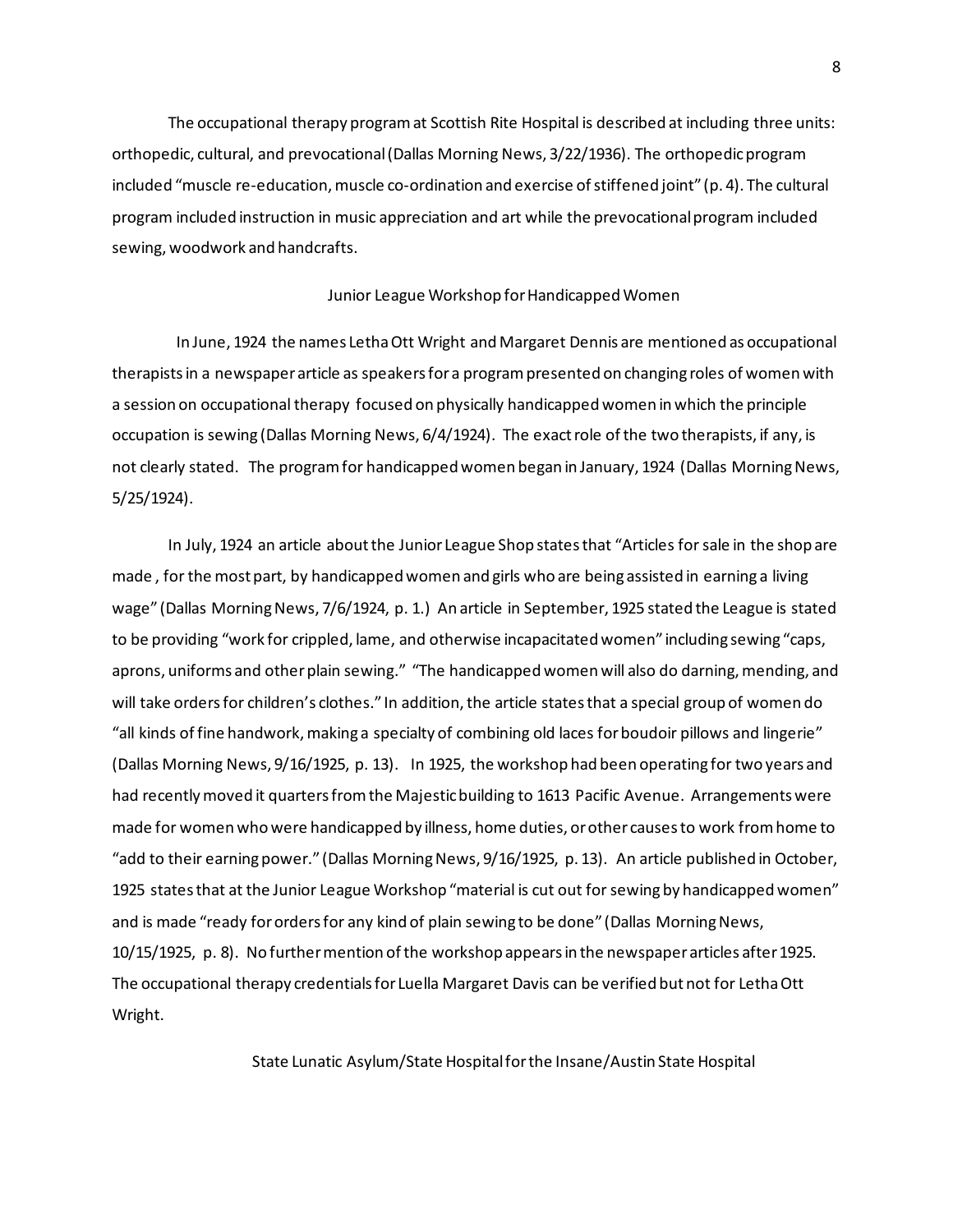The occupational therapy program at Scottish Rite Hospital is described at including three units: orthopedic, cultural, and prevocational (Dallas Morning News, 3/22/1936). The orthopedic program included "muscle re-education, muscle co-ordination and exercise of stiffened joint" (p. 4). The cultural program included instruction in music appreciation and art while the prevocational program included sewing, woodwork and handcrafts.

## Junior League Workshop for Handicapped Women

In June, 1924 the names Letha Ott Wright and Margaret Dennis are mentioned as occupational therapists in a newspaper article as speakers for a program presented on changing roles of women with a session on occupational therapy focused on physically handicapped women in which the principle occupation is sewing (Dallas Morning News, 6/4/1924). The exact role of the two therapists, if any, is not clearly stated. The program for handicapped women began in January, 1924 (Dallas Morning News, 5/25/1924).

In July, 1924 an article about the Junior League Shop states that "Articles for sale in the shop are made , for the most part, by handicapped women and girls who are being assisted in earning a living wage" (Dallas Morning News, 7/6/1924, p. 1.) An article in September, 1925 stated the League is stated to be providing "work for crippled, lame, and otherwise incapacitated women" including sewing "caps, aprons, uniforms and other plain sewing." "The handicapped women will also do darning, mending, and will take orders for children's clothes." In addition, the article states that a special group of women do "all kinds of fine handwork, making a specialty of combining old laces for boudoir pillows and lingerie" (Dallas Morning News, 9/16/1925, p. 13). In 1925, the workshop had been operating for two years and had recently moved it quarters from the Majestic building to 1613 Pacific Avenue. Arrangements were made for women who were handicapped by illness, home duties, or other causes to work from home to "add to their earning power." (Dallas Morning News, 9/16/1925, p. 13). An article published in October, 1925 states that at the Junior League Workshop "material is cut out for sewing by handicapped women" and is made "ready for orders for any kind of plain sewing to be done" (Dallas Morning News, 10/15/1925, p. 8). No further mention of the workshop appears in the newspaper articles after 1925. The occupational therapy credentials for Luella Margaret Davis can be verified but not for Letha Ott Wright.

## State Lunatic Asylum/State Hospital for the Insane/Austin State Hospital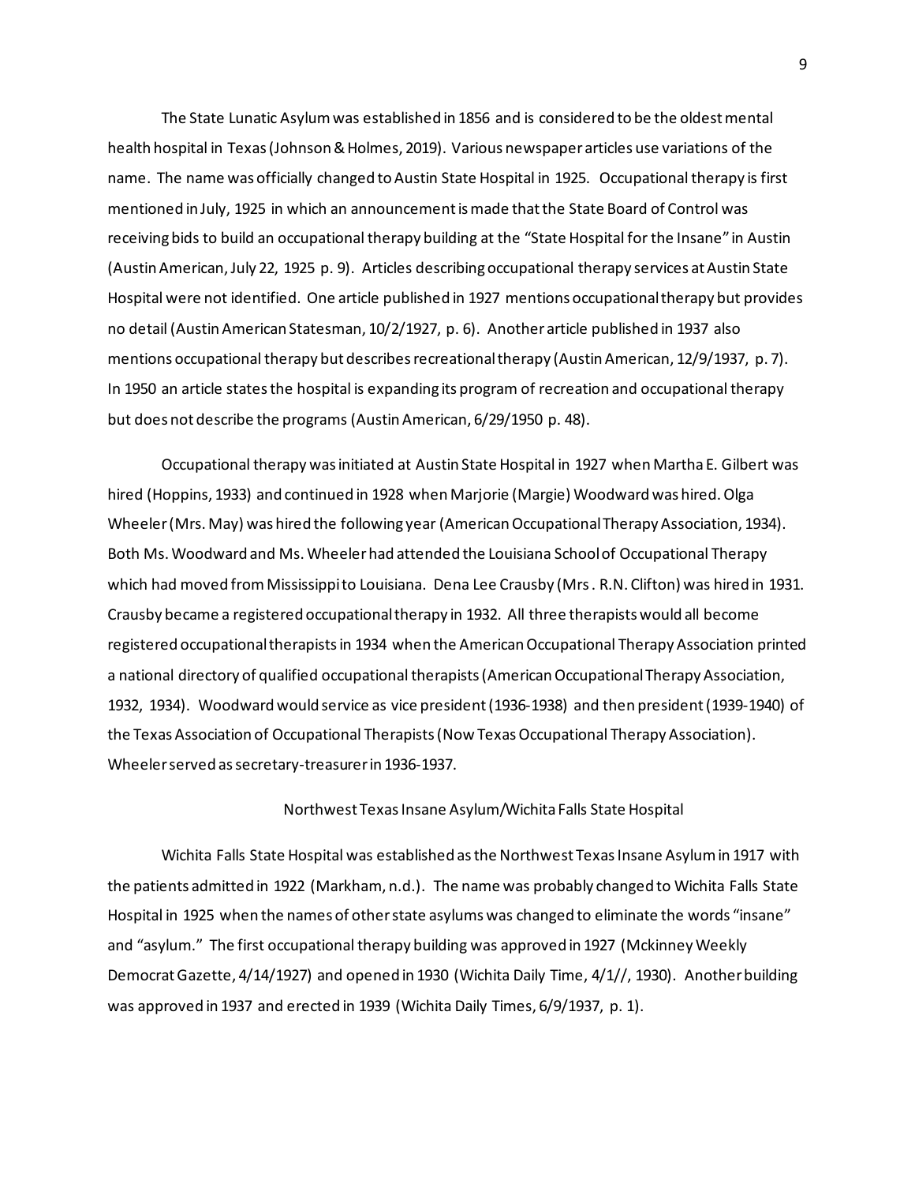The State Lunatic Asylum was established in 1856 and is considered to be the oldest mental health hospital in Texas (Johnson & Holmes, 2019). Various newspaper articles use variations of the name. The name was officially changed to Austin State Hospital in 1925. Occupational therapy is first mentioned in July, 1925 in which an announcement is made that the State Board of Control was receiving bids to build an occupational therapy building at the "State Hospital for the Insane" in Austin (Austin American, July 22, 1925 p. 9). Articles describing occupational therapy services at Austin State Hospital were not identified. One article published in 1927 mentions occupational therapy but provides no detail (Austin American Statesman, 10/2/1927, p. 6). Another article published in 1937 also mentions occupational therapy but describes recreational therapy (Austin American, 12/9/1937, p. 7). In 1950 an article states the hospital is expanding its program of recreation and occupational therapy but does not describe the programs (Austin American, 6/29/1950 p. 48).

Occupational therapy was initiated at Austin State Hospital in 1927 when Martha E. Gilbert was hired (Hoppins, 1933) and continued in 1928 when Marjorie (Margie) Woodward was hired. Olga Wheeler (Mrs. May) was hired the following year (American Occupational Therapy Association, 1934). Both Ms. Woodward and Ms. Wheeler had attended the Louisiana School of Occupational Therapy which had moved from Mississippi to Louisiana. Dena Lee Crausby (Mrs. R.N. Clifton) was hired in 1931. Crausby became a registered occupational therapy in 1932. All three therapists would all become registered occupational therapists in 1934 when the American Occupational Therapy Association printed a national directory of qualified occupational therapists (American Occupational Therapy Association, 1932, 1934). Woodward would service as vice president (1936-1938) and then president (1939-1940) of the Texas Association of Occupational Therapists (Now Texas Occupational Therapy Association). Wheeler served as secretary-treasurer in 1936-1937.

### Northwest Texas Insane Asylum/Wichita Falls State Hospital

Wichita Falls State Hospital was established as the Northwest Texas Insane Asylum in 1917 with the patients admitted in 1922 (Markham, n.d.). The name was probably changed to Wichita Falls State Hospital in 1925 when the names of other state asylums was changed to eliminate the words "insane" and "asylum." The first occupational therapy building was approved in 1927 (Mckinney Weekly Democrat Gazette, 4/14/1927) and opened in 1930 (Wichita Daily Time, 4/1//, 1930). Another building was approved in 1937 and erected in 1939 (Wichita Daily Times, 6/9/1937, p. 1).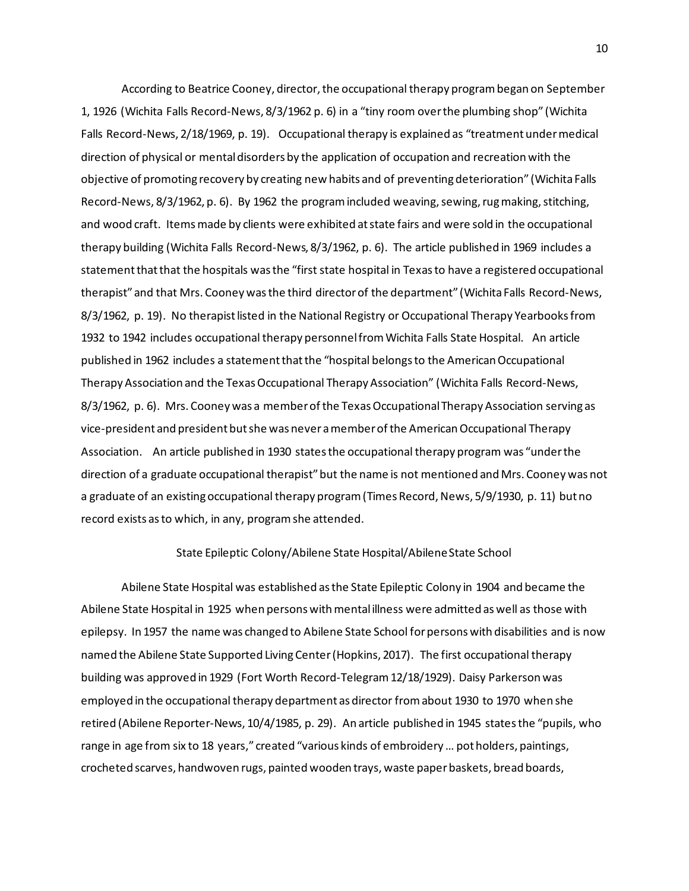According to Beatrice Cooney, director, the occupational therapy program began on September 1, 1926 (Wichita Falls Record-News, 8/3/1962 p. 6) in a "tiny room over the plumbing shop" (Wichita Falls Record-News, 2/18/1969, p. 19). Occupational therapy is explained as "treatment under medical direction of physical or mental disorders by the application of occupation and recreation with the objective of promoting recovery by creating new habits and of preventing deterioration" (Wichita Falls Record-News, 8/3/1962, p. 6). By 1962 the program included weaving, sewing, rug making, stitching, and wood craft. Items made by clients were exhibited at state fairs and were sold in the occupational therapy building (Wichita Falls Record-News, 8/3/1962, p. 6). The article published in 1969 includes a statement that that the hospitals was the "first state hospital in Texas to have a registered occupational therapist" and that Mrs. Cooney was the third director of the department" (Wichita Falls Record-News, 8/3/1962, p. 19). No therapist listed in the National Registry or Occupational Therapy Yearbooks from 1932 to 1942 includes occupational therapy personnel from Wichita Falls State Hospital. An article published in 1962 includes a statement that the "hospital belongs to the American Occupational Therapy Association and the Texas Occupational Therapy Association" (Wichita Falls Record-News, 8/3/1962, p. 6). Mrs. Cooney was a member of the Texas Occupational Therapy Association serving as vice-president and president but she was never a member of the American Occupational Therapy Association. An article published in 1930 states the occupational therapy program was "under the direction of a graduate occupational therapist" but the name is not mentioned and Mrs. Cooney was not a graduate of an existing occupational therapy program (Times Record, News, 5/9/1930, p. 11) but no record exists as to which, in any, program she attended.

## State Epileptic Colony/Abilene State Hospital/Abilene State School

Abilene State Hospital was established as the State Epileptic Colony in 1904 and became the Abilene State Hospital in 1925 when persons with mental illness were admitted as well as those with epilepsy. In 1957 the name was changed to Abilene State School for persons with disabilities and is now named the Abilene State Supported Living Center (Hopkins, 2017). The first occupational therapy building was approved in 1929 (Fort Worth Record-Telegram 12/18/1929). Daisy Parkerson was employed in the occupational therapy department as director from about 1930 to 1970 when she retired (Abilene Reporter-News, 10/4/1985, p. 29). An article published in 1945 states the "pupils, who range in age from six to 18 years," created "various kinds of embroidery … pot holders, paintings, crocheted scarves, handwoven rugs, painted wooden trays, waste paper baskets, bread boards,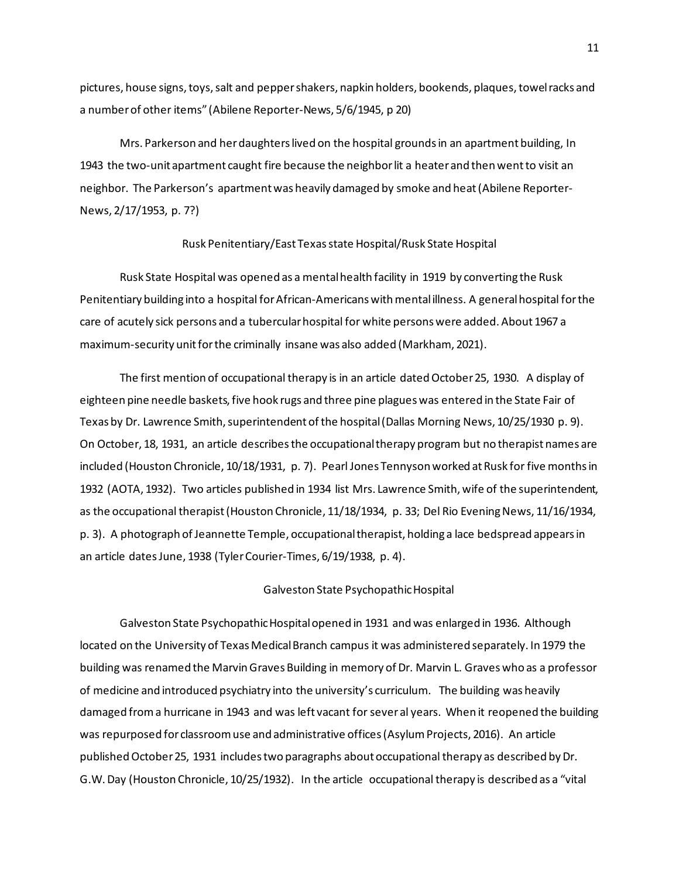pictures, house signs, toys, salt and pepper shakers, napkin holders, bookends, plaques, towel racks and a number of other items" (Abilene Reporter-News, 5/6/1945, p 20)

Mrs. Parkerson and her daughters lived on the hospital grounds in an apartment building, In 1943 the two-unit apartment caught fire because the neighbor lit a heater and then went to visit an neighbor. The Parkerson's apartment was heavily damaged by smoke and heat (Abilene Reporter-News, 2/17/1953, p. 7?)

## Rusk Penitentiary/East Texas state Hospital/Rusk State Hospital

Rusk State Hospital was opened as a mental health facility in 1919 by converting the Rusk Penitentiary building into a hospital for African-Americans with mental illness. A general hospital for the care of acutely sick persons and a tubercular hospital for white persons were added. About 1967 a maximum-security unit for the criminally insane was also added (Markham, 2021).

The first mention of occupational therapy is in an article dated October 25, 1930. A display of eighteen pine needle baskets, five hook rugs and three pine plagues was entered in the State Fair of Texas by Dr. Lawrence Smith, superintendent of the hospital (Dallas Morning News, 10/25/1930 p. 9). On October, 18, 1931, an article describes the occupational therapy program but no therapist names are included (Houston Chronicle, 10/18/1931, p. 7). Pearl Jones Tennyson worked at Rusk for five months in 1932 (AOTA, 1932). Two articles published in 1934 list Mrs. Lawrence Smith, wife of the superintendent, as the occupational therapist (Houston Chronicle, 11/18/1934, p. 33; Del Rio Evening News, 11/16/1934, p. 3). A photograph of Jeannette Temple, occupational therapist, holding a lace bedspread appears in an article dates June, 1938 (Tyler Courier-Times, 6/19/1938, p. 4).

## Galveston State Psychopathic Hospital

Galveston State Psychopathic Hospital opened in 1931 and was enlarged in 1936. Although located on the University of Texas Medical Branch campus it was administered separately. In 1979 the building was renamed the Marvin Graves Building in memory of Dr. Marvin L. Graves who as a professor of medicine and introduced psychiatry into the university's curriculum. The building was heavily damaged from a hurricane in 1943 and was left vacant for sever al years. When it reopened the building was repurposed for classroom use and administrative offices (Asylum Projects, 2016). An article published October 25, 1931 includes two paragraphs about occupational therapy as described by Dr. G.W. Day (Houston Chronicle, 10/25/1932). In the article occupational therapy is described as a "vital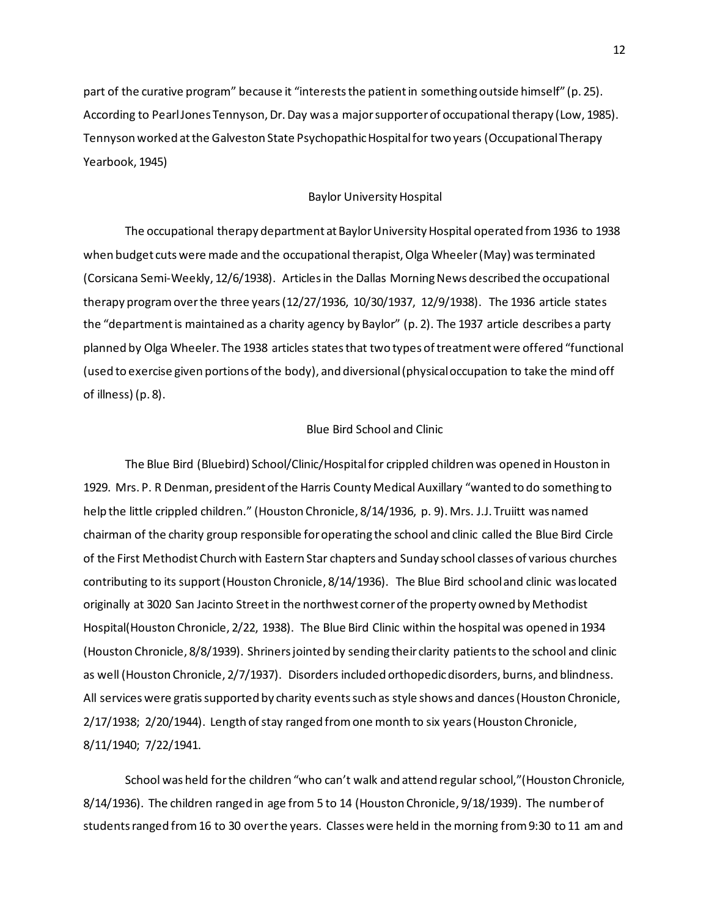part of the curative program" because it "interests the patient in something outside himself" (p. 25). According to Pearl Jones Tennyson, Dr. Day was a major supporter of occupational therapy (Low, 1985). Tennyson worked at the Galveston State Psychopathic Hospital for two years (Occupational Therapy Yearbook, 1945)

## Baylor University Hospital

The occupational therapy department at Baylor University Hospital operated from 1936 to 1938 when budget cuts were made and the occupational therapist, Olga Wheeler (May) was terminated (Corsicana Semi-Weekly, 12/6/1938). Articles in the Dallas Morning News described the occupational therapy program over the three years (12/27/1936, 10/30/1937, 12/9/1938). The 1936 article states the "department is maintained as a charity agency by Baylor" (p. 2). The 1937 article describes a party planned by Olga Wheeler. The 1938 articles states that two types of treatment were offered "functional (used to exercise given portions of the body), and diversional (physical occupation to take the mind off of illness) (p. 8).

## Blue Bird School and Clinic

The Blue Bird (Bluebird) School/Clinic/Hospital for crippled children was opened in Houston in 1929. Mrs. P. R Denman, president of the Harris County Medical Auxillary "wanted to do something to help the little crippled children." (Houston Chronicle, 8/14/1936, p. 9). Mrs. J.J. Truiitt was named chairman of the charity group responsible for operating the school and clinic called the Blue Bird Circle of the First Methodist Church with Eastern Star chapters and Sunday school classes of various churches contributing to its support (Houston Chronicle, 8/14/1936). The Blue Bird school and clinic was located originally at 3020 San Jacinto Street in the northwest corner of the property owned by Methodist Hospital(Houston Chronicle, 2/22, 1938). The Blue Bird Clinic within the hospital was opened in 1934 (Houston Chronicle, 8/8/1939). Shriners jointed by sending their clarity patients to the school and clinic as well (Houston Chronicle, 2/7/1937). Disorders included orthopedic disorders, burns, and blindness. All services were gratis supported by charity events such as style shows and dances (Houston Chronicle, 2/17/1938; 2/20/1944). Length of stay ranged from one month to six years (Houston Chronicle, 8/11/1940; 7/22/1941.

School was held for the children "who can't walk and attend regular school,"(Houston Chronicle, 8/14/1936). The children ranged in age from 5 to 14 (Houston Chronicle, 9/18/1939). The number of students ranged from 16 to 30 over the years. Classes were held in the morning from 9:30 to 11 am and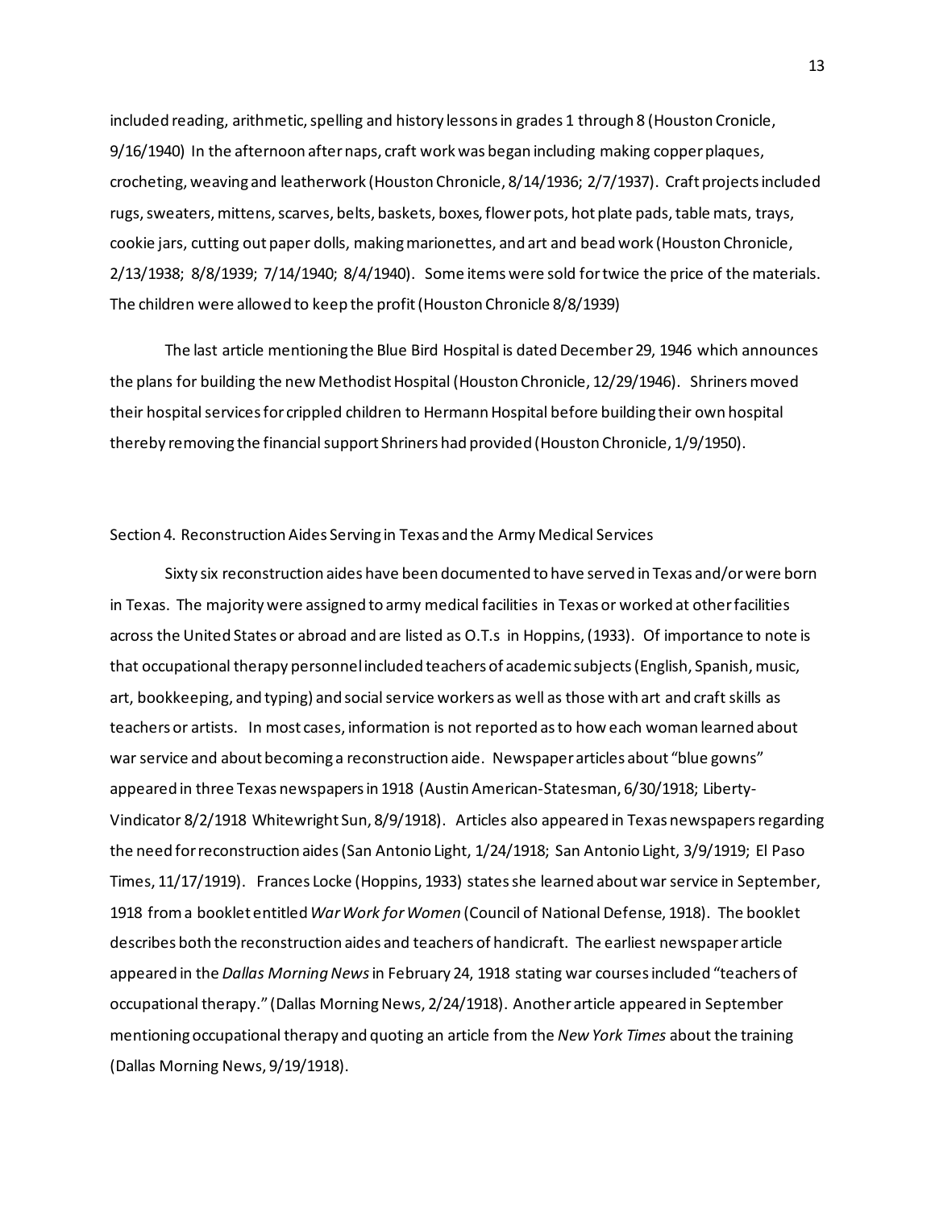included reading, arithmetic, spelling and history lessons in grades 1 through 8 (Houston Cronicle, 9/16/1940) In the afternoon after naps, craft work was began including making copper plaques, crocheting, weaving and leatherwork (Houston Chronicle, 8/14/1936; 2/7/1937). Craft projects included rugs, sweaters, mittens, scarves, belts, baskets, boxes, flower pots, hot plate pads, table mats, trays, cookie jars, cutting out paper dolls, making marionettes, and art and bead work (Houston Chronicle, 2/13/1938; 8/8/1939; 7/14/1940; 8/4/1940). Some items were sold for twice the price of the materials. The children were allowed to keep the profit (Houston Chronicle 8/8/1939)

The last article mentioning the Blue Bird Hospital is dated December 29, 1946 which announces the plans for building the new Methodist Hospital (Houston Chronicle, 12/29/1946). Shriners moved their hospital services for crippled children to Hermann Hospital before building their own hospital thereby removing the financial support Shriners had provided (Houston Chronicle, 1/9/1950).

## Section 4. Reconstruction Aides Serving in Texas and the Army Medical Services

Sixty six reconstruction aides have been documented to have served in Texas and/or were born in Texas. The majority were assigned to army medical facilities in Texas or worked at other facilities across the United States or abroad and are listed as O.T.s in Hoppins, (1933). Of importance to note is that occupational therapy personnel included teachers of academic subjects (English, Spanish, music, art, bookkeeping, and typing) and social service workers as well as those with art and craft skills as teachers or artists. In most cases, information is not reported as to how each woman learned about war service and about becoming a reconstruction aide. Newspaper articles about "blue gowns" appeared in three Texas newspapers in 1918 (Austin American-Statesman, 6/30/1918; Liberty-Vindicator 8/2/1918 Whitewright Sun, 8/9/1918). Articles also appeared in Texas newspapers regarding the need for reconstruction aides (San Antonio Light, 1/24/1918; San Antonio Light, 3/9/1919; El Paso Times, 11/17/1919). Frances Locke (Hoppins, 1933) states she learned about war service in September, 1918 from a booklet entitled *War Work for Women* (Council of National Defense, 1918). The booklet describes both the reconstruction aides and teachers of handicraft. The earliest newspaper article appeared in the *Dallas Morning News* in February 24, 1918 stating war courses included "teachers of occupational therapy." (Dallas Morning News, 2/24/1918). Another article appeared in September mentioning occupational therapy and quoting an article from the *New York Times* about the training (Dallas Morning News, 9/19/1918).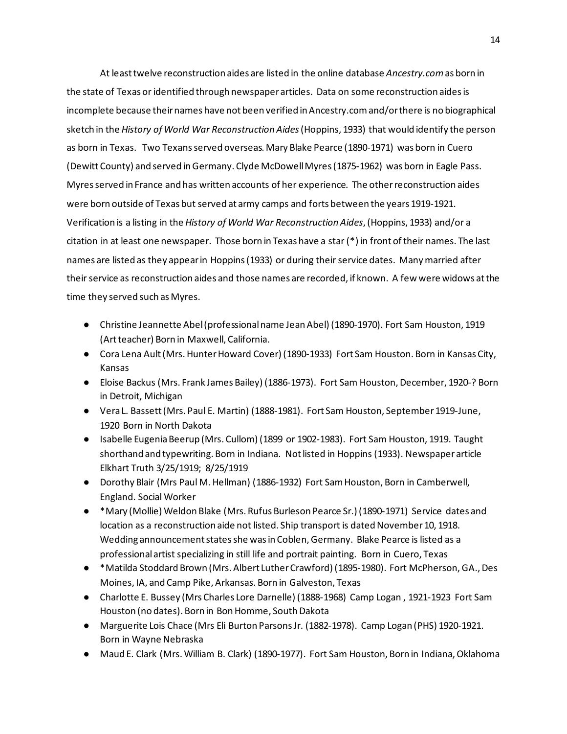At least twelve reconstruction aides are listed in the online database *Ancestry.com* as born in the state of Texas or identified through newspaper articles. Data on some reconstruction aides is incomplete because their names have not been verified in Ancestry.com and/or there is no biographical sketch in the *History of World War Reconstruction Aides* (Hoppins, 1933) that would identify the person as born in Texas. Two Texans served overseas. Mary Blake Pearce (1890-1971) was born in Cuero (Dewitt County) and served in Germany. Clyde McDowell Myres (1875-1962) was born in Eagle Pass. Myres served in France and has written accounts of her experience. The other reconstruction aides were born outside of Texas but served at army camps and forts between the years 1919-1921. Verification is a listing in the *History of World War Reconstruction Aides*, (Hoppins, 1933) and/or a citation in at least one newspaper. Those born in Texas have a star (*) in front of their names. The last names are listed as they appear in Hoppins (1933) or during their service dates. Many married after their service as reconstruction aides and those names are recorded, if known. A few were widows at the time they served such as Myres.

- Christine Jeannette Abel (professional name Jean Abel) (1890-1970). Fort Sam Houston, 1919 (Art teacher) Born in Maxwell, California.
- Cora Lena Ault (Mrs. Hunter Howard Cover) (1890-1933) Fort Sam Houston. Born in Kansas City, Kansas
- Eloise Backus (Mrs. Frank James Bailey) (1886-1973). Fort Sam Houston, December, 1920-? Born in Detroit, Michigan
- Vera L. Bassett (Mrs. Paul E. Martin) (1888-1981). Fort Sam Houston, September 1919-June, 1920 Born in North Dakota
- Isabelle Eugenia Beerup (Mrs. Cullom) (1899 or 1902-1983). Fort Sam Houston, 1919. Taught shorthand and typewriting. Born in Indiana. Not listed in Hoppins (1933). Newspaper article Elkhart Truth 3/25/1919; 8/25/1919
- Dorothy Blair (Mrs Paul M. Hellman) (1886-1932) Fort Sam Houston, Born in Camberwell, England. Social Worker
- *Mary (Mollie) Weldon Blake (Mrs. Rufus Burleson Pearce Sr.) (1890-1971) Service dates and location as a reconstruction aide not listed. Ship transport is dated November 10, 1918. Wedding announcement states she was in Coblen, Germany. Blake Pearce is listed as a professional artist specializing in still life and portrait painting. Born in Cuero, Texas
- *Matilda Stoddard Brown (Mrs. Albert Luther Crawford) (1895-1980). Fort McPherson, GA., Des Moines, IA, and Camp Pike, Arkansas. Born in Galveston, Texas
- Charlotte E. Bussey (Mrs Charles Lore Darnelle) (1888-1968) Camp Logan , 1921-1923 Fort Sam Houston (no dates). Born in Bon Homme, South Dakota
- Marguerite Lois Chace (Mrs Eli Burton Parsons Jr. (1882-1978). Camp Logan (PHS) 1920-1921. Born in Wayne Nebraska
- Maud E. Clark (Mrs. William B. Clark) (1890-1977). Fort Sam Houston, Born in Indiana, Oklahoma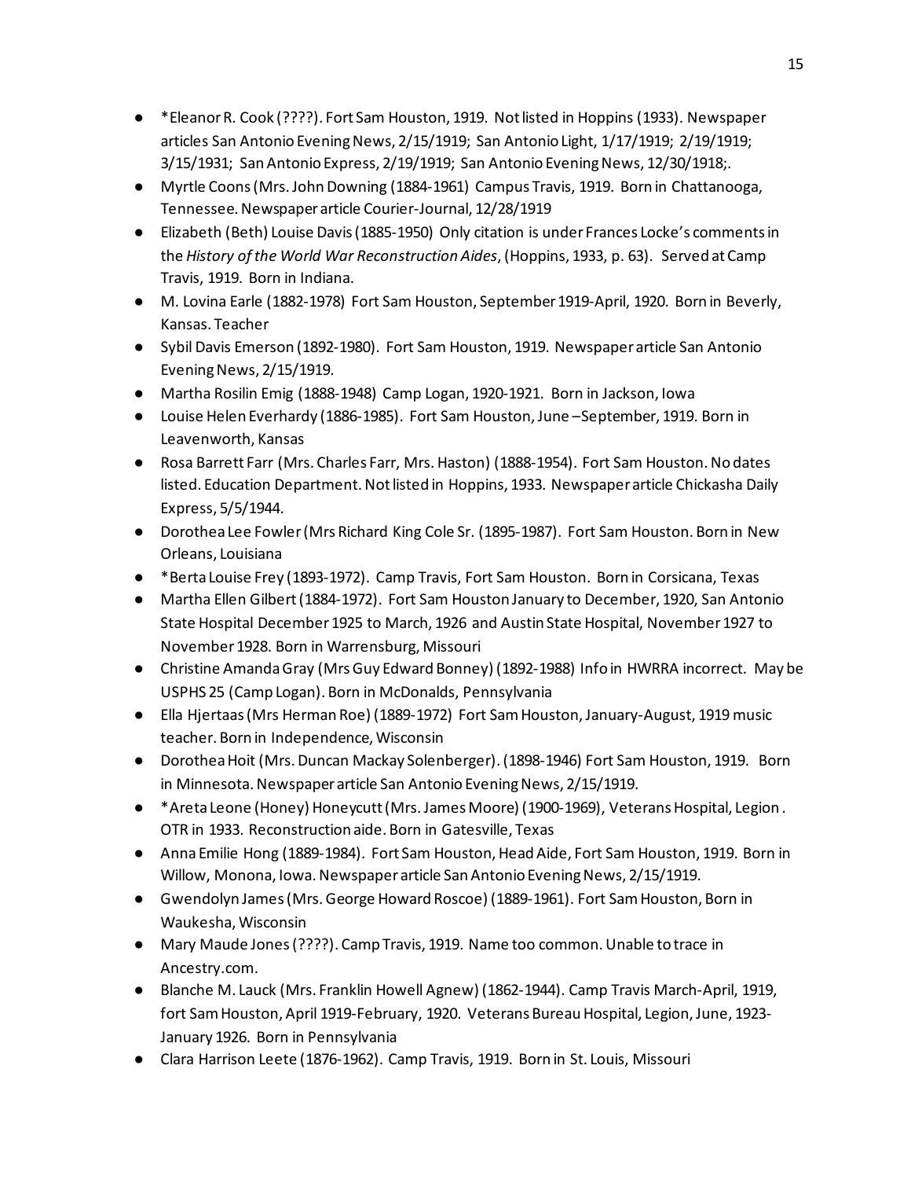- *Eleanor R. Cook (????). Fort Sam Houston, 1919. Not listed in Hoppins (1933). Newspaper articles San Antonio Evening News, 2/15/1919; San Antonio Light, 1/17/1919; 2/19/1919; 3/15/1931; San Antonio Express, 2/19/1919; San Antonio Evening News, 12/30/1918;.
- Myrtle Coons (Mrs. John Downing (1884-1961) Campus Travis, 1919. Born in Chattanooga, Tennessee. Newspaper article Courier-Journal, 12/28/1919
- Elizabeth (Beth) Louise Davis (1885-1950) Only citation is under Frances Locke's comments in the *History of the World War Reconstruction Aides*, (Hoppins, 1933, p. 63). Served at Camp Travis, 1919. Born in Indiana.
- M. Lovina Earle (1882-1978) Fort Sam Houston, September 1919-April, 1920. Born in Beverly, Kansas. Teacher
- Sybil Davis Emerson (1892-1980). Fort Sam Houston, 1919. Newspaper article San Antonio Evening News, 2/15/1919.
- Martha Rosilin Emig (1888-1948) Camp Logan, 1920-1921. Born in Jackson, Iowa
- Louise Helen Everhardy (1886-1985). Fort Sam Houston, June –September, 1919. Born in Leavenworth, Kansas
- Rosa Barrett Farr (Mrs. Charles Farr, Mrs. Haston) (1888-1954). Fort Sam Houston. No dates listed. Education Department. Not listed in Hoppins, 1933. Newspaper article Chickasha Daily Express, 5/5/1944.
- Dorothea Lee Fowler (Mrs Richard King Cole Sr. (1895-1987). Fort Sam Houston. Born in New Orleans, Louisiana
- *Berta Louise Frey (1893-1972). Camp Travis, Fort Sam Houston. Born in Corsicana, Texas
- Martha Ellen Gilbert (1884-1972). Fort Sam Houston January to December, 1920, San Antonio State Hospital December 1925 to March, 1926 and Austin State Hospital, November 1927 to November 1928. Born in Warrensburg, Missouri
- Christine Amanda Gray (Mrs Guy Edward Bonney) (1892-1988) Info in HWRRA incorrect. May be USPHS 25 (Camp Logan). Born in McDonalds, Pennsylvania
- Ella Hjertaas (Mrs Herman Roe) (1889-1972) Fort Sam Houston, January-August, 1919 music teacher. Born in Independence, Wisconsin
- Dorothea Hoit (Mrs. Duncan Mackay Solenberger). (1898-1946) Fort Sam Houston, 1919. Born in Minnesota. Newspaper article San Antonio Evening News, 2/15/1919.
- *Areta Leone (Honey) Honeycutt (Mrs. James Moore) (1900-1969), Veterans Hospital, Legion. OTR in 1933. Reconstruction aide. Born in Gatesville, Texas
- Anna Emilie Hong (1889-1984). Fort Sam Houston, Head Aide, Fort Sam Houston, 1919. Born in Willow, Monona, Iowa. Newspaper article San Antonio Evening News, 2/15/1919.
- Gwendolyn James (Mrs. George Howard Roscoe) (1889-1961). Fort Sam Houston, Born in Waukesha, Wisconsin
- Mary Maude Jones (????). Camp Travis, 1919. Name too common. Unable to trace in Ancestry.com.
- Blanche M. Lauck (Mrs. Franklin Howell Agnew) (1862-1944). Camp Travis March-April, 1919, fort Sam Houston, April 1919-February, 1920. Veterans Bureau Hospital, Legion, June, 1923-January 1926. Born in Pennsylvania
- Clara Harrison Leete (1876-1962). Camp Travis, 1919. Born in St. Louis, Missouri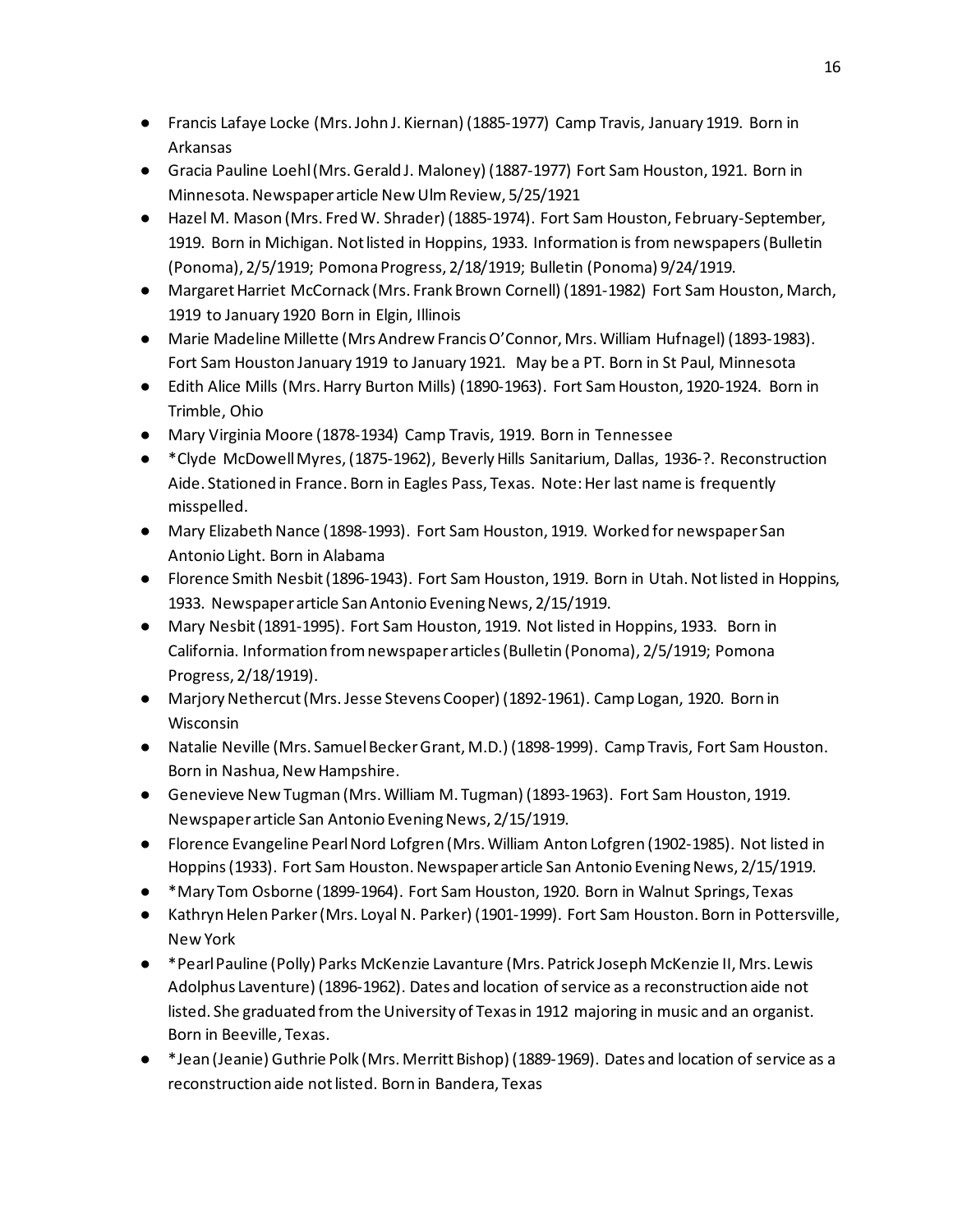- Francis Lafaye Locke (Mrs. John J. Kiernan) (1885-1977) Camp Travis, January 1919. Born in Arkansas
- Gracia Pauline Loehl (Mrs. Gerald J. Maloney) (1887-1977) Fort Sam Houston, 1921. Born in Minnesota. Newspaper article New Ulm Review, 5/25/1921
- Hazel M. Mason (Mrs. Fred W. Shrader) (1885-1974). Fort Sam Houston, February-September, 1919. Born in Michigan. Not listed in Hoppins, 1933. Information is from newspapers (Bulletin (Ponoma), 2/5/1919; Pomona Progress, 2/18/1919; Bulletin (Ponoma) 9/24/1919.
- Margaret Harriet McCornack (Mrs. Frank Brown Cornell) (1891-1982) Fort Sam Houston, March, 1919 to January 1920 Born in Elgin, Illinois
- Marie Madeline Millette (Mrs Andrew Francis O'Connor, Mrs. William Hufnagel) (1893-1983). Fort Sam Houston January 1919 to January 1921. May be a PT. Born in St Paul, Minnesota
- Edith Alice Mills (Mrs. Harry Burton Mills) (1890-1963). Fort Sam Houston, 1920-1924. Born in Trimble, Ohio
- Mary Virginia Moore (1878-1934) Camp Travis, 1919. Born in Tennessee
- *Clyde McDowell Myres, (1875-1962), Beverly Hills Sanitarium, Dallas, 1936-?. Reconstruction Aide. Stationed in France. Born in Eagles Pass, Texas. Note: Her last name is frequently misspelled.
- Mary Elizabeth Nance (1898-1993). Fort Sam Houston, 1919. Worked for newspaper San Antonio Light. Born in Alabama
- Florence Smith Nesbit (1896-1943). Fort Sam Houston, 1919. Born in Utah. Not listed in Hoppins, 1933. Newspaper article San Antonio Evening News, 2/15/1919.
- Mary Nesbit (1891-1995). Fort Sam Houston, 1919. Not listed in Hoppins, 1933. Born in California. Information from newspaper articles (Bulletin (Ponoma), 2/5/1919; Pomona Progress, 2/18/1919).
- Marjory Nethercut (Mrs. Jesse Stevens Cooper) (1892-1961). Camp Logan, 1920. Born in Wisconsin
- Natalie Neville (Mrs. Samuel Becker Grant, M.D.) (1898-1999). Camp Travis, Fort Sam Houston. Born in Nashua, New Hampshire.
- Genevieve New Tugman (Mrs. William M. Tugman) (1893-1963). Fort Sam Houston, 1919. Newspaper article San Antonio Evening News, 2/15/1919.
- Florence Evangeline Pearl Nord Lofgren (Mrs. William Anton Lofgren (1902-1985). Not listed in Hoppins (1933). Fort Sam Houston. Newspaper article San Antonio Evening News, 2/15/1919.
- *Mary Tom Osborne (1899-1964). Fort Sam Houston, 1920. Born in Walnut Springs, Texas
- Kathryn Helen Parker (Mrs. Loyal N. Parker) (1901-1999). Fort Sam Houston. Born in Pottersville, New York
- *Pearl Pauline (Polly) Parks McKenzie Lavanture (Mrs. Patrick Joseph McKenzie II, Mrs. Lewis Adolphus Laventure) (1896-1962). Dates and location of service as a reconstruction aide not listed. She graduated from the University of Texas in 1912 majoring in music and an organist. Born in Beeville, Texas.
- *Jean (Jeanie) Guthrie Polk (Mrs. Merritt Bishop) (1889-1969). Dates and location of service as a reconstruction aide not listed. Born in Bandera, Texas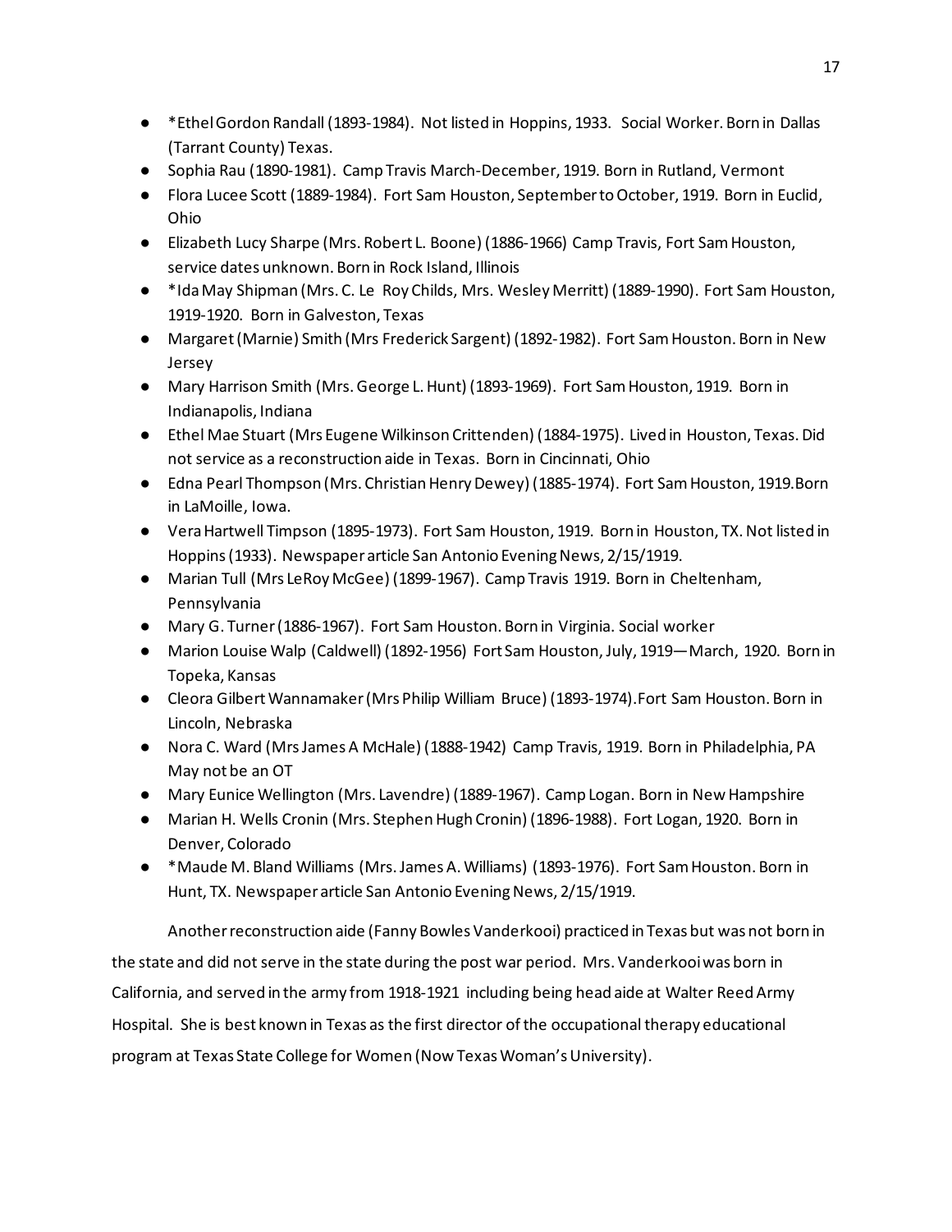- *Ethel Gordon Randall (1893-1984). Not listed in Hoppins, 1933. Social Worker. Born in Dallas (Tarrant County) Texas.
- Sophia Rau (1890-1981). Camp Travis March-December, 1919. Born in Rutland, Vermont
- Flora Lucee Scott (1889-1984). Fort Sam Houston, September to October, 1919. Born in Euclid, Ohio
- Elizabeth Lucy Sharpe (Mrs. Robert L. Boone) (1886-1966) Camp Travis, Fort Sam Houston, service dates unknown. Born in Rock Island, Illinois
- *Ida May Shipman (Mrs. C. Le Roy Childs, Mrs. Wesley Merritt) (1889-1990). Fort Sam Houston, 1919-1920. Born in Galveston, Texas
- Margaret (Marnie) Smith (Mrs Frederick Sargent) (1892-1982). Fort Sam Houston. Born in New Jersey
- Mary Harrison Smith (Mrs. George L. Hunt) (1893-1969). Fort Sam Houston, 1919. Born in Indianapolis, Indiana
- Ethel Mae Stuart (Mrs Eugene Wilkinson Crittenden) (1884-1975). Lived in Houston, Texas. Did not service as a reconstruction aide in Texas. Born in Cincinnati, Ohio
- Edna Pearl Thompson (Mrs. Christian Henry Dewey) (1885-1974). Fort Sam Houston, 1919.Born in LaMoille, Iowa.
- Vera Hartwell Timpson (1895-1973). Fort Sam Houston, 1919. Born in Houston, TX. Not listed in Hoppins (1933). Newspaper article San Antonio Evening News, 2/15/1919.
- Marian Tull (Mrs LeRoy McGee) (1899-1967). Camp Travis 1919. Born in Cheltenham, Pennsylvania
- Mary G. Turner (1886-1967). Fort Sam Houston. Born in Virginia. Social worker
- Marion Louise Walp (Caldwell) (1892-1956) Fort Sam Houston, July, 1919—March, 1920. Born in Topeka, Kansas
- Cleora Gilbert Wannamaker (Mrs Philip William Bruce) (1893-1974).Fort Sam Houston. Born in Lincoln, Nebraska
- Nora C. Ward (Mrs James A McHale) (1888-1942) Camp Travis, 1919. Born in Philadelphia, PA May not be an OT
- Mary Eunice Wellington (Mrs. Lavendre) (1889-1967). Camp Logan. Born in New Hampshire
- Marian H. Wells Cronin (Mrs. Stephen Hugh Cronin) (1896-1988). Fort Logan, 1920. Born in Denver, Colorado
- *Maude M. Bland Williams (Mrs. James A. Williams) (1893-1976). Fort Sam Houston. Born in Hunt, TX. Newspaper article San Antonio Evening News, 2/15/1919.

Another reconstruction aide (Fanny Bowles Vanderkooi) practiced in Texas but was not born in the state and did not serve in the state during the post war period. Mrs. Vanderkooi was born in California, and served in the army from 1918-1921 including being head aide at Walter Reed Army Hospital. She is best known in Texas as the first director of the occupational therapy educational program at Texas State College for Women (Now Texas Woman's University).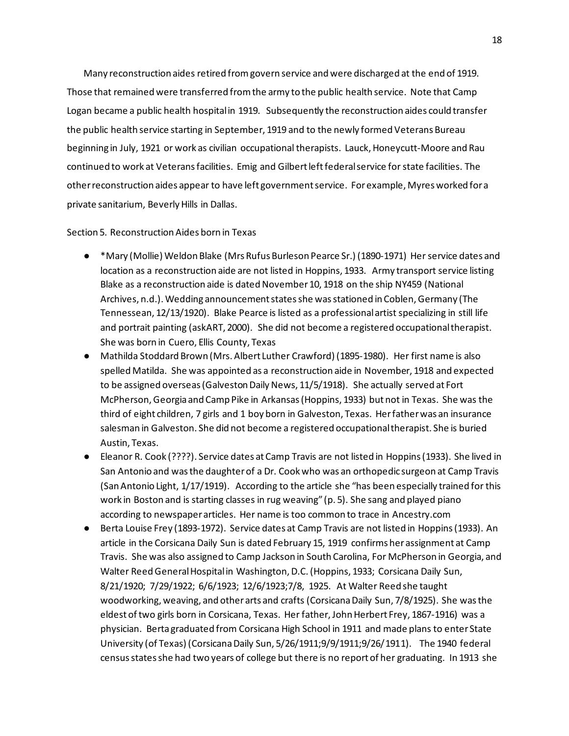Many reconstruction aides retired from govern service and were discharged at the end of 1919. Those that remained were transferred from the army to the public health service. Note that Camp Logan became a public health hospital in 1919. Subsequently the reconstruction aides could transfer the public health service starting in September, 1919 and to the newly formed Veterans Bureau beginning in July, 1921 or work as civilian occupational therapists. Lauck, Honeycutt-Moore and Rau continued to work at Veterans facilities. Emig and Gilbert left federal service for state facilities. The other reconstruction aides appear to have left government service. For example, Myres worked for a private sanitarium, Beverly Hills in Dallas.

Section 5. Reconstruction Aides born in Texas

- *Mary (Mollie) Weldon Blake (Mrs Rufus Burleson Pearce Sr.) (1890-1971) Her service dates and location as a reconstruction aide are not listed in Hoppins, 1933. Army transport service listing Blake as a reconstruction aide is dated November 10, 1918 on the ship NY459 (National Archives, n.d.). Wedding announcement states she was stationed in Coblen, Germany (The Tennessean, 12/13/1920). Blake Pearce is listed as a professional artist specializing in still life and portrait painting (askART, 2000). She did not become a registered occupational therapist. She was born in Cuero, Ellis County, Texas
- Mathilda Stoddard Brown (Mrs. Albert Luther Crawford) (1895-1980). Her first name is also spelled Matilda. She was appointed as a reconstruction aide in November, 1918 and expected to be assigned overseas (Galveston Daily News, 11/5/1918). She actually served at Fort McPherson, Georgia and Camp Pike in Arkansas (Hoppins, 1933) but not in Texas. She was the third of eight children, 7 girls and 1 boy born in Galveston, Texas. Her father was an insurance salesman in Galveston. She did not become a registered occupational therapist. She is buried Austin, Texas.
- Eleanor R. Cook (????). Service dates at Camp Travis are not listed in Hoppins (1933). She lived in San Antonio and was the daughter of a Dr. Cook who was an orthopedic surgeon at Camp Travis (San Antonio Light, 1/17/1919). According to the article she "has been especially trained for this work in Boston and is starting classes in rug weaving" (p. 5). She sang and played piano according to newspaper articles. Her name is too common to trace in Ancestry.com
- Berta Louise Frey (1893-1972). Service dates at Camp Travis are not listed in Hoppins (1933). An article in the Corsicana Daily Sun is dated February 15, 1919 confirms her assignment at Camp Travis. She was also assigned to Camp Jackson in South Carolina, For McPherson in Georgia, and Walter Reed General Hospital in Washington, D.C. (Hoppins, 1933; Corsicana Daily Sun, 8/21/1920; 7/29/1922; 6/6/1923; 12/6/1923;7/8, 1925. At Walter Reed she taught woodworking, weaving, and other arts and crafts (Corsicana Daily Sun, 7/8/1925). She was the eldest of two girls born in Corsicana, Texas. Her father, John Herbert Frey, 1867-1916) was a physician. Berta graduated from Corsicana High School in 1911 and made plans to enter State University (of Texas) (Corsicana Daily Sun, 5/26/1911;9/9/1911;9/26/1911). The 1940 federal census states she had two years of college but there is no report of her graduating. In 1913 she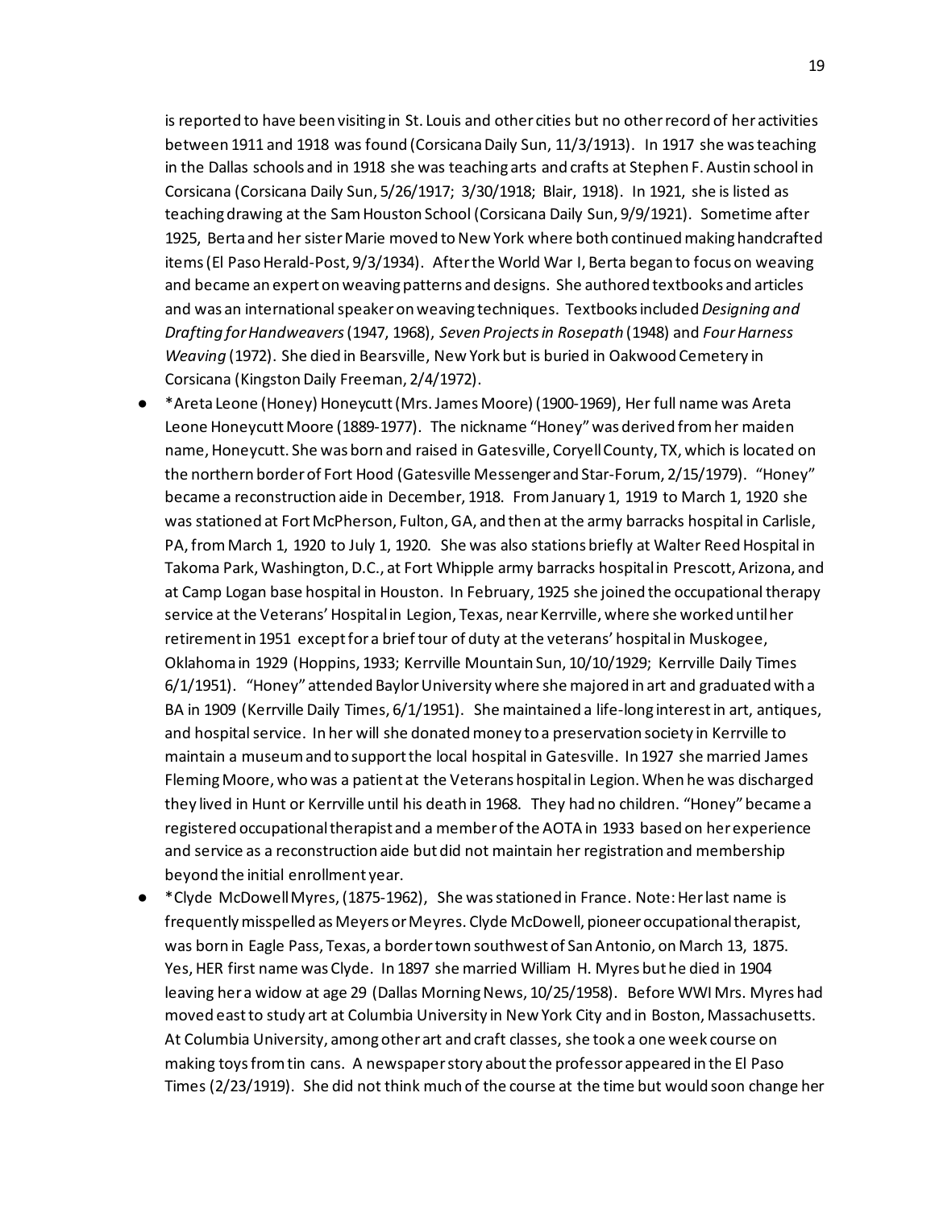is reported to have been visiting in St. Louis and other cities but no other record of her activities between 1911 and 1918 was found (Corsicana Daily Sun, 11/3/1913). In 1917 she was teaching in the Dallas schools and in 1918 she was teaching arts and crafts at Stephen F. Austin school in Corsicana (Corsicana Daily Sun, 5/26/1917; 3/30/1918; Blair, 1918). In 1921, she is listed as teaching drawing at the Sam Houston School (Corsicana Daily Sun, 9/9/1921). Sometime after 1925, Berta and her sister Marie moved to New York where both continued making handcrafted items (El Paso Herald-Post, 9/3/1934). After the World War I, Berta began to focus on weaving and became an expert on weaving patterns and designs. She authored textbooks and articles and was an international speaker on weaving techniques. Textbooks included *Designing and Drafting for Handweavers* (1947, 1968), *Seven Projects in Rosepath* (1948) and *Four Harness Weaving* (1972). She died in Bearsville, New York but is buried in Oakwood Cemetery in Corsicana (Kingston Daily Freeman, 2/4/1972).

- *Areta Leone (Honey) Honeycutt (Mrs. James Moore) (1900-1969), Her full name was Areta Leone Honeycutt Moore (1889-1977). The nickname "Honey" was derived from her maiden name, Honeycutt. She was born and raised in Gatesville, Coryell County, TX, which is located on the northern border of Fort Hood (Gatesville Messenger and Star-Forum, 2/15/1979). "Honey" became a reconstruction aide in December, 1918. From January 1, 1919 to March 1, 1920 she was stationed at Fort McPherson, Fulton, GA, and then at the army barracks hospital in Carlisle, PA, from March 1, 1920 to July 1, 1920. She was also stations briefly at Walter Reed Hospital in Takoma Park, Washington, D.C., at Fort Whipple army barracks hospital in Prescott, Arizona, and at Camp Logan base hospital in Houston. In February, 1925 she joined the occupational therapy service at the Veterans' Hospital in Legion, Texas, near Kerrville, where she worked until her retirement in 1951 except for a brief tour of duty at the veterans' hospital in Muskogee, Oklahoma in 1929 (Hoppins, 1933; Kerrville Mountain Sun, 10/10/1929; Kerrville Daily Times 6/1/1951). "Honey" attended Baylor University where she majored in art and graduated with a BA in 1909 (Kerrville Daily Times, 6/1/1951). She maintained a life-long interest in art, antiques, and hospital service. In her will she donated money to a preservation society in Kerrville to maintain a museum and to support the local hospital in Gatesville. In 1927 she married James Fleming Moore, who was a patient at the Veterans hospital in Legion. When he was discharged they lived in Hunt or Kerrville until his death in 1968. They had no children. "Honey" became a registered occupational therapist and a member of the AOTA in 1933 based on her experience and service as a reconstruction aide but did not maintain her registration and membership beyond the initial enrollment year.
- *Clyde McDowell Myres, (1875-1962), She was stationed in France. Note: Her last name is frequently misspelled as Meyers or Meyres. Clyde McDowell, pioneer occupational therapist, was born in Eagle Pass, Texas, a border town southwest of San Antonio, on March 13, 1875. Yes, HER first name was Clyde. In 1897 she married William H. Myres but he died in 1904 leaving her a widow at age 29 (Dallas Morning News, 10/25/1958). Before WWI Mrs. Myres had moved east to study art at Columbia University in New York City and in Boston, Massachusetts. At Columbia University, among other art and craft classes, she took a one week course on making toys from tin cans. A newspaper story about the professor appeared in the El Paso Times (2/23/1919). She did not think much of the course at the time but would soon change her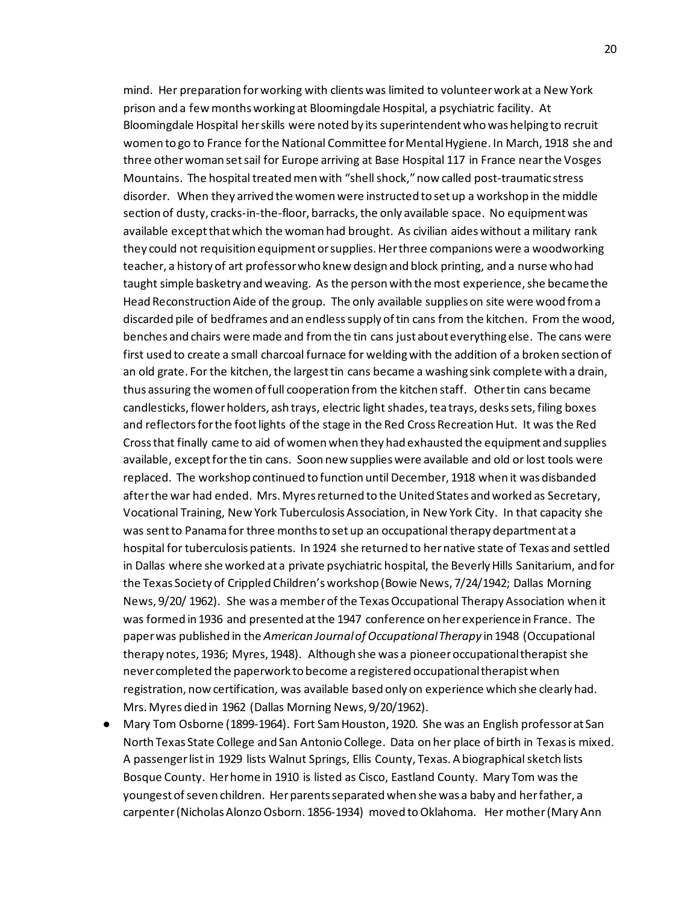mind. Her preparation for working with clients was limited to volunteer work at a New York prison and a few months working at Bloomingdale Hospital, a psychiatric facility. At Bloomingdale Hospital her skills were noted by its superintendent who was helping to recruit women to go to France for the National Committee for Mental Hygiene. In March, 1918 she and three other woman set sail for Europe arriving at Base Hospital 117 in France near the Vosges Mountains. The hospital treated men with "shell shock," now called post-traumatic stress disorder. When they arrived the women were instructed to set up a workshop in the middle section of dusty, cracks-in-the-floor, barracks, the only available space. No equipment was available except that which the woman had brought. As civilian aides without a military rank they could not requisition equipment or supplies. Her three companions were a woodworking teacher, a history of art professor who knew design and block printing, and a nurse who had taught simple basketry and weaving. As the person with the most experience, she became the Head Reconstruction Aide of the group. The only available supplies on site were wood from a discarded pile of bedframes and an endless supply of tin cans from the kitchen. From the wood, benches and chairs were made and from the tin cans just about everything else. The cans were first used to create a small charcoal furnace for welding with the addition of a broken section of an old grate. For the kitchen, the largest tin cans became a washing sink complete with a drain, thus assuring the women of full cooperation from the kitchen staff. Other tin cans became candlesticks, flower holders, ash trays, electric light shades, tea trays, desks sets, filing boxes and reflectors for the foot lights of the stage in the Red Cross Recreation Hut. It was the Red Cross that finally came to aid of women when they had exhausted the equipment and supplies available, except for the tin cans. Soon new supplies were available and old or lost tools were replaced. The workshop continued to function until December, 1918 when it was disbanded after the war had ended. Mrs. Myres returned to the United States and worked as Secretary, Vocational Training, New York Tuberculosis Association, in New York City. In that capacity she was sent to Panama for three months to set up an occupational therapy department at a hospital for tuberculosis patients. In 1924 she returned to her native state of Texas and settled in Dallas where she worked at a private psychiatric hospital, the Beverly Hills Sanitarium, and for the Texas Society of Crippled Children's workshop (Bowie News, 7/24/1942; Dallas Morning News, 9/20/ 1962). She was a member of the Texas Occupational Therapy Association when it was formed in 1936 and presented at the 1947 conference on her experience in France. The paper was published in the *American Journal of Occupational Therapy* in 1948 (Occupational therapy notes, 1936; Myres, 1948). Although she was a pioneer occupational therapist she never completed the paperwork to become a registered occupational therapist when registration, now certification, was available based only on experience which she clearly had. Mrs. Myres died in 1962 (Dallas Morning News, 9/20/1962).

- Mary Tom Osborne (1899-1964). Fort Sam Houston, 1920. She was an English professor at San North Texas State College and San Antonio College. Data on her place of birth in Texas is mixed. A passenger list in 1929 lists Walnut Springs, Ellis County, Texas. A biographical sketch lists Bosque County. Her home in 1910 is listed as Cisco, Eastland County. Mary Tom was the youngest of seven children. Her parents separated when she was a baby and her father, a carpenter (Nicholas Alonzo Osborn. 1856-1934) moved to Oklahoma. Her mother (Mary Ann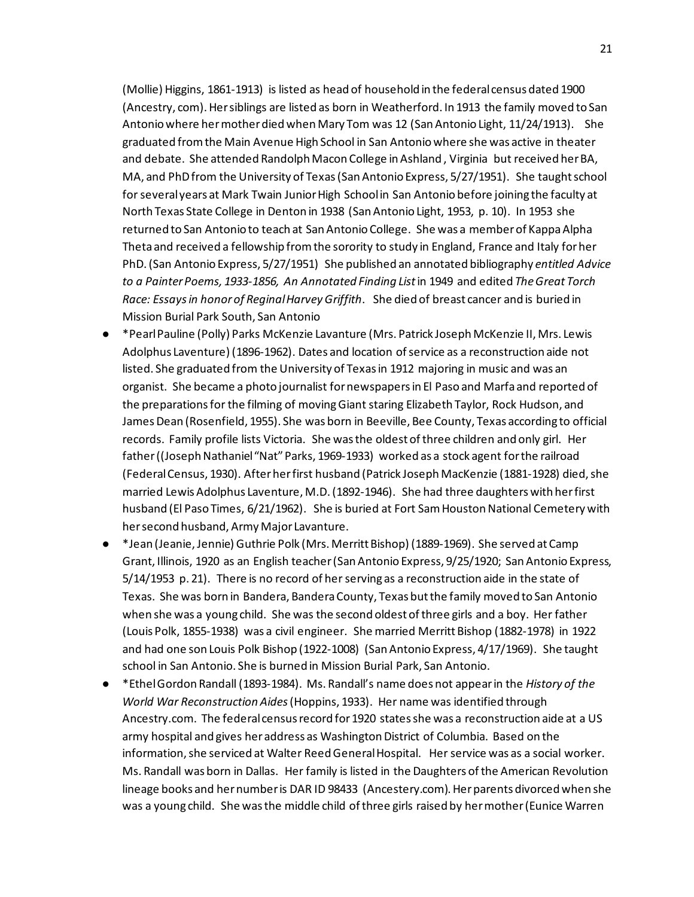(Mollie) Higgins, 1861-1913) is listed as head of household in the federal census dated 1900 (Ancestry, com). Her siblings are listed as born in Weatherford. In 1913 the family moved to San Antonio where her mother died when Mary Tom was 12 (San Antonio Light, 11/24/1913). She graduated from the Main Avenue High School in San Antonio where she was active in theater and debate. She attended Randolph Macon College in Ashland , Virginia but received her BA, MA, and PhD from the University of Texas (San Antonio Express, 5/27/1951). She taught school for several years at Mark Twain Junior High School in San Antonio before joining the faculty at North Texas State College in Denton in 1938 (San Antonio Light, 1953, p. 10). In 1953 she returned to San Antonio to teach at San Antonio College. She was a member of Kappa Alpha Theta and received a fellowship from the sorority to study in England, France and Italy for her PhD. (San Antonio Express, 5/27/1951) She published an annotated bibliography *entitled Advice to a Painter Poems, 1933-1856, An Annotated Finding List* in 1949 and edited *The Great Torch Race: Essays in honor of Reginal Harvey Griffith*. She died of breast cancer and is buried in Mission Burial Park South, San Antonio

- *Pearl Pauline (Polly) Parks McKenzie Lavanture (Mrs. Patrick Joseph McKenzie II, Mrs. Lewis Adolphus Laventure) (1896-1962). Dates and location of service as a reconstruction aide not listed. She graduated from the University of Texas in 1912 majoring in music and was an organist. She became a photo journalist for newspapers in El Paso and Marfa and reported of the preparations for the filming of moving Giant staring Elizabeth Taylor, Rock Hudson, and James Dean (Rosenfield, 1955). She was born in Beeville, Bee County, Texas according to official records. Family profile lists Victoria. She was the oldest of three children and only girl. Her father ((Joseph Nathaniel "Nat" Parks, 1969-1933) worked as a stock agent for the railroad (Federal Census, 1930). After her first husband (Patrick Joseph MacKenzie (1881-1928) died, she married Lewis Adolphus Laventure, M.D. (1892-1946). She had three daughters with her first husband (El Paso Times, 6/21/1962). She is buried at Fort Sam Houston National Cemetery with her second husband, Army Major Lavanture.
- *Jean (Jeanie, Jennie) Guthrie Polk (Mrs. Merritt Bishop) (1889-1969). She served at Camp Grant, Illinois, 1920 as an English teacher (San Antonio Express, 9/25/1920; San Antonio Express, 5/14/1953 p. 21). There is no record of her serving as a reconstruction aide in the state of Texas. She was born in Bandera, Bandera County, Texas but the family moved to San Antonio when she was a young child. She was the second oldest of three girls and a boy. Her father (Louis Polk, 1855-1938) was a civil engineer. She married Merritt Bishop (1882-1978) in 1922 and had one son Louis Polk Bishop (1922-1008) (San Antonio Express, 4/17/1969). She taught school in San Antonio. She is burned in Mission Burial Park, San Antonio.
- *Ethel Gordon Randall (1893-1984). Ms. Randall's name does not appear in the *History of the World War Reconstruction Aides* (Hoppins, 1933). Her name was identified through Ancestry.com. The federal census record for 1920 states she was a reconstruction aide at a US army hospital and gives her address as Washington District of Columbia. Based on the information, she serviced at Walter Reed General Hospital. Her service was as a social worker. Ms. Randall was born in Dallas. Her family is listed in the Daughters of the American Revolution lineage books and her number is DAR ID 98433 (Ancestery.com). Her parents divorced when she was a young child. She was the middle child of three girls raised by her mother (Eunice Warren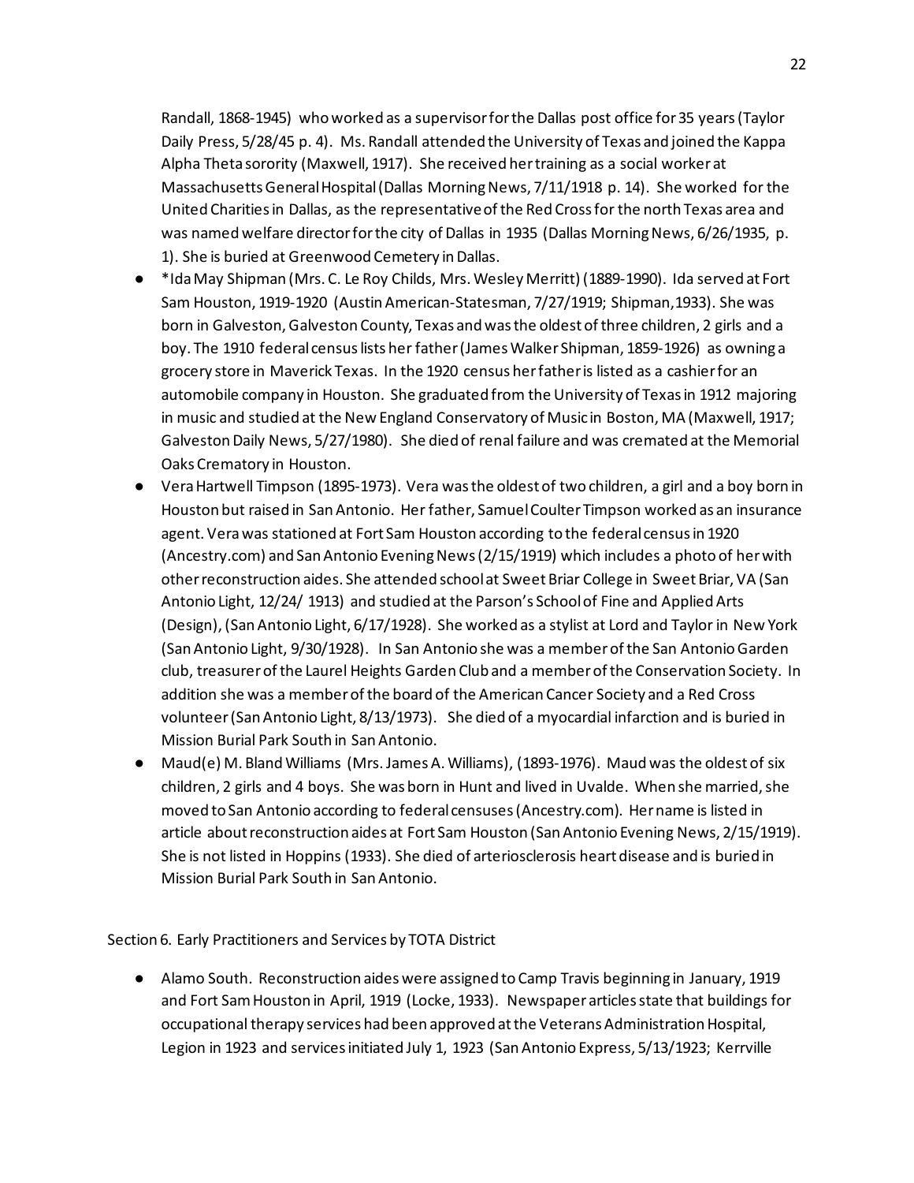Randall, 1868-1945) who worked as a supervisor for the Dallas post office for 35 years (Taylor Daily Press, 5/28/45 p. 4). Ms. Randall attended the University of Texas and joined the Kappa Alpha Theta sorority (Maxwell, 1917). She received her training as a social worker at Massachusetts General Hospital (Dallas Morning News, 7/11/1918 p. 14). She worked for the United Charities in Dallas, as the representative of the Red Cross for the north Texas area and was named welfare director for the city of Dallas in 1935 (Dallas Morning News, 6/26/1935, p. 1). She is buried at Greenwood Cemetery in Dallas.

- *Ida May Shipman (Mrs. C. Le Roy Childs, Mrs. Wesley Merritt) (1889-1990). Ida served at Fort Sam Houston, 1919-1920 (Austin American-Statesman, 7/27/1919; Shipman,1933). She was born in Galveston, Galveston County, Texas and was the oldest of three children, 2 girls and a boy. The 1910 federal census lists her father (James Walker Shipman, 1859-1926) as owning a grocery store in Maverick Texas. In the 1920 census her father is listed as a cashier for an automobile company in Houston. She graduated from the University of Texas in 1912 majoring in music and studied at the New England Conservatory of Music in Boston, MA (Maxwell, 1917; Galveston Daily News, 5/27/1980). She died of renal failure and was cremated at the Memorial Oaks Crematory in Houston.
- Vera Hartwell Timpson (1895-1973). Vera was the oldest of two children, a girl and a boy born in Houston but raised in San Antonio. Her father, Samuel Coulter Timpson worked as an insurance agent. Vera was stationed at Fort Sam Houston according to the federal census in 1920 (Ancestry.com) and San Antonio Evening News (2/15/1919) which includes a photo of her with other reconstruction aides. She attended school at Sweet Briar College in Sweet Briar, VA (San Antonio Light, 12/24/ 1913) and studied at the Parson's School of Fine and Applied Arts (Design), (San Antonio Light, 6/17/1928). She worked as a stylist at Lord and Taylor in New York (San Antonio Light, 9/30/1928). In San Antonio she was a member of the San Antonio Garden club, treasurer of the Laurel Heights Garden Club and a member of the Conservation Society. In addition she was a member of the board of the American Cancer Society and a Red Cross volunteer (San Antonio Light, 8/13/1973). She died of a myocardial infarction and is buried in Mission Burial Park South in San Antonio.
- Maud(e) M. Bland Williams (Mrs. James A. Williams), (1893-1976). Maud was the oldest of six children, 2 girls and 4 boys. She was born in Hunt and lived in Uvalde. When she married, she moved to San Antonio according to federal censuses (Ancestry.com). Her name is listed in article about reconstruction aides at Fort Sam Houston (San Antonio Evening News, 2/15/1919). She is not listed in Hoppins (1933). She died of arteriosclerosis heart disease and is buried in Mission Burial Park South in San Antonio.

Section 6. Early Practitioners and Services by TOTA District

- Alamo South. Reconstruction aides were assigned to Camp Travis beginning in January, 1919 and Fort Sam Houston in April, 1919 (Locke, 1933). Newspaper articles state that buildings for occupational therapy services had been approved at the Veterans Administration Hospital, Legion in 1923 and services initiated July 1, 1923 (San Antonio Express, 5/13/1923; Kerrville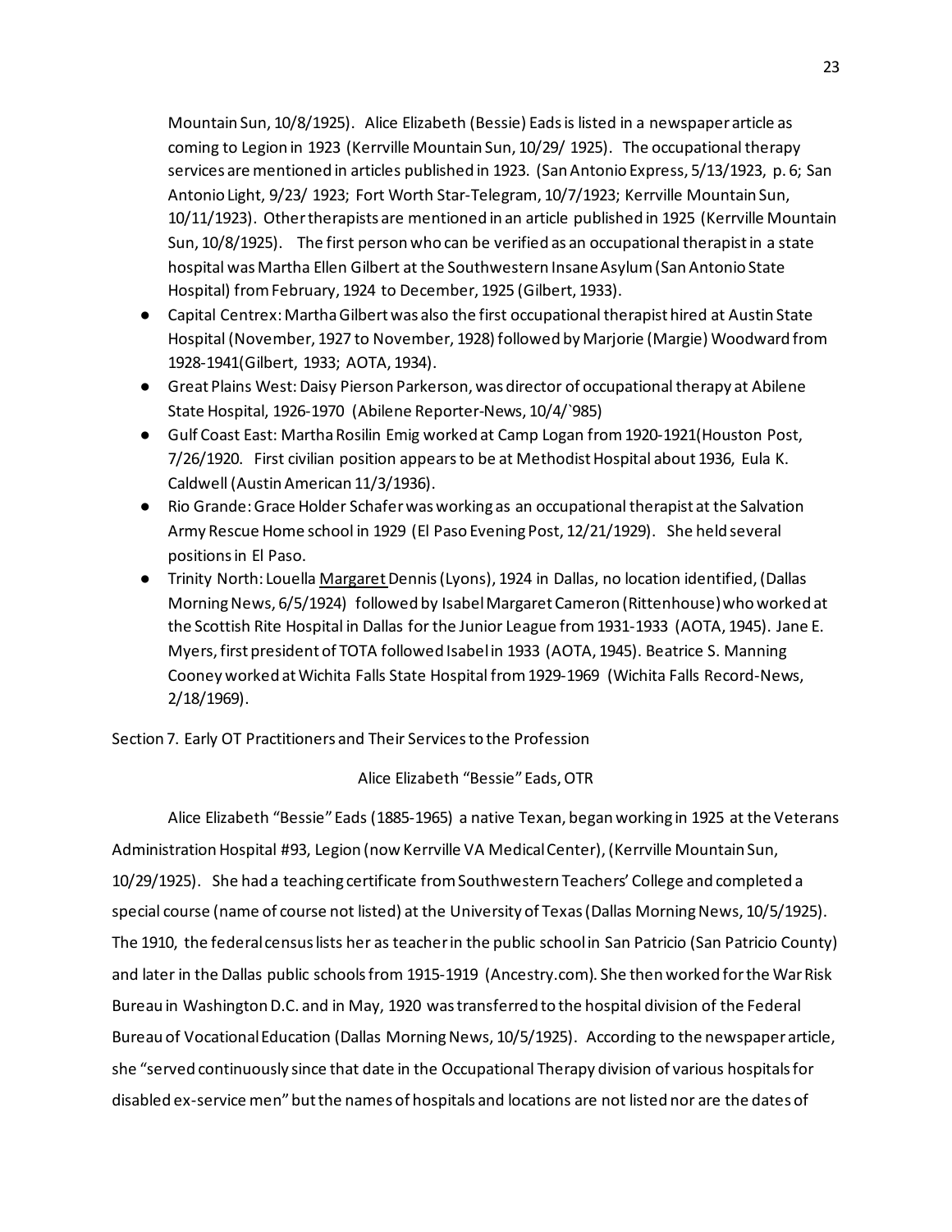Mountain Sun, 10/8/1925). Alice Elizabeth (Bessie) Eads is listed in a newspaper article as coming to Legion in 1923 (Kerrville Mountain Sun, 10/29/ 1925). The occupational therapy services are mentioned in articles published in 1923. (San Antonio Express, 5/13/1923, p. 6; San Antonio Light, 9/23/ 1923; Fort Worth Star-Telegram, 10/7/1923; Kerrville Mountain Sun, 10/11/1923). Other therapists are mentioned in an article published in 1925 (Kerrville Mountain Sun, 10/8/1925). The first person who can be verified as an occupational therapist in a state hospital was Martha Ellen Gilbert at the Southwestern Insane Asylum (San Antonio State Hospital) from February, 1924 to December, 1925 (Gilbert, 1933).

- Capital Centrex: Martha Gilbert was also the first occupational therapist hired at Austin State Hospital (November, 1927 to November, 1928) followed by Marjorie (Margie) Woodward from 1928-1941(Gilbert, 1933; AOTA, 1934).
- Great Plains West: Daisy Pierson Parkerson, was director of occupational therapy at Abilene State Hospital, 1926-1970 (Abilene Reporter-News, 10/4/`985)
- Gulf Coast East: Martha Rosilin Emig worked at Camp Logan from 1920-1921(Houston Post, 7/26/1920. First civilian position appears to be at Methodist Hospital about 1936, Eula K. Caldwell (Austin American 11/3/1936).
- Rio Grande: Grace Holder Schafer was working as an occupational therapist at the Salvation Army Rescue Home school in 1929 (El Paso Evening Post, 12/21/1929). She held several positions in El Paso.
- Trinity North: Louella Margaret Dennis (Lyons), 1924 in Dallas, no location identified, (Dallas Morning News, 6/5/1924) followed by Isabel Margaret Cameron (Rittenhouse) who worked at the Scottish Rite Hospital in Dallas for the Junior League from 1931-1933 (AOTA, 1945). Jane E. Myers, first president of TOTA followed Isabel in 1933 (AOTA, 1945). Beatrice S. Manning Cooney worked at Wichita Falls State Hospital from 1929-1969 (Wichita Falls Record-News, 2/18/1969).

## Section 7. Early OT Practitioners and Their Services to the Profession

### Alice Elizabeth "Bessie" Eads, OTR

Alice Elizabeth "Bessie" Eads (1885-1965) a native Texan, began working in 1925 at the Veterans Administration Hospital #93, Legion (now Kerrville VA Medical Center), (Kerrville Mountain Sun, 10/29/1925). She had a teaching certificate from Southwestern Teachers' College and completed a special course (name of course not listed) at the University of Texas (Dallas Morning News, 10/5/1925). The 1910, the federal census lists her as teacher in the public school in San Patricio (San Patricio County) and later in the Dallas public schools from 1915-1919 (Ancestry.com). She then worked for the War Risk Bureau in Washington D.C. and in May, 1920 was transferred to the hospital division of the Federal Bureau of Vocational Education (Dallas Morning News, 10/5/1925). According to the newspaper article, she "served continuously since that date in the Occupational Therapy division of various hospitals for disabled ex-service men" but the names of hospitals and locations are not listed nor are the dates of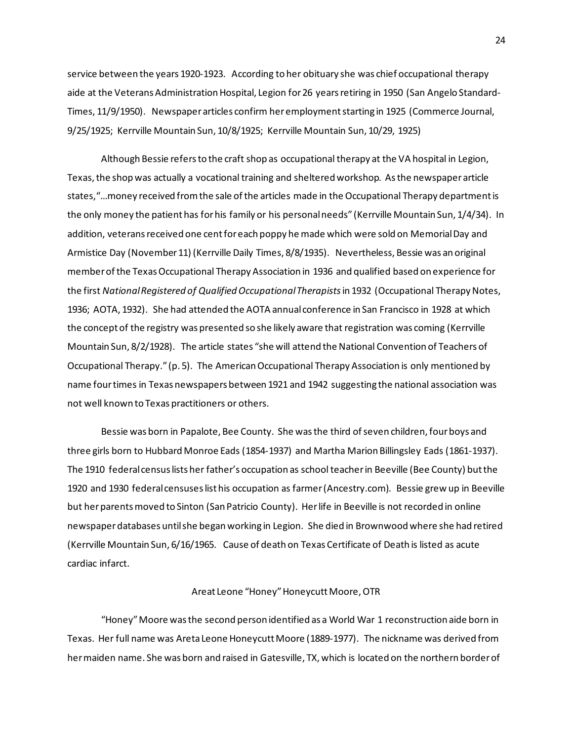service between the years 1920-1923. According to her obituary she was chief occupational therapy aide at the Veterans Administration Hospital, Legion for 26 years retiring in 1950 (San Angelo Standard-Times, 11/9/1950). Newspaper articles confirm her employment starting in 1925 (Commerce Journal, 9/25/1925; Kerrville Mountain Sun, 10/8/1925; Kerrville Mountain Sun, 10/29, 1925)

Although Bessie refers to the craft shop as occupational therapy at the VA hospital in Legion, Texas, the shop was actually a vocational training and sheltered workshop. As the newspaper article states, "…money received from the sale of the articles made in the Occupational Therapy department is the only money the patient has for his family or his personal needs" (Kerrville Mountain Sun, 1/4/34). In addition, veterans received one cent for each poppy he made which were sold on Memorial Day and Armistice Day (November 11) (Kerrville Daily Times, 8/8/1935). Nevertheless, Bessie was an original member of the Texas Occupational Therapy Association in 1936 and qualified based on experience for the first *National Registered of Qualified Occupational Therapists* in 1932 (Occupational Therapy Notes, 1936; AOTA, 1932). She had attended the AOTA annual conference in San Francisco in 1928 at which the concept of the registry was presented so she likely aware that registration was coming (Kerrville Mountain Sun, 8/2/1928). The article states "she will attend the National Convention of Teachers of Occupational Therapy." (p. 5). The American Occupational Therapy Association is only mentioned by name four times in Texas newspapers between 1921 and 1942 suggesting the national association was not well known to Texas practitioners or others.

Bessie was born in Papalote, Bee County. She was the third of seven children, four boys and three girls born to Hubbard Monroe Eads (1854-1937) and Martha Marion Billingsley Eads (1861-1937). The 1910 federal census lists her father's occupation as school teacher in Beeville (Bee County) but the 1920 and 1930 federal censuses list his occupation as farmer (Ancestry.com). Bessie grew up in Beeville but her parents moved to Sinton (San Patricio County). Her life in Beeville is not recorded in online newspaper databases until she began working in Legion. She died in Brownwood where she had retired (Kerrville Mountain Sun, 6/16/1965. Cause of death on Texas Certificate of Death is listed as acute cardiac infarct.

### Areat Leone "Honey" Honeycutt Moore, OTR

"Honey" Moore was the second person identified as a World War 1 reconstruction aide born in Texas. Her full name was Areta Leone Honeycutt Moore (1889-1977). The nickname was derived from her maiden name. She was born and raised in Gatesville, TX, which is located on the northern border of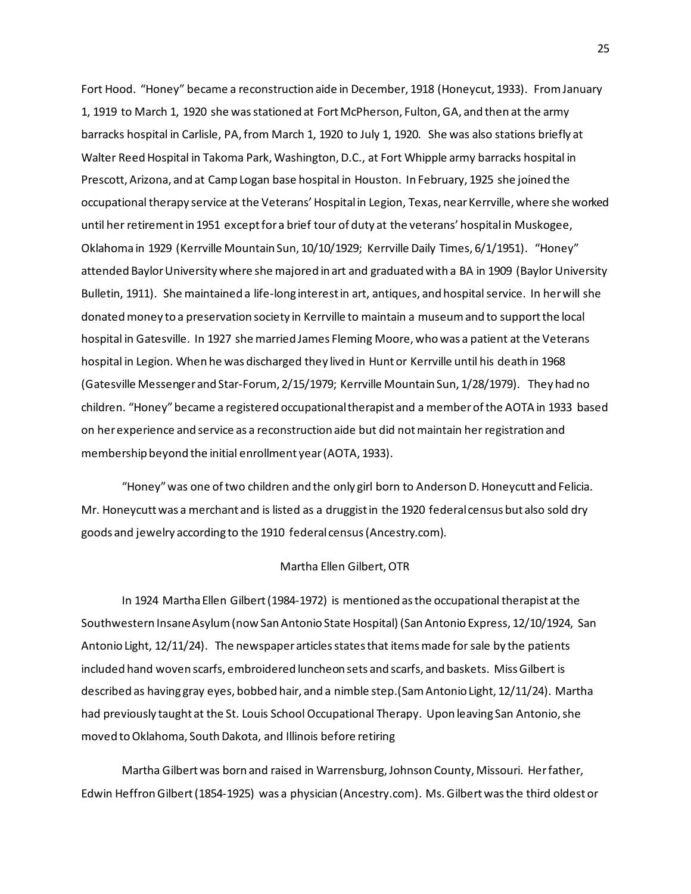Fort Hood. "Honey" became a reconstruction aide in December, 1918 (Honeycut, 1933). From January 1, 1919 to March 1, 1920 she was stationed at Fort McPherson, Fulton, GA, and then at the army barracks hospital in Carlisle, PA, from March 1, 1920 to July 1, 1920. She was also stations briefly at Walter Reed Hospital in Takoma Park, Washington, D.C., at Fort Whipple army barracks hospital in Prescott, Arizona, and at Camp Logan base hospital in Houston. In February, 1925 she joined the occupational therapy service at the Veterans' Hospital in Legion, Texas, near Kerrville, where she worked until her retirement in 1951 except for a brief tour of duty at the veterans' hospital in Muskogee, Oklahoma in 1929 (Kerrville Mountain Sun, 10/10/1929; Kerrville Daily Times, 6/1/1951). "Honey" attended Baylor University where she majored in art and graduated with a BA in 1909 (Baylor University Bulletin, 1911). She maintained a life-long interest in art, antiques, and hospital service. In her will she donated money to a preservation society in Kerrville to maintain a museum and to support the local hospital in Gatesville. In 1927 she married James Fleming Moore, who was a patient at the Veterans hospital in Legion. When he was discharged they lived in Hunt or Kerrville until his death in 1968 (Gatesville Messenger and Star-Forum, 2/15/1979; Kerrville Mountain Sun, 1/28/1979). They had no children. "Honey" became a registered occupational therapist and a member of the AOTA in 1933 based on her experience and service as a reconstruction aide but did not maintain her registration and membership beyond the initial enrollment year (AOTA, 1933).

"Honey" was one of two children and the only girl born to Anderson D. Honeycutt and Felicia. Mr. Honeycutt was a merchant and is listed as a druggist in the 1920 federal census but also sold dry goods and jewelry according to the 1910 federal census (Ancestry.com).

## Martha Ellen Gilbert, OTR

In 1924 Martha Ellen Gilbert (1984-1972) is mentioned as the occupational therapist at the Southwestern Insane Asylum (now San Antonio State Hospital) (San Antonio Express, 12/10/1924, San Antonio Light, 12/11/24). The newspaper articles states that items made for sale by the patients included hand woven scarfs, embroidered luncheon sets and scarfs, and baskets. Miss Gilbert is described as having gray eyes, bobbed hair, and a nimble step.(Sam Antonio Light, 12/11/24). Martha had previously taught at the St. Louis School Occupational Therapy. Upon leaving San Antonio, she moved to Oklahoma, South Dakota, and Illinois before retiring

Martha Gilbert was born and raised in Warrensburg, Johnson County, Missouri. Her father, Edwin Heffron Gilbert (1854-1925) was a physician (Ancestry.com). Ms. Gilbert was the third oldest or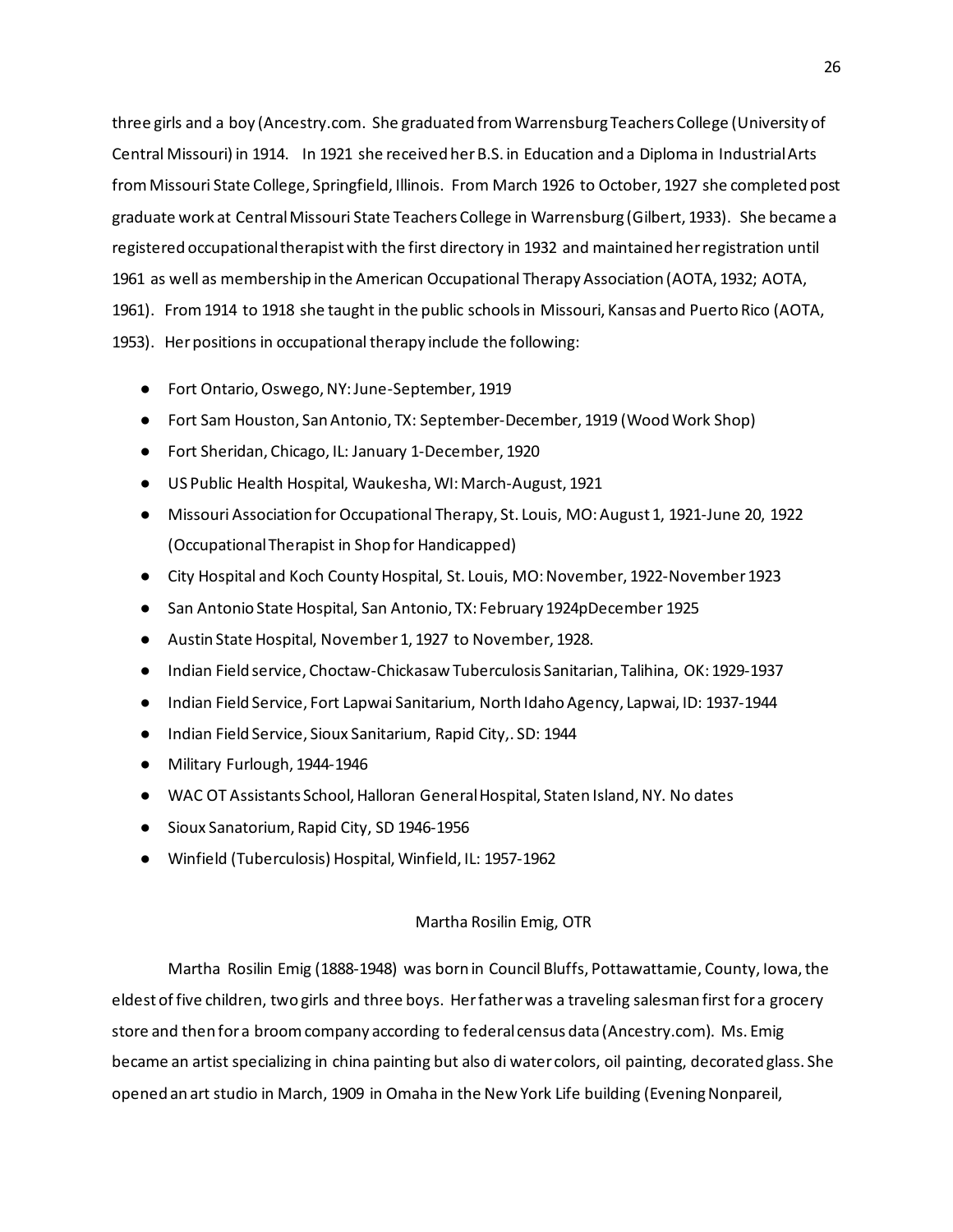three girls and a boy (Ancestry.com. She graduated from Warrensburg Teachers College (University of Central Missouri) in 1914. In 1921 she received her B.S. in Education and a Diploma in Industrial Arts from Missouri State College, Springfield, Illinois. From March 1926 to October, 1927 she completed post graduate work at Central Missouri State Teachers College in Warrensburg (Gilbert, 1933). She became a registered occupational therapist with the first directory in 1932 and maintained her registration until 1961 as well as membership in the American Occupational Therapy Association (AOTA, 1932; AOTA, 1961). From 1914 to 1918 she taught in the public schools in Missouri, Kansas and Puerto Rico (AOTA, 1953). Her positions in occupational therapy include the following:

- Fort Ontario, Oswego, NY: June-September, 1919
- Fort Sam Houston, San Antonio, TX: September-December, 1919 (Wood Work Shop)
- Fort Sheridan, Chicago, IL: January 1-December, 1920
- US Public Health Hospital, Waukesha, WI: March-August, 1921
- Missouri Association for Occupational Therapy, St. Louis, MO: August 1, 1921-June 20, 1922 (Occupational Therapist in Shop for Handicapped)
- City Hospital and Koch County Hospital, St. Louis, MO: November, 1922-November 1923
- San Antonio State Hospital, San Antonio, TX: February 1924pDecember 1925
- Austin State Hospital, November 1, 1927 to November, 1928.
- Indian Field service, Choctaw-Chickasaw Tuberculosis Sanitarian, Talihina, OK: 1929-1937
- Indian Field Service, Fort Lapwai Sanitarium, North Idaho Agency, Lapwai, ID: 1937-1944
- Indian Field Service, Sioux Sanitarium, Rapid City,. SD: 1944
- Military Furlough, 1944-1946
- WAC OT Assistants School, Halloran General Hospital, Staten Island, NY. No dates
- Sioux Sanatorium, Rapid City, SD 1946-1956
- Winfield (Tuberculosis) Hospital, Winfield, IL: 1957-1962

## Martha Rosilin Emig, OTR

Martha Rosilin Emig (1888-1948) was born in Council Bluffs, Pottawattamie, County, Iowa, the eldest of five children, two girls and three boys. Her father was a traveling salesman first for a grocery store and then for a broom company according to federal census data (Ancestry.com). Ms. Emig became an artist specializing in china painting but also di water colors, oil painting, decorated glass. She opened an art studio in March, 1909 in Omaha in the New York Life building (Evening Nonpareil,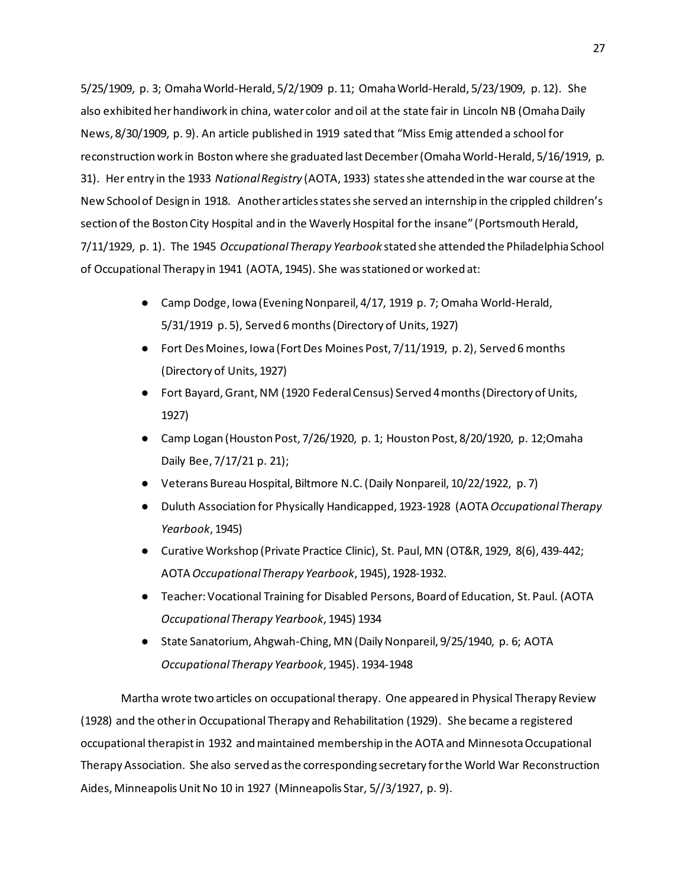5/25/1909, p. 3; Omaha World-Herald, 5/2/1909 p. 11; Omaha World-Herald, 5/23/1909, p. 12). She also exhibited her handiwork in china, water color and oil at the state fair in Lincoln NB (Omaha Daily News, 8/30/1909, p. 9). An article published in 1919 sated that "Miss Emig attended a school for reconstruction work in Boston where she graduated last December (Omaha World-Herald, 5/16/1919, p. 31). Her entry in the 1933 *National Registry* (AOTA, 1933) states she attended in the war course at the New School of Design in 1918. Another articles states she served an internship in the crippled children's section of the Boston City Hospital and in the Waverly Hospital for the insane" (Portsmouth Herald, 7/11/1929, p. 1). The 1945 *Occupational Therapy Yearbook* stated she attended the Philadelphia School of Occupational Therapy in 1941 (AOTA, 1945). She was stationed or worked at:

- Camp Dodge, Iowa (Evening Nonpareil, 4/17, 1919 p. 7; Omaha World-Herald, 5/31/1919 p. 5), Served 6 months (Directory of Units, 1927)
- Fort Des Moines, Iowa (Fort Des Moines Post, 7/11/1919, p. 2), Served 6 months (Directory of Units, 1927)
- Fort Bayard, Grant, NM (1920 Federal Census) Served 4 months (Directory of Units, 1927)
- Camp Logan (Houston Post, 7/26/1920, p. 1; Houston Post, 8/20/1920, p. 12;Omaha Daily Bee, 7/17/21 p. 21);
- Veterans Bureau Hospital, Biltmore N.C. (Daily Nonpareil, 10/22/1922, p. 7)
- Duluth Association for Physically Handicapped, 1923-1928 (AOTA *Occupational Therapy Yearbook*, 1945)
- Curative Workshop (Private Practice Clinic), St. Paul, MN (OT&R, 1929, 8(6), 439-442; AOTA *Occupational Therapy Yearbook*, 1945), 1928-1932.
- Teacher: Vocational Training for Disabled Persons, Board of Education, St. Paul. (AOTA *Occupational Therapy Yearbook*, 1945) 1934
- State Sanatorium, Ahgwah-Ching, MN (Daily Nonpareil, 9/25/1940, p. 6; AOTA *Occupational Therapy Yearbook*, 1945). 1934-1948

Martha wrote two articles on occupational therapy. One appeared in Physical Therapy Review (1928) and the other in Occupational Therapy and Rehabilitation (1929). She became a registered occupational therapist in 1932 and maintained membership in the AOTA and Minnesota Occupational Therapy Association. She also served as the corresponding secretary for the World War Reconstruction Aides, Minneapolis Unit No 10 in 1927 (Minneapolis Star, 5//3/1927, p. 9).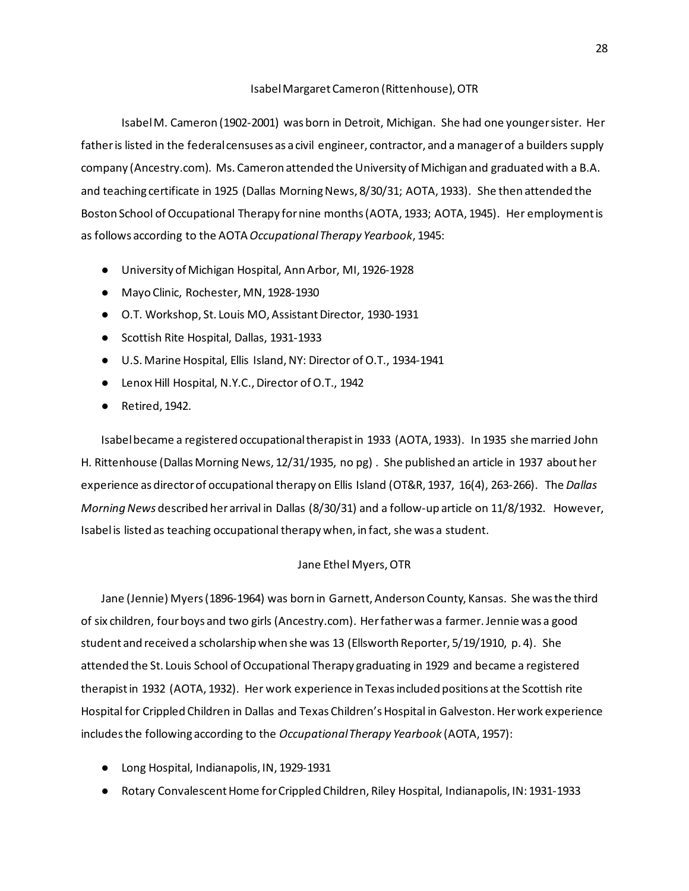### Isabel Margaret Cameron (Rittenhouse), OTR

Isabel M. Cameron (1902-2001) was born in Detroit, Michigan. She had one younger sister. Her father is listed in the federal censuses as a civil engineer, contractor, and a manager of a builders supply company (Ancestry.com). Ms. Cameron attended the University of Michigan and graduated with a B.A. and teaching certificate in 1925 (Dallas Morning News, 8/30/31; AOTA, 1933). She then attended the Boston School of Occupational Therapy for nine months (AOTA, 1933; AOTA, 1945). Her employment is as follows according to the AOTA *Occupational Therapy Yearbook*, 1945:

- University of Michigan Hospital, Ann Arbor, MI, 1926-1928
- Mayo Clinic, Rochester, MN, 1928-1930
- O.T. Workshop, St. Louis MO, Assistant Director, 1930-1931
- Scottish Rite Hospital, Dallas, 1931-1933
- U.S. Marine Hospital, Ellis Island, NY: Director of O.T., 1934-1941
- Lenox Hill Hospital, N.Y.C., Director of O.T., 1942
- Retired, 1942.

Isabel became a registered occupational therapist in 1933 (AOTA, 1933). In 1935 she married John H. Rittenhouse (Dallas Morning News, 12/31/1935, no pg). She published an article in 1937 about her experience as director of occupational therapy on Ellis Island (OT&R, 1937, 16(4), 263-266). The *Dallas Morning News* described her arrival in Dallas (8/30/31) and a follow-up article on 11/8/1932. However, Isabel is listed as teaching occupational therapy when, in fact, she was a student.

### Jane Ethel Myers, OTR

Jane (Jennie) Myers (1896-1964) was born in Garnett, Anderson County, Kansas. She was the third of six children, four boys and two girls (Ancestry.com). Her father was a farmer. Jennie was a good student and received a scholarship when she was 13 (Ellsworth Reporter, 5/19/1910, p. 4). She attended the St. Louis School of Occupational Therapy graduating in 1929 and became a registered therapist in 1932 (AOTA, 1932). Her work experience in Texas included positions at the Scottish rite Hospital for Crippled Children in Dallas and Texas Children's Hospital in Galveston. Her work experience includes the following according to the *Occupational Therapy Yearbook* (AOTA, 1957):

- Long Hospital, Indianapolis, IN, 1929-1931
- Rotary Convalescent Home for Crippled Children, Riley Hospital, Indianapolis, IN: 1931-1933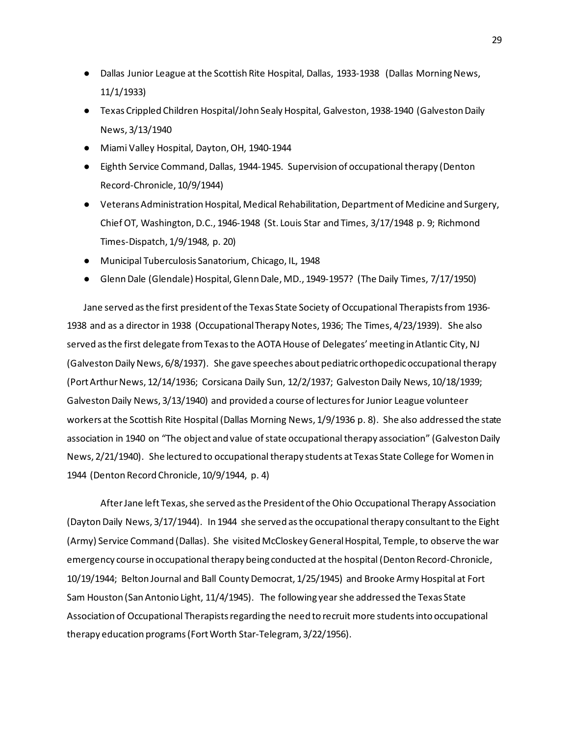- Dallas Junior League at the Scottish Rite Hospital, Dallas, 1933-1938 (Dallas Morning News, 11/1/1933)
- Texas Crippled Children Hospital/John Sealy Hospital, Galveston, 1938-1940 (Galveston Daily News, 3/13/1940
- Miami Valley Hospital, Dayton, OH, 1940-1944
- Eighth Service Command, Dallas, 1944-1945. Supervision of occupational therapy (Denton Record-Chronicle, 10/9/1944)
- Veterans Administration Hospital, Medical Rehabilitation, Department of Medicine and Surgery, Chief OT, Washington, D.C., 1946-1948 (St. Louis Star and Times, 3/17/1948 p. 9; Richmond Times-Dispatch, 1/9/1948, p. 20)
- Municipal Tuberculosis Sanatorium, Chicago, IL, 1948
- Glenn Dale (Glendale) Hospital, Glenn Dale, MD., 1949-1957? (The Daily Times, 7/17/1950)

Jane served as the first president of the Texas State Society of Occupational Therapists from 1936-1938 and as a director in 1938 (Occupational Therapy Notes, 1936; The Times, 4/23/1939). She also served as the first delegate from Texas to the AOTA House of Delegates' meeting in Atlantic City, NJ (Galveston Daily News, 6/8/1937). She gave speeches about pediatric orthopedic occupational therapy (Port Arthur News, 12/14/1936; Corsicana Daily Sun, 12/2/1937; Galveston Daily News, 10/18/1939; Galveston Daily News, 3/13/1940) and provided a course of lectures for Junior League volunteer workers at the Scottish Rite Hospital (Dallas Morning News, 1/9/1936 p. 8). She also addressed the state association in 1940 on "The object and value of state occupational therapy association" (Galveston Daily News, 2/21/1940). She lectured to occupational therapy students at Texas State College for Women in 1944 (Denton Record Chronicle, 10/9/1944, p. 4)

After Jane left Texas, she served as the President of the Ohio Occupational Therapy Association (Dayton Daily News, 3/17/1944). In 1944 she served as the occupational therapy consultant to the Eight (Army) Service Command (Dallas). She visited McCloskey General Hospital, Temple, to observe the war emergency course in occupational therapy being conducted at the hospital (Denton Record-Chronicle, 10/19/1944; Belton Journal and Ball County Democrat, 1/25/1945) and Brooke Army Hospital at Fort Sam Houston (San Antonio Light, 11/4/1945). The following year she addressed the Texas State Association of Occupational Therapists regarding the need to recruit more students into occupational therapy education programs (Fort Worth Star-Telegram, 3/22/1956).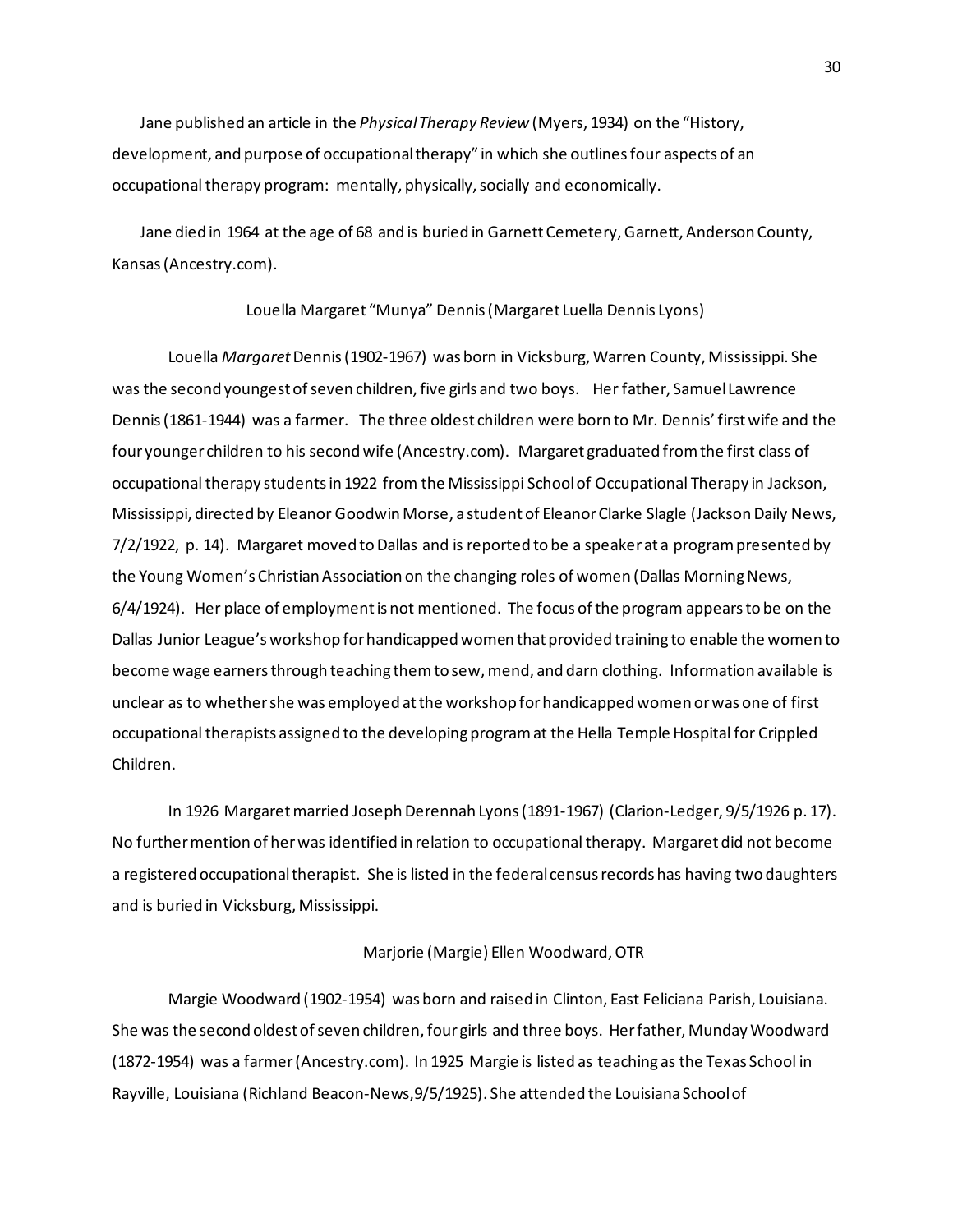Jane published an article in the *Physical Therapy Review* (Myers, 1934) on the "History, development, and purpose of occupational therapy" in which she outlines four aspects of an occupational therapy program: mentally, physically, socially and economically.

Jane died in 1964 at the age of 68 and is buried in Garnett Cemetery, Garnett, Anderson County, Kansas (Ancestry.com).

### Louella <u>Margaret</u> "Munya" Dennis (Margaret Luella Dennis Lyons)

Louella *Margaret* Dennis (1902-1967) was born in Vicksburg, Warren County, Mississippi. She was the second youngest of seven children, five girls and two boys. Her father, Samuel Lawrence Dennis (1861-1944) was a farmer. The three oldest children were born to Mr. Dennis' first wife and the four younger children to his second wife (Ancestry.com). Margaret graduated from the first class of occupational therapy students in 1922 from the Mississippi School of Occupational Therapy in Jackson, Mississippi, directed by Eleanor Goodwin Morse, a student of Eleanor Clarke Slagle (Jackson Daily News, 7/2/1922, p. 14). Margaret moved to Dallas and is reported to be a speaker at a program presented by the Young Women's Christian Association on the changing roles of women (Dallas Morning News, 6/4/1924). Her place of employment is not mentioned. The focus of the program appears to be on the Dallas Junior League's workshop for handicapped women that provided training to enable the women to become wage earners through teaching them to sew, mend, and darn clothing. Information available is unclear as to whether she was employed at the workshop for handicapped women or was one of first occupational therapists assigned to the developing program at the Hella Temple Hospital for Crippled Children.

In 1926 Margaret married Joseph Derennah Lyons (1891-1967) (Clarion-Ledger, 9/5/1926 p. 17). No further mention of her was identified in relation to occupational therapy. Margaret did not become a registered occupational therapist. She is listed in the federal census records has having two daughters and is buried in Vicksburg, Mississippi.

### Marjorie (Margie) Ellen Woodward, OTR

Margie Woodward (1902-1954) was born and raised in Clinton, East Feliciana Parish, Louisiana. She was the second oldest of seven children, four girls and three boys. Her father, Munday Woodward (1872-1954) was a farmer (Ancestry.com). In 1925 Margie is listed as teaching as the Texas School in Rayville, Louisiana (Richland Beacon-News, 9/5/1925). She attended the Louisiana School of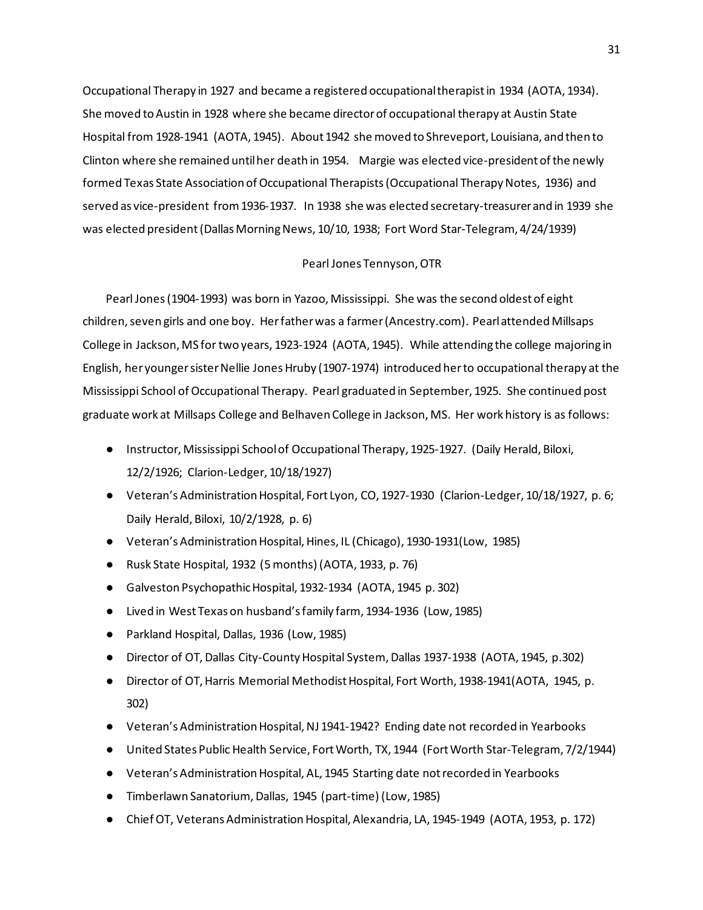Occupational Therapy in 1927 and became a registered occupational therapist in 1934 (AOTA, 1934). She moved to Austin in 1928 where she became director of occupational therapy at Austin State Hospital from 1928-1941 (AOTA, 1945). About 1942 she moved to Shreveport, Louisiana, and then to Clinton where she remained until her death in 1954. Margie was elected vice-president of the newly formed Texas State Association of Occupational Therapists (Occupational Therapy Notes, 1936) and served as vice-president from 1936-1937. In 1938 she was elected secretary-treasurer and in 1939 she was elected president (Dallas Morning News, 10/10, 1938; Fort Word Star-Telegram, 4/24/1939)

### Pearl Jones Tennyson, OTR

Pearl Jones (1904-1993) was born in Yazoo, Mississippi. She was the second oldest of eight children, seven girls and one boy. Her father was a farmer (Ancestry.com). Pearl attended Millsaps College in Jackson, MS for two years, 1923-1924 (AOTA, 1945). While attending the college majoring in English, her younger sister Nellie Jones Hruby (1907-1974) introduced her to occupational therapy at the Mississippi School of Occupational Therapy. Pearl graduated in September, 1925. She continued post graduate work at Millsaps College and Belhaven College in Jackson, MS. Her work history is as follows:

- Instructor, Mississippi School of Occupational Therapy, 1925-1927. (Daily Herald, Biloxi, 12/2/1926; Clarion-Ledger, 10/18/1927)
- Veteran's Administration Hospital, Fort Lyon, CO, 1927-1930 (Clarion-Ledger, 10/18/1927, p. 6; Daily Herald, Biloxi, 10/2/1928, p. 6)
- Veteran's Administration Hospital, Hines, IL (Chicago), 1930-1931(Low, 1985)
- Rusk State Hospital, 1932 (5 months) (AOTA, 1933, p. 76)
- Galveston Psychopathic Hospital, 1932-1934 (AOTA, 1945 p. 302)
- Lived in West Texas on husband's family farm, 1934-1936 (Low, 1985)
- Parkland Hospital, Dallas, 1936 (Low, 1985)
- Director of OT, Dallas City-County Hospital System, Dallas 1937-1938 (AOTA, 1945, p.302)
- Director of OT, Harris Memorial Methodist Hospital, Fort Worth, 1938-1941(AOTA, 1945, p. 302)
- Veteran's Administration Hospital, NJ 1941-1942? Ending date not recorded in Yearbooks
- United States Public Health Service, Fort Worth, TX, 1944 (Fort Worth Star-Telegram, 7/2/1944)
- Veteran's Administration Hospital, AL, 1945 Starting date not recorded in Yearbooks
- Timberlawn Sanatorium, Dallas, 1945 (part-time) (Low, 1985)
- Chief OT, Veterans Administration Hospital, Alexandria, LA, 1945-1949 (AOTA, 1953, p. 172)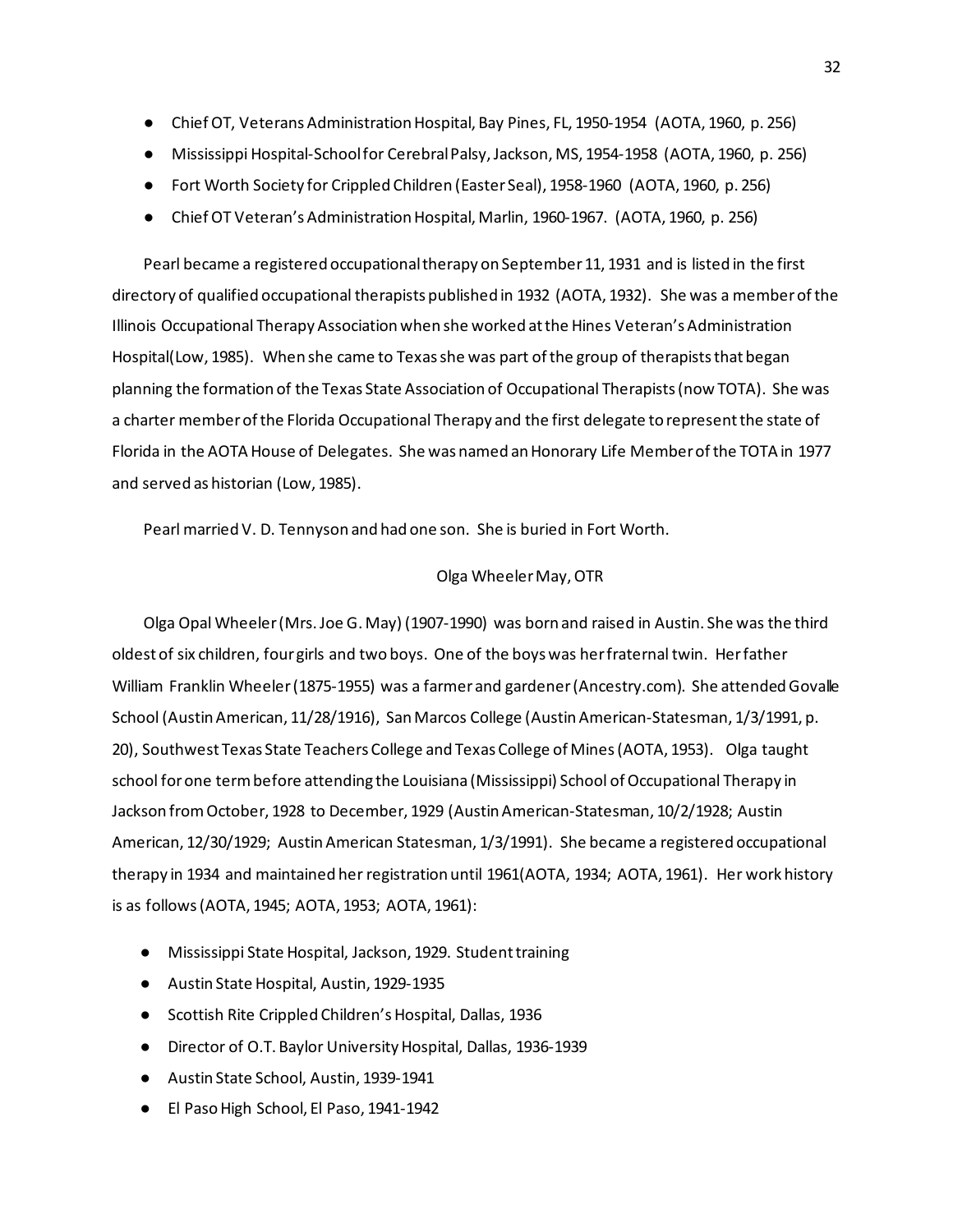- Chief OT, Veterans Administration Hospital, Bay Pines, FL, 1950-1954 (AOTA, 1960, p. 256)
- Mississippi Hospital-School for Cerebral Palsy, Jackson, MS, 1954-1958 (AOTA, 1960, p. 256)
- Fort Worth Society for Crippled Children (Easter Seal), 1958-1960 (AOTA, 1960, p. 256)
- Chief OT Veteran's Administration Hospital, Marlin, 1960-1967. (AOTA, 1960, p. 256)

Pearl became a registered occupational therapy on September 11, 1931 and is listed in the first directory of qualified occupational therapists published in 1932 (AOTA, 1932). She was a member of the Illinois Occupational Therapy Association when she worked at the Hines Veteran's Administration Hospital(Low, 1985). When she came to Texas she was part of the group of therapists that began planning the formation of the Texas State Association of Occupational Therapists (now TOTA). She was a charter member of the Florida Occupational Therapy and the first delegate to represent the state of Florida in the AOTA House of Delegates. She was named an Honorary Life Member of the TOTA in 1977 and served as historian (Low, 1985).

Pearl married V. D. Tennyson and had one son. She is buried in Fort Worth.

## Olga Wheeler May, OTR

Olga Opal Wheeler (Mrs. Joe G. May) (1907-1990) was born and raised in Austin. She was the third oldest of six children, four girls and two boys. One of the boys was her fraternal twin. Her father William Franklin Wheeler (1875-1955) was a farmer and gardener (Ancestry.com). She attended Govalle School (Austin American, 11/28/1916), San Marcos College (Austin American-Statesman, 1/3/1991, p. 20), Southwest Texas State Teachers College and Texas College of Mines (AOTA, 1953). Olga taught school for one term before attending the Louisiana (Mississippi) School of Occupational Therapy in Jackson from October, 1928 to December, 1929 (Austin American-Statesman, 10/2/1928; Austin American, 12/30/1929; Austin American Statesman, 1/3/1991). She became a registered occupational therapy in 1934 and maintained her registration until 1961(AOTA, 1934; AOTA, 1961). Her work history is as follows (AOTA, 1945; AOTA, 1953; AOTA, 1961):

- Mississippi State Hospital, Jackson, 1929. Student training
- Austin State Hospital, Austin, 1929-1935
- Scottish Rite Crippled Children's Hospital, Dallas, 1936
- Director of O.T. Baylor University Hospital, Dallas, 1936-1939
- Austin State School, Austin, 1939-1941
- El Paso High School, El Paso, 1941-1942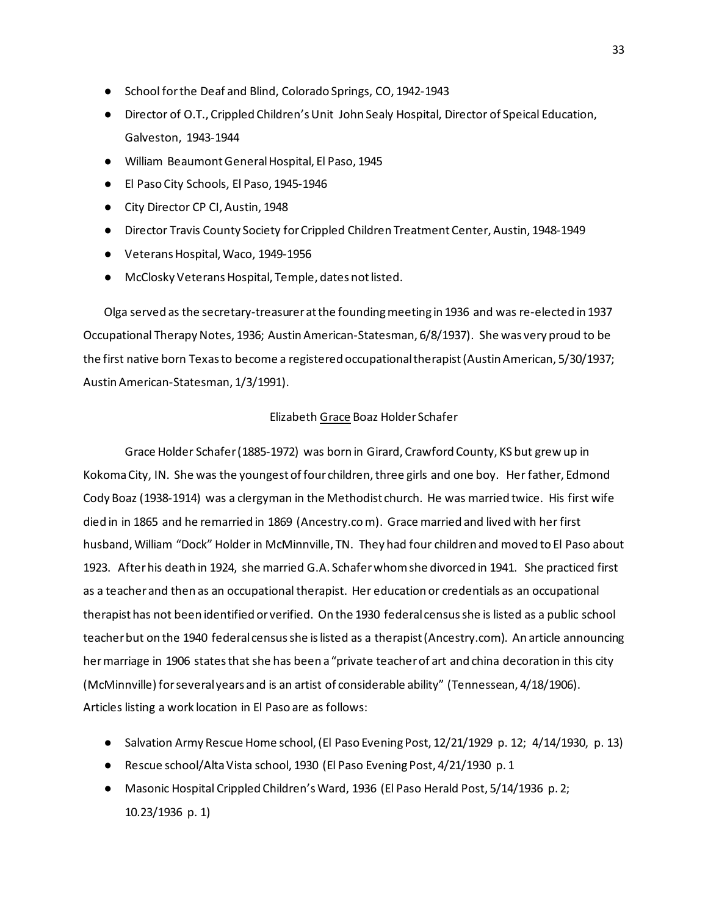- School for the Deaf and Blind, Colorado Springs, CO, 1942-1943
- Director of O.T., Crippled Children's Unit John Sealy Hospital, Director of Speical Education, Galveston, 1943-1944
- William Beaumont General Hospital, El Paso, 1945
- El Paso City Schools, El Paso, 1945-1946
- City Director CP CI, Austin, 1948
- Director Travis County Society for Crippled Children Treatment Center, Austin, 1948-1949
- Veterans Hospital, Waco, 1949-1956
- McClosky Veterans Hospital, Temple, dates not listed.

Olga served as the secretary-treasurer at the founding meeting in 1936 and was re-elected in 1937 Occupational Therapy Notes, 1936; Austin American-Statesman, 6/8/1937). She was very proud to be the first native born Texas to become a registered occupational therapist (Austin American, 5/30/1937; Austin American-Statesman, 1/3/1991).

Elizabeth Grace Boaz Holder Schafer

Grace Holder Schafer (1885-1972) was born in Girard, Crawford County, KS but grew up in Kokoma City, IN. She was the youngest of four children, three girls and one boy. Her father, Edmond Cody Boaz (1938-1914) was a clergyman in the Methodist church. He was married twice. His first wife died in in 1865 and he remarried in 1869 (Ancestry.com). Grace married and lived with her first husband, William "Dock" Holder in McMinnville, TN. They had four children and moved to El Paso about 1923. After his death in 1924, she married G.A. Schafer whom she divorced in 1941. She practiced first as a teacher and then as an occupational therapist. Her education or credentials as an occupational therapist has not been identified or verified. On the 1930 federal census she is listed as a public school teacher but on the 1940 federal census she is listed as a therapist (Ancestry.com). An article announcing her marriage in 1906 states that she has been a "private teacher of art and china decoration in this city (McMinnville) for several years and is an artist of considerable ability" (Tennessean, 4/18/1906). Articles listing a work location in El Paso are as follows:

- Salvation Army Rescue Home school, (El Paso Evening Post, 12/21/1929 p. 12; 4/14/1930, p. 13)
- Rescue school/Alta Vista school, 1930 (El Paso Evening Post, 4/21/1930 p. 1
- Masonic Hospital Crippled Children's Ward, 1936 (El Paso Herald Post, 5/14/1936 p. 2; 10.23/1936 p. 1)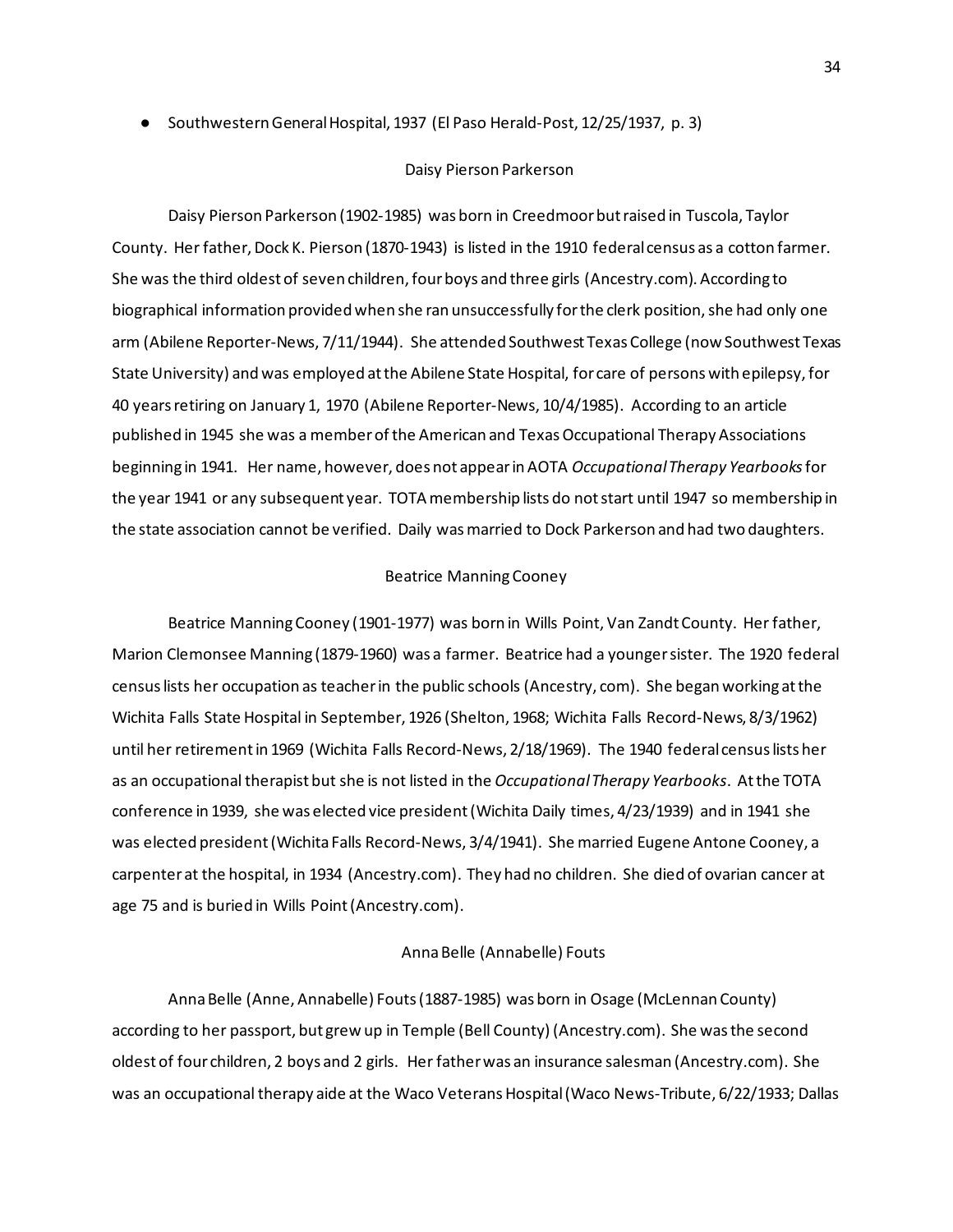- Southwestern General Hospital, 1937 (El Paso Herald-Post, 12/25/1937, p. 3)

### Daisy Pierson Parkerson

Daisy Pierson Parkerson (1902-1985) was born in Creedmoor but raised in Tuscola, Taylor County. Her father, Dock K. Pierson (1870-1943) is listed in the 1910 federal census as a cotton farmer. She was the third oldest of seven children, four boys and three girls (Ancestry.com). According to biographical information provided when she ran unsuccessfully for the clerk position, she had only one arm (Abilene Reporter-News, 7/11/1944). She attended Southwest Texas College (now Southwest Texas State University) and was employed at the Abilene State Hospital, for care of persons with epilepsy, for 40 years retiring on January 1, 1970 (Abilene Reporter-News, 10/4/1985). According to an article published in 1945 she was a member of the American and Texas Occupational Therapy Associations beginning in 1941. Her name, however, does not appear in AOTA *Occupational Therapy Yearbooks* for the year 1941 or any subsequent year. TOTA membership lists do not start until 1947 so membership in the state association cannot be verified. Daily was married to Dock Parkerson and had two daughters.

### Beatrice Manning Cooney

Beatrice Manning Cooney (1901-1977) was born in Wills Point, Van Zandt County. Her father, Marion Clemonsee Manning (1879-1960) was a farmer. Beatrice had a younger sister. The 1920 federal census lists her occupation as teacher in the public schools (Ancestry, com). She began working at the Wichita Falls State Hospital in September, 1926 (Shelton, 1968; Wichita Falls Record-News, 8/3/1962) until her retirement in 1969 (Wichita Falls Record-News, 2/18/1969). The 1940 federal census lists her as an occupational therapist but she is not listed in the *Occupational Therapy Yearbooks*. At the TOTA conference in 1939, she was elected vice president (Wichita Daily times, 4/23/1939) and in 1941 she was elected president (Wichita Falls Record-News, 3/4/1941). She married Eugene Antone Cooney, a carpenter at the hospital, in 1934 (Ancestry.com). They had no children. She died of ovarian cancer at age 75 and is buried in Wills Point (Ancestry.com).

### Anna Belle (Annabelle) Fouts

Anna Belle (Anne, Annabelle) Fouts (1887-1985) was born in Osage (McLennan County) according to her passport, but grew up in Temple (Bell County) (Ancestry.com). She was the second oldest of four children, 2 boys and 2 girls. Her father was an insurance salesman (Ancestry.com). She was an occupational therapy aide at the Waco Veterans Hospital (Waco News-Tribute, 6/22/1933; Dallas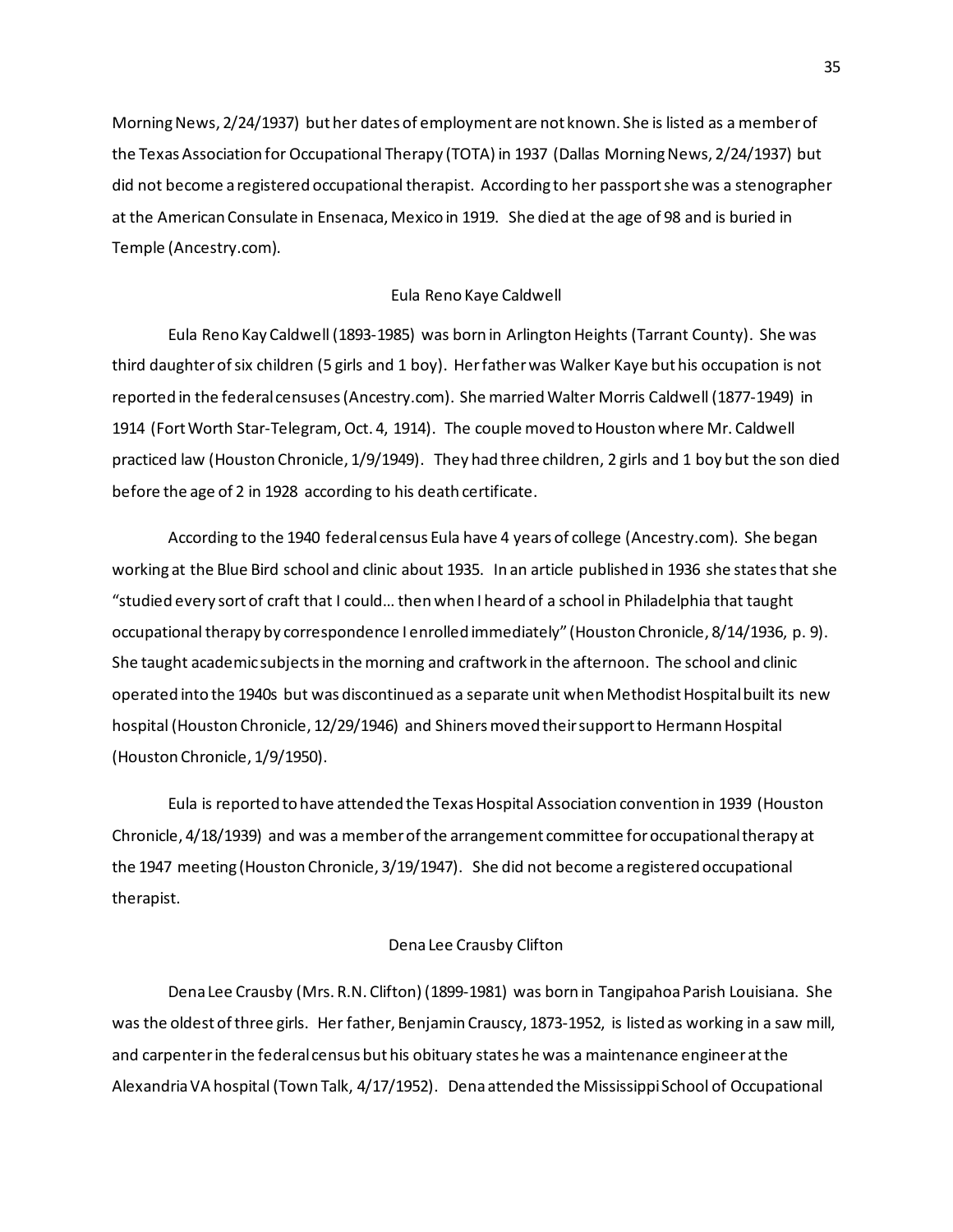Morning News, 2/24/1937) but her dates of employment are not known. She is listed as a member of the Texas Association for Occupational Therapy (TOTA) in 1937 (Dallas Morning News, 2/24/1937) but did not become a registered occupational therapist. According to her passport she was a stenographer at the American Consulate in Ensenaca, Mexico in 1919. She died at the age of 98 and is buried in Temple (Ancestry.com).

### Eula Reno Kaye Caldwell

Eula Reno Kay Caldwell (1893-1985) was born in Arlington Heights (Tarrant County). She was third daughter of six children (5 girls and 1 boy). Her father was Walker Kaye but his occupation is not reported in the federal censuses (Ancestry.com). She married Walter Morris Caldwell (1877-1949) in 1914 (Fort Worth Star-Telegram, Oct. 4, 1914). The couple moved to Houston where Mr. Caldwell practiced law (Houston Chronicle, 1/9/1949). They had three children, 2 girls and 1 boy but the son died before the age of 2 in 1928 according to his death certificate.

According to the 1940 federal census Eula have 4 years of college (Ancestry.com). She began working at the Blue Bird school and clinic about 1935. In an article published in 1936 she states that she "studied every sort of craft that I could… then when I heard of a school in Philadelphia that taught occupational therapy by correspondence I enrolled immediately" (Houston Chronicle, 8/14/1936, p. 9). She taught academic subjects in the morning and craftwork in the afternoon. The school and clinic operated into the 1940s but was discontinued as a separate unit when Methodist Hospital built its new hospital (Houston Chronicle, 12/29/1946) and Shiners moved their support to Hermann Hospital (Houston Chronicle, 1/9/1950).

Eula is reported to have attended the Texas Hospital Association convention in 1939 (Houston Chronicle, 4/18/1939) and was a member of the arrangement committee for occupational therapy at the 1947 meeting (Houston Chronicle, 3/19/1947). She did not become a registered occupational therapist.

### Dena Lee Crausby Clifton

Dena Lee Crausby (Mrs. R.N. Clifton) (1899-1981) was born in Tangipahoa Parish Louisiana. She was the oldest of three girls. Her father, Benjamin Crauscy, 1873-1952, is listed as working in a saw mill, and carpenter in the federal census but his obituary states he was a maintenance engineer at the Alexandria VA hospital (Town Talk, 4/17/1952). Dena attended the Mississippi School of Occupational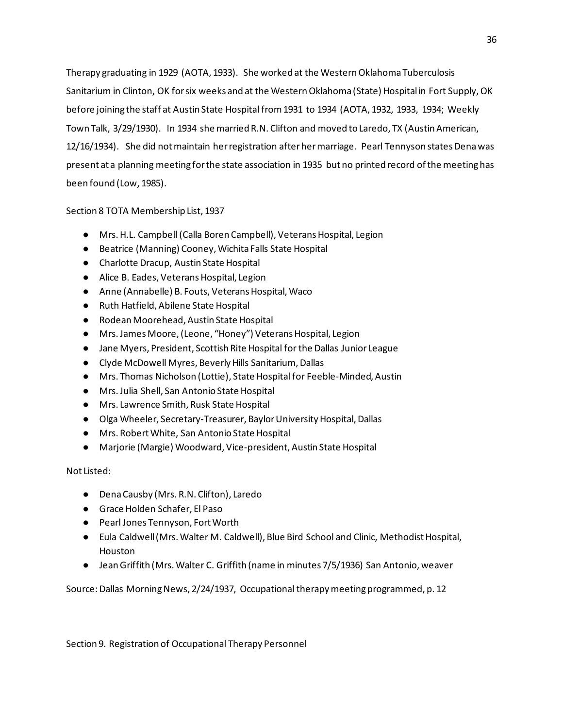Therapy graduating in 1929 (AOTA, 1933). She worked at the Western Oklahoma Tuberculosis Sanitarium in Clinton, OK for six weeks and at the Western Oklahoma (State) Hospital in Fort Supply, OK before joining the staff at Austin State Hospital from 1931 to 1934 (AOTA, 1932, 1933, 1934; Weekly Town Talk, 3/29/1930). In 1934 she married R.N. Clifton and moved to Laredo, TX (Austin American, 12/16/1934). She did not maintain her registration after her marriage. Pearl Tennyson states Dena was present at a planning meeting for the state association in 1935 but no printed record of the meeting has been found (Low, 1985).

Section 8 TOTA Membership List, 1937

- Mrs. H.L. Campbell (Calla Boren Campbell), Veterans Hospital, Legion
- Beatrice (Manning) Cooney, Wichita Falls State Hospital
- Charlotte Dracup, Austin State Hospital
- Alice B. Eades, Veterans Hospital, Legion
- Anne (Annabelle) B. Fouts, Veterans Hospital, Waco
- Ruth Hatfield, Abilene State Hospital
- Rodean Moorehead, Austin State Hospital
- Mrs. James Moore, (Leone, "Honey") Veterans Hospital, Legion
- Jane Myers, President, Scottish Rite Hospital for the Dallas Junior League
- Clyde McDowell Myres, Beverly Hills Sanitarium, Dallas
- Mrs. Thomas Nicholson (Lottie), State Hospital for Feeble-Minded, Austin
- Mrs. Julia Shell, San Antonio State Hospital
- Mrs. Lawrence Smith, Rusk State Hospital
- Olga Wheeler, Secretary-Treasurer, Baylor University Hospital, Dallas
- Mrs. Robert White, San Antonio State Hospital
- Marjorie (Margie) Woodward, Vice-president, Austin State Hospital

Not Listed:

- Dena Causby (Mrs. R.N. Clifton), Laredo
- Grace Holden Schafer, El Paso
- Pearl Jones Tennyson, Fort Worth
- Eula Caldwell (Mrs. Walter M. Caldwell), Blue Bird School and Clinic, Methodist Hospital, Houston
- Jean Griffith (Mrs. Walter C. Griffith (name in minutes 7/5/1936) San Antonio, weaver

Source: Dallas Morning News, 2/24/1937, Occupational therapy meeting programmed, p. 12

Section 9. Registration of Occupational Therapy Personnel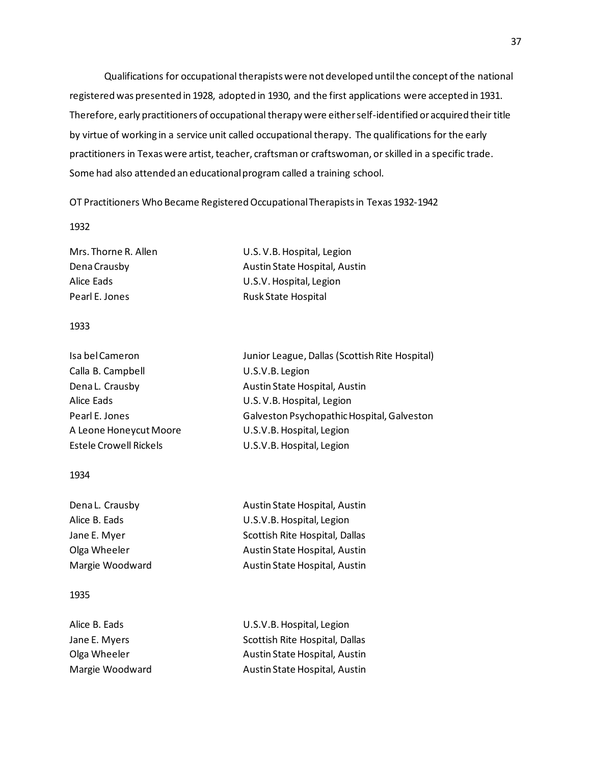Qualifications for occupational therapists were not developed until the concept of the national registered was presented in 1928, adopted in 1930, and the first applications were accepted in 1931. Therefore, early practitioners of occupational therapy were either self-identified or acquired their title by virtue of working in a service unit called occupational therapy. The qualifications for the early practitioners in Texas were artist, teacher, craftsman or craftswoman, or skilled in a specific trade. Some had also attended an educational program called a training school.

OT Practitioners Who Became Registered Occupational Therapists in Texas 1932-1942

1932

| | |
|---|---|
| Mrs. Thorne R. Allen | U.S. V.B. Hospital, Legion |
| Dena Crausby | Austin State Hospital, Austin |
| Alice Eads | U.S.V. Hospital, Legion |
| Pearl E. Jones | Rusk State Hospital |

1933

| | |
|---|---|
| Isa bel Cameron | Junior League, Dallas (Scottish Rite Hospital) |
| Calla B. Campbell | U.S.V.B. Legion |
| Dena L. Crausby | Austin State Hospital, Austin |
| Alice Eads | U.S. V.B. Hospital, Legion |
| Pearl E. Jones | Galveston Psychopathic Hospital, Galveston |
| A Leone Honeycut Moore | U.S.V.B. Hospital, Legion |
| Estele Crowell Rickels | U.S.V.B. Hospital, Legion |

1934

| | |
|---|---|
| Dena L. Crausby | Austin State Hospital, Austin |
| Alice B. Eads | U.S.V.B. Hospital, Legion |
| Jane E. Myer | Scottish Rite Hospital, Dallas |
| Olga Wheeler | Austin State Hospital, Austin |
| Margie Woodward | Austin State Hospital, Austin |

1935

| | |
|---|---|
| Alice B. Eads | U.S.V.B. Hospital, Legion |
| Jane E. Myers | Scottish Rite Hospital, Dallas |
| Olga Wheeler | Austin State Hospital, Austin |
| Margie Woodward | Austin State Hospital, Austin |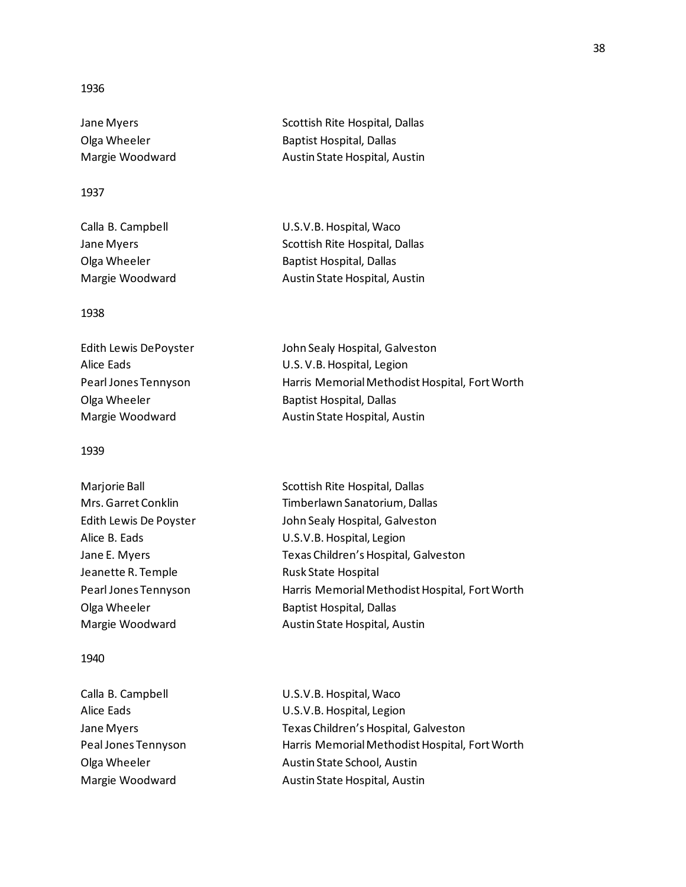1936

| | |
|---|---|
| Jane Myers | Scottish Rite Hospital, Dallas |
| Olga Wheeler | Baptist Hospital, Dallas |
| Margie Woodward | Austin State Hospital, Austin |

1937

| | |
|---|---|
| Calla B. Campbell | U.S.V.B. Hospital, Waco |
| Jane Myers | Scottish Rite Hospital, Dallas |
| Olga Wheeler | Baptist Hospital, Dallas |
| Margie Woodward | Austin State Hospital, Austin |

1938

| | |
|---|---|
| Edith Lewis DePoyster | John Sealy Hospital, Galveston |
| Alice Eads | U.S. V.B. Hospital, Legion |
| Pearl Jones Tennyson | Harris Memorial Methodist Hospital, Fort Worth |
| Olga Wheeler | Baptist Hospital, Dallas |
| Margie Woodward | Austin State Hospital, Austin |

1939

| | |
|---|---|
| Marjorie Ball | Scottish Rite Hospital, Dallas |
| Mrs. Garret Conklin | Timberlawn Sanatorium, Dallas |
| Edith Lewis De Poyster | John Sealy Hospital, Galveston |
| Alice B. Eads | U.S.V.B. Hospital, Legion |
| Jane E. Myers | Texas Children's Hospital, Galveston |
| Jeanette R. Temple | Rusk State Hospital |
| Pearl Jones Tennyson | Harris Memorial Methodist Hospital, Fort Worth |
| Olga Wheeler | Baptist Hospital, Dallas |
| Margie Woodward | Austin State Hospital, Austin |

1940

| | |
|---|---|
| Calla B. Campbell | U.S.V.B. Hospital, Waco |
| Alice Eads | U.S.V.B. Hospital, Legion |
| Jane Myers | Texas Children's Hospital, Galveston |
| Peal Jones Tennyson | Harris Memorial Methodist Hospital, Fort Worth |
| Olga Wheeler | Austin State School, Austin |
| Margie Woodward | Austin State Hospital, Austin |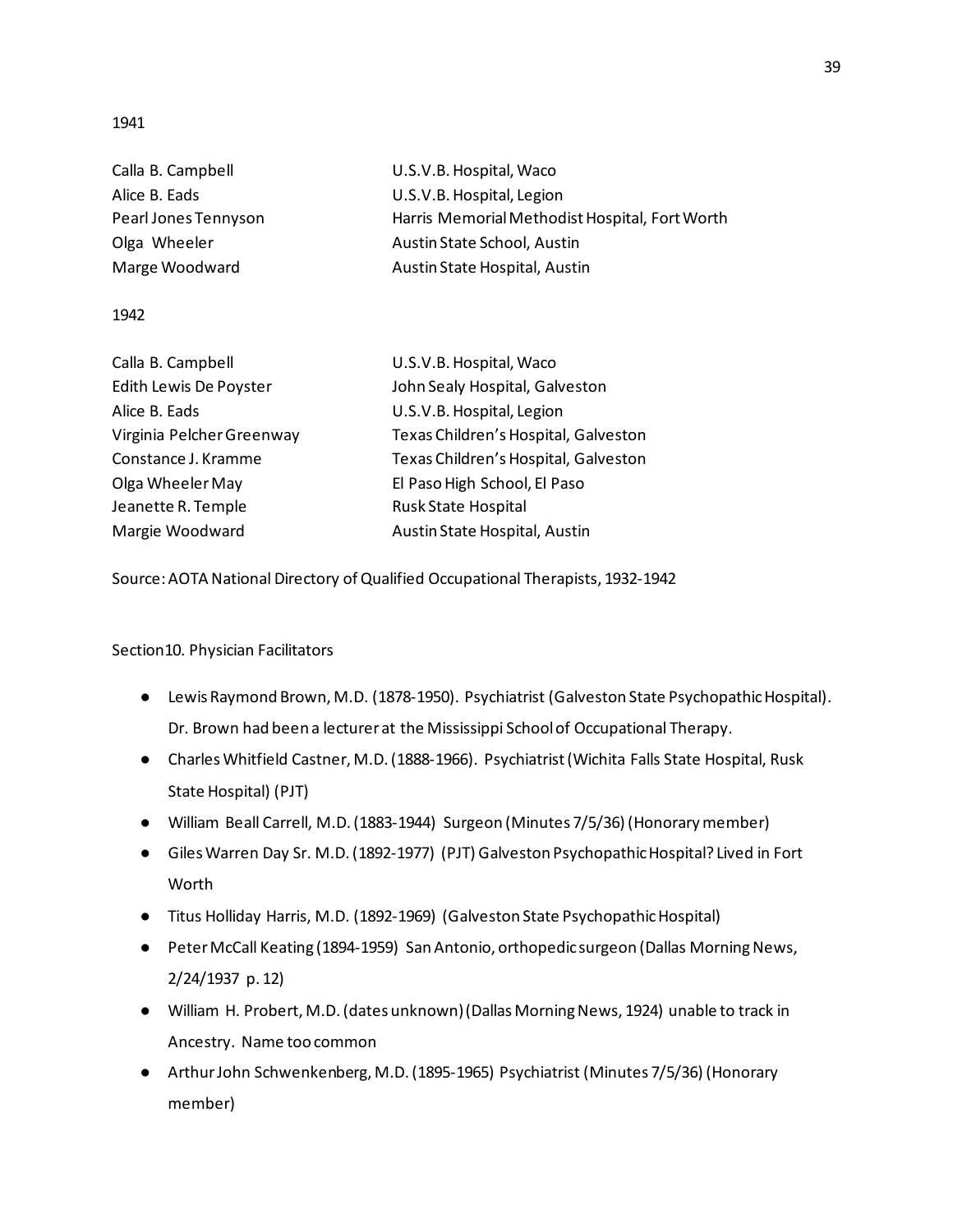1941

| | |
|---|---|
| Calla B. Campbell | U.S.V.B. Hospital, Waco |
| Alice B. Eads | U.S.V.B. Hospital, Legion |
| Pearl Jones Tennyson | Harris Memorial Methodist Hospital, Fort Worth |
| Olga Wheeler | Austin State School, Austin |
| Marge Woodward | Austin State Hospital, Austin |

1942

| | |
|---|---|
| Calla B. Campbell | U.S.V.B. Hospital, Waco |
| Edith Lewis De Poyster | John Sealy Hospital, Galveston |
| Alice B. Eads | U.S.V.B. Hospital, Legion |
| Virginia Pelcher Greenway | Texas Children's Hospital, Galveston |
| Constance J. Kramme | Texas Children's Hospital, Galveston |
| Olga Wheeler May | El Paso High School, El Paso |
| Jeanette R. Temple | Rusk State Hospital |
| Margie Woodward | Austin State Hospital, Austin |

Source: AOTA National Directory of Qualified Occupational Therapists, 1932-1942

Section10. Physician Facilitators

- Lewis Raymond Brown, M.D. (1878-1950). Psychiatrist (Galveston State Psychopathic Hospital). Dr. Brown had been a lecturer at the Mississippi School of Occupational Therapy.
- Charles Whitfield Castner, M.D. (1888-1966). Psychiatrist (Wichita Falls State Hospital, Rusk State Hospital) (PJT)
- William Beall Carrell, M.D. (1883-1944) Surgeon (Minutes 7/5/36) (Honorary member)
- Giles Warren Day Sr. M.D. (1892-1977) (PJT) Galveston Psychopathic Hospital? Lived in Fort Worth
- Titus Holliday Harris, M.D. (1892-1969) (Galveston State Psychopathic Hospital)
- Peter McCall Keating (1894-1959) San Antonio, orthopedic surgeon (Dallas Morning News, 2/24/1937 p. 12)
- William H. Probert, M.D. (dates unknown) (Dallas Morning News, 1924) unable to track in Ancestry. Name too common
- Arthur John Schwenkenberg, M.D. (1895-1965) Psychiatrist (Minutes 7/5/36) (Honorary member)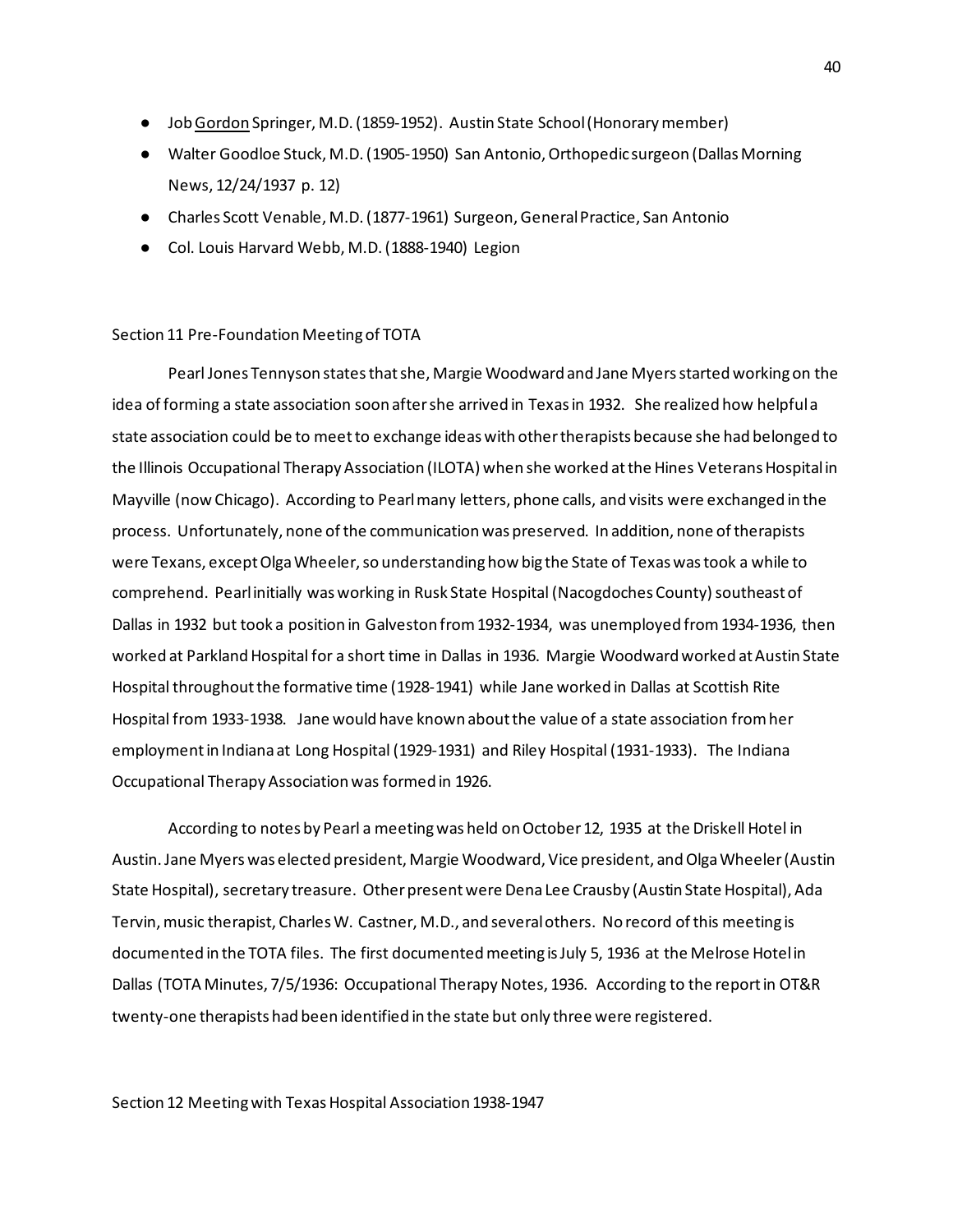- Job Gordon Springer, M.D. (1859-1952). Austin State School (Honorary member)
- Walter Goodloe Stuck, M.D. (1905-1950) San Antonio, Orthopedic surgeon (Dallas Morning News, 12/24/1937 p. 12)
- Charles Scott Venable, M.D. (1877-1961) Surgeon, General Practice, San Antonio
- Col. Louis Harvard Webb, M.D. (1888-1940) Legion

## Section 11 Pre-Foundation Meeting of TOTA

Pearl Jones Tennyson states that she, Margie Woodward and Jane Myers started working on the idea of forming a state association soon after she arrived in Texas in 1932. She realized how helpful a state association could be to meet to exchange ideas with other therapists because she had belonged to the Illinois Occupational Therapy Association (ILOTA) when she worked at the Hines Veterans Hospital in Mayville (now Chicago). According to Pearl many letters, phone calls, and visits were exchanged in the process. Unfortunately, none of the communication was preserved. In addition, none of therapists were Texans, except Olga Wheeler, so understanding how big the State of Texas was took a while to comprehend. Pearl initially was working in Rusk State Hospital (Nacogdoches County) southeast of Dallas in 1932 but took a position in Galveston from 1932-1934, was unemployed from 1934-1936, then worked at Parkland Hospital for a short time in Dallas in 1936. Margie Woodward worked at Austin State Hospital throughout the formative time (1928-1941) while Jane worked in Dallas at Scottish Rite Hospital from 1933-1938. Jane would have known about the value of a state association from her employment in Indiana at Long Hospital (1929-1931) and Riley Hospital (1931-1933). The Indiana Occupational Therapy Association was formed in 1926.

According to notes by Pearl a meeting was held on October 12, 1935 at the Driskell Hotel in Austin. Jane Myers was elected president, Margie Woodward, Vice president, and Olga Wheeler (Austin State Hospital), secretary treasure. Other present were Dena Lee Crausby (Austin State Hospital), Ada Tervin, music therapist, Charles W. Castner, M.D., and several others. No record of this meeting is documented in the TOTA files. The first documented meeting is July 5, 1936 at the Melrose Hotel in Dallas (TOTA Minutes, 7/5/1936: Occupational Therapy Notes, 1936. According to the report in OT&R twenty-one therapists had been identified in the state but only three were registered.

## Section 12 Meeting with Texas Hospital Association 1938-1947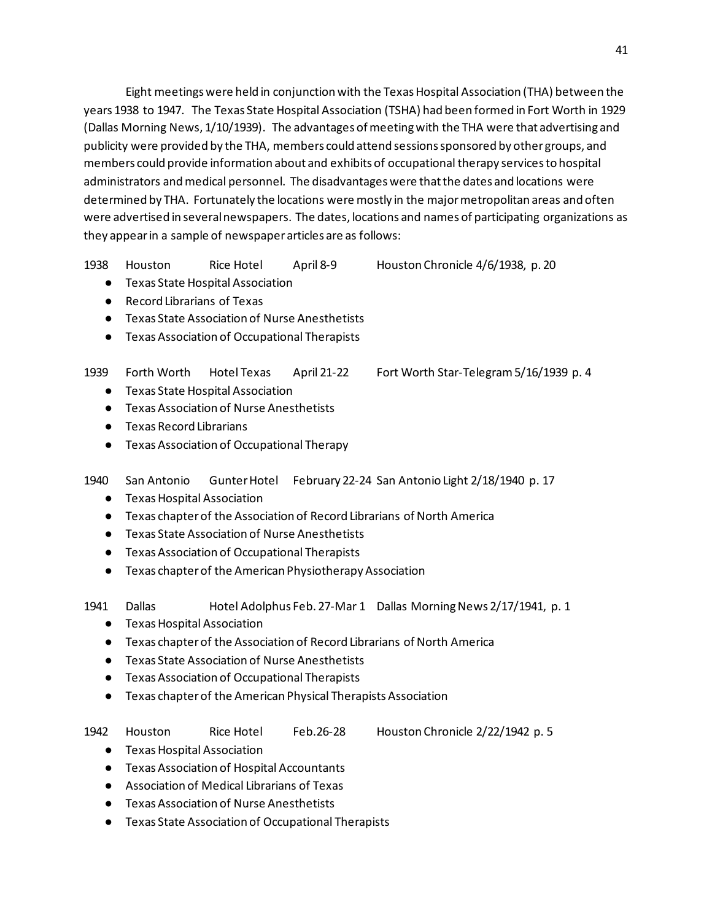Eight meetings were held in conjunction with the Texas Hospital Association (THA) between the years 1938 to 1947. The Texas State Hospital Association (TSHA) had been formed in Fort Worth in 1929 (Dallas Morning News, 1/10/1939). The advantages of meeting with the THA were that advertising and publicity were provided by the THA, members could attend sessions sponsored by other groups, and members could provide information about and exhibits of occupational therapy services to hospital administrators and medical personnel. The disadvantages were that the dates and locations were determined by THA. Fortunately the locations were mostly in the major metropolitan areas and often were advertised in several newspapers. The dates, locations and names of participating organizations as they appear in a sample of newspaper articles are as follows:

1938 Houston Rice Hotel April 8-9 Houston Chronicle 4/6/1938, p. 20

- Texas State Hospital Association
- Record Librarians of Texas
- Texas State Association of Nurse Anesthetists
- Texas Association of Occupational Therapists

1939 Forth Worth Hotel Texas April 21-22 Fort Worth Star-Telegram 5/16/1939 p. 4

- Texas State Hospital Association
- Texas Association of Nurse Anesthetists
- Texas Record Librarians
- Texas Association of Occupational Therapy

1940 San Antonio Gunter Hotel February 22-24 San Antonio Light 2/18/1940 p. 17

- Texas Hospital Association
- Texas chapter of the Association of Record Librarians of North America
- Texas State Association of Nurse Anesthetists
- Texas Association of Occupational Therapists
- Texas chapter of the American Physiotherapy Association

1941 Dallas Hotel Adolphus Feb. 27-Mar 1 Dallas Morning News 2/17/1941, p. 1

- Texas Hospital Association
- Texas chapter of the Association of Record Librarians of North America
- Texas State Association of Nurse Anesthetists
- Texas Association of Occupational Therapists
- Texas chapter of the American Physical Therapists Association

1942 Houston Rice Hotel Feb.26-28 Houston Chronicle 2/22/1942 p. 5

- Texas Hospital Association
- Texas Association of Hospital Accountants
- Association of Medical Librarians of Texas
- Texas Association of Nurse Anesthetists
- Texas State Association of Occupational Therapists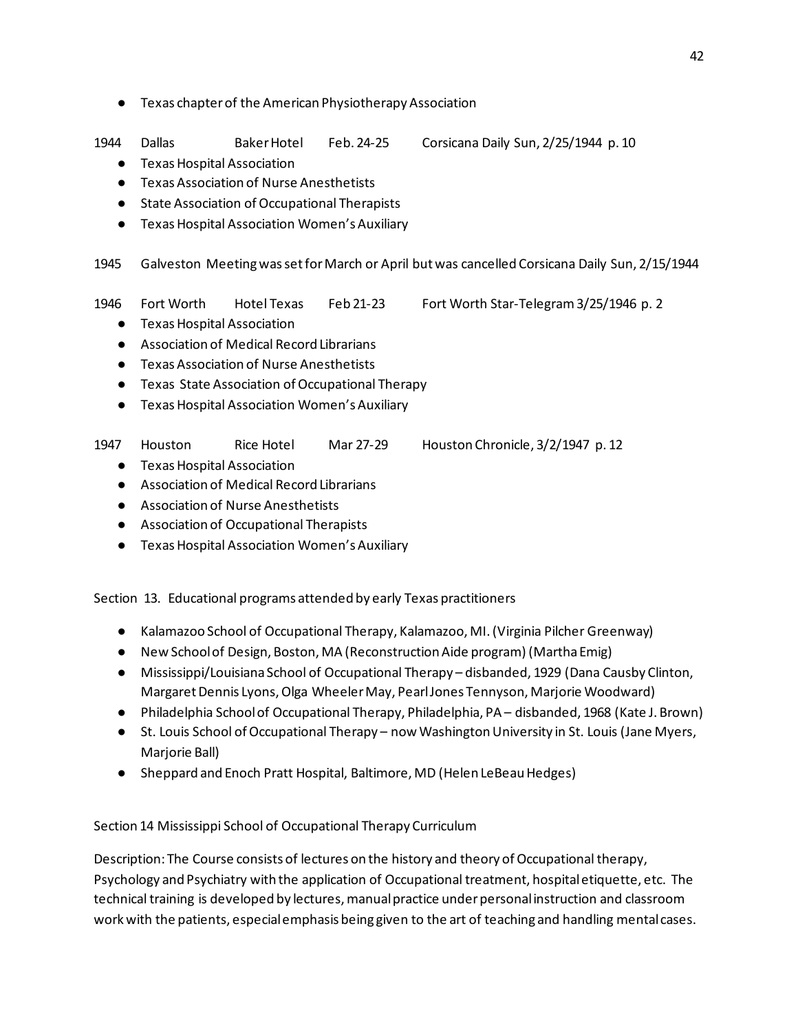- Texas chapter of the American Physiotherapy Association

1944 Dallas Baker Hotel Feb. 24-25 Corsicana Daily Sun, 2/25/1944 p. 10

- Texas Hospital Association
- Texas Association of Nurse Anesthetists
- State Association of Occupational Therapists
- Texas Hospital Association Women's Auxiliary

1945 Galveston Meeting was set for March or April but was cancelled Corsicana Daily Sun, 2/15/1944

1946 Fort Worth Hotel Texas Feb 21-23 Fort Worth Star-Telegram 3/25/1946 p. 2

- Texas Hospital Association
- Association of Medical Record Librarians
- Texas Association of Nurse Anesthetists
- Texas State Association of Occupational Therapy
- Texas Hospital Association Women's Auxiliary

1947 Houston Rice Hotel Mar 27-29 Houston Chronicle, 3/2/1947 p. 12

- Texas Hospital Association
- Association of Medical Record Librarians
- Association of Nurse Anesthetists
- Association of Occupational Therapists
- Texas Hospital Association Women's Auxiliary

Section 13. Educational programs attended by early Texas practitioners

- Kalamazoo School of Occupational Therapy, Kalamazoo, MI. (Virginia Pilcher Greenway)
- New School of Design, Boston, MA (Reconstruction Aide program) (Martha Emig)
- Mississippi/Louisiana School of Occupational Therapy – disbanded, 1929 (Dana Causby Clinton, Margaret Dennis Lyons, Olga Wheeler May, Pearl Jones Tennyson, Marjorie Woodward)
- Philadelphia School of Occupational Therapy, Philadelphia, PA – disbanded, 1968 (Kate J. Brown)
- St. Louis School of Occupational Therapy – now Washington University in St. Louis (Jane Myers, Marjorie Ball)
- Sheppard and Enoch Pratt Hospital, Baltimore, MD (Helen LeBeau Hedges)

Section 14 Mississippi School of Occupational Therapy Curriculum

Description: The Course consists of lectures on the history and theory of Occupational therapy, Psychology and Psychiatry with the application of Occupational treatment, hospital etiquette, etc. The technical training is developed by lectures, manual practice under personal instruction and classroom work with the patients, especial emphasis being given to the art of teaching and handling mental cases.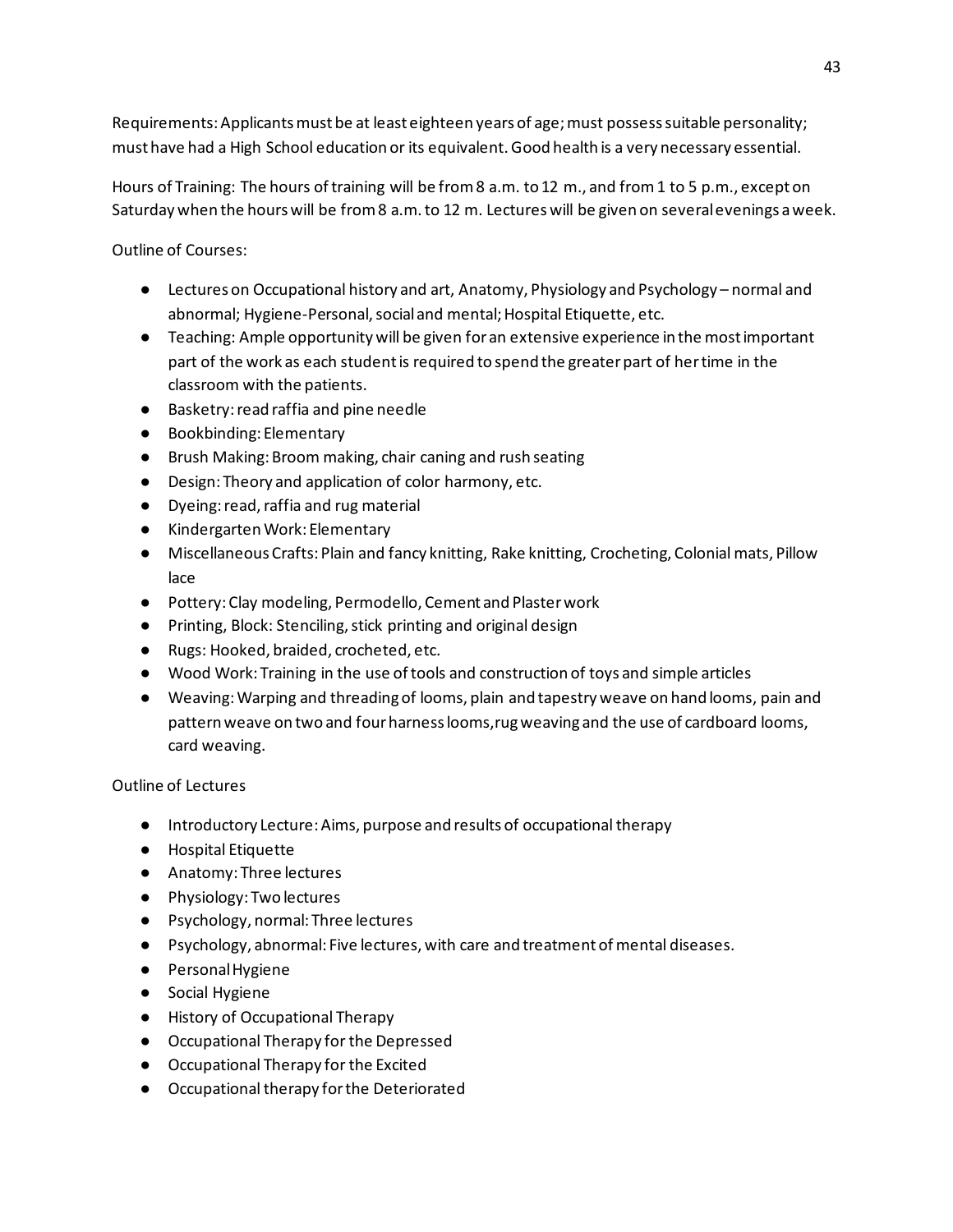Requirements: Applicants must be at least eighteen years of age; must possess suitable personality; must have had a High School education or its equivalent. Good health is a very necessary essential.

Hours of Training: The hours of training will be from 8 a.m. to 12 m., and from 1 to 5 p.m., except on Saturday when the hours will be from 8 a.m. to 12 m. Lectures will be given on several evenings a week.

Outline of Courses:

- Lectures on Occupational history and art, Anatomy, Physiology and Psychology – normal and abnormal; Hygiene-Personal, social and mental; Hospital Etiquette, etc.
- Teaching: Ample opportunity will be given for an extensive experience in the most important part of the work as each student is required to spend the greater part of her time in the classroom with the patients.
- Basketry: read raffia and pine needle
- Bookbinding: Elementary
- Brush Making: Broom making, chair caning and rush seating
- Design: Theory and application of color harmony, etc.
- Dyeing: read, raffia and rug material
- Kindergarten Work: Elementary
- Miscellaneous Crafts: Plain and fancy knitting, Rake knitting, Crocheting, Colonial mats, Pillow lace
- Pottery: Clay modeling, Permodello, Cement and Plaster work
- Printing, Block: Stenciling, stick printing and original design
- Rugs: Hooked, braided, crocheted, etc.
- Wood Work: Training in the use of tools and construction of toys and simple articles
- Weaving: Warping and threading of looms, plain and tapestry weave on hand looms, pain and pattern weave on two and four harness looms,rug weaving and the use of cardboard looms, card weaving.

Outline of Lectures

- Introductory Lecture: Aims, purpose and results of occupational therapy
- Hospital Etiquette
- Anatomy: Three lectures
- Physiology: Two lectures
- Psychology, normal: Three lectures
- Psychology, abnormal: Five lectures, with care and treatment of mental diseases.
- Personal Hygiene
- Social Hygiene
- History of Occupational Therapy
- Occupational Therapy for the Depressed
- Occupational Therapy for the Excited
- Occupational therapy for the Deteriorated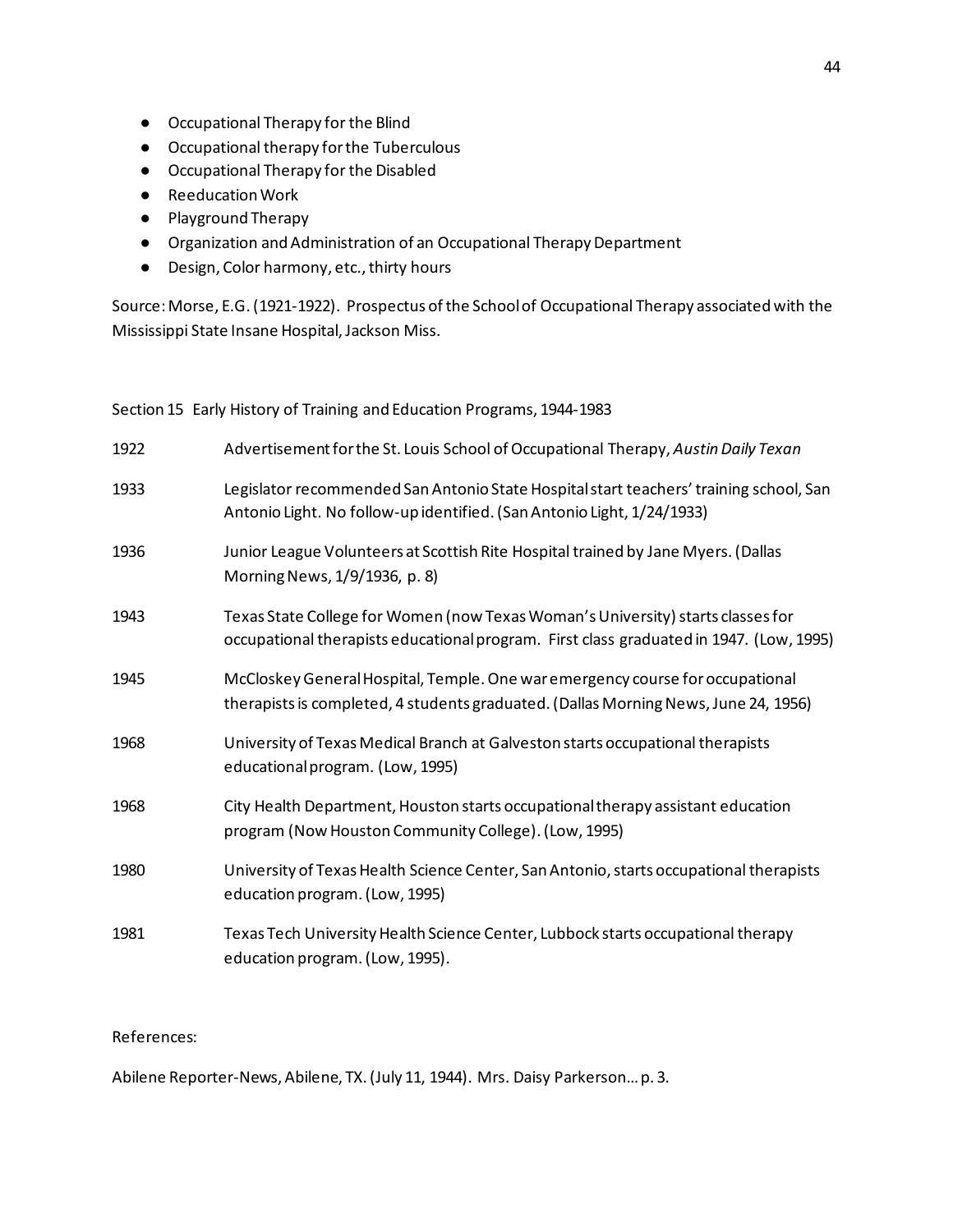- Occupational Therapy for the Blind
- Occupational therapy for the Tuberculous
- Occupational Therapy for the Disabled
- Reeducation Work
- Playground Therapy
- Organization and Administration of an Occupational Therapy Department
- Design, Color harmony, etc., thirty hours

Source: Morse, E.G. (1921-1922). Prospectus of the School of Occupational Therapy associated with the Mississippi State Insane Hospital, Jackson Miss.

Section 15 Early History of Training and Education Programs, 1944-1983

| | |
|---|---|
| 1922 | Advertisement for the St. Louis School of Occupational Therapy, *Austin Daily Texan* |
| 1933 | Legislator recommended San Antonio State Hospital start teachers' training school, San Antonio Light. No follow-up identified. (San Antonio Light, 1/24/1933) |
| 1936 | Junior League Volunteers at Scottish Rite Hospital trained by Jane Myers. (Dallas Morning News, 1/9/1936, p. 8) |
| 1943 | Texas State College for Women (now Texas Woman's University) starts classes for occupational therapists educational program. First class graduated in 1947. (Low, 1995) |
| 1945 | McCloskey General Hospital, Temple. One war emergency course for occupational therapists is completed, 4 students graduated. (Dallas Morning News, June 24, 1956) |
| 1968 | University of Texas Medical Branch at Galveston starts occupational therapists educational program. (Low, 1995) |
| 1968 | City Health Department, Houston starts occupational therapy assistant education program (Now Houston Community College). (Low, 1995) |
| 1980 | University of Texas Health Science Center, San Antonio, starts occupational therapists education program. (Low, 1995) |
| 1981 | Texas Tech University Health Science Center, Lubbock starts occupational therapy education program. (Low, 1995). |

References:

Abilene Reporter-News, Abilene, TX. (July 11, 1944). Mrs. Daisy Parkerson… p. 3.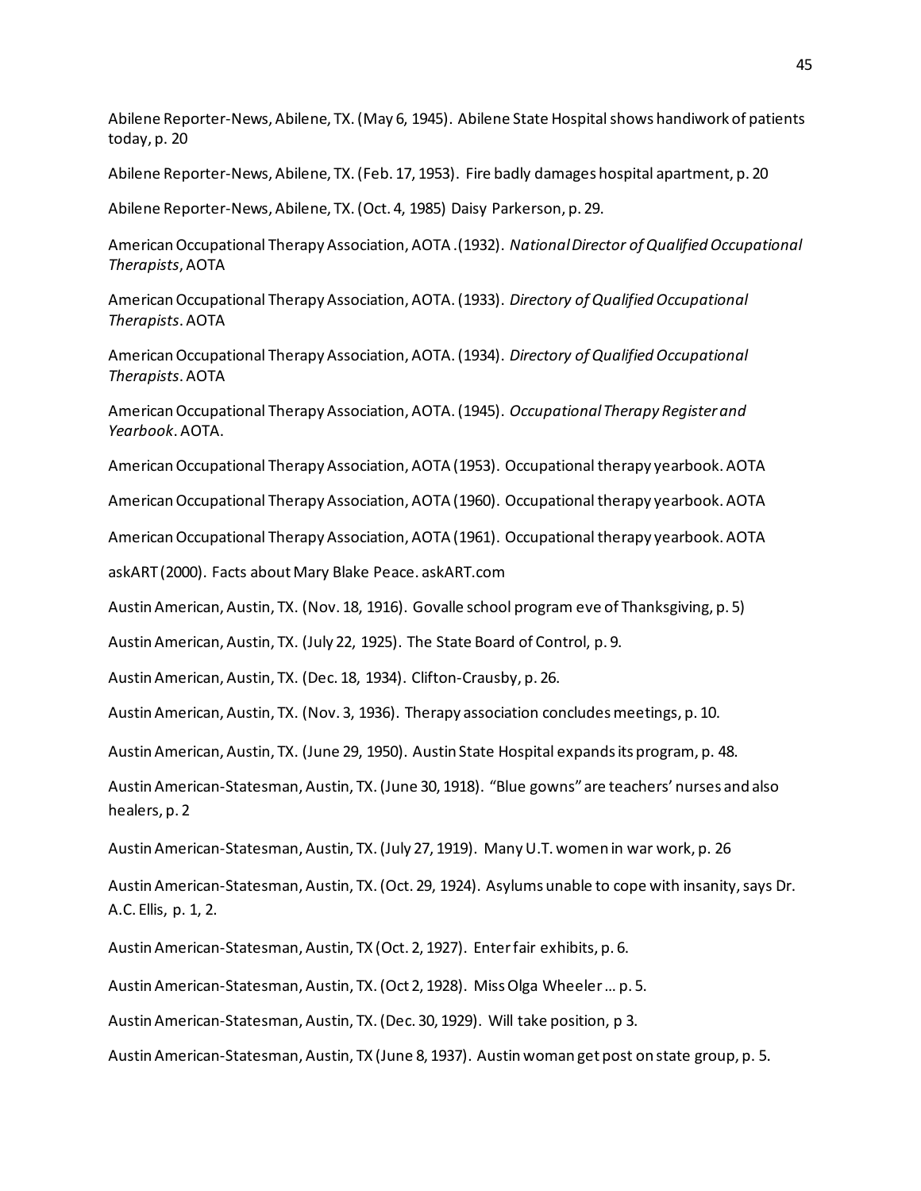Abilene Reporter-News, Abilene, TX. (May 6, 1945). Abilene State Hospital shows handiwork of patients today, p. 20

Abilene Reporter-News, Abilene, TX. (Feb. 17, 1953). Fire badly damages hospital apartment, p. 20

Abilene Reporter-News, Abilene, TX. (Oct. 4, 1985) Daisy Parkerson, p. 29.

American Occupational Therapy Association, AOTA .(1932). *National Director of Qualified Occupational Therapists*, AOTA

American Occupational Therapy Association, AOTA. (1933). *Directory of Qualified Occupational Therapists*. AOTA

American Occupational Therapy Association, AOTA. (1934). *Directory of Qualified Occupational Therapists*. AOTA

American Occupational Therapy Association, AOTA. (1945). *Occupational Therapy Register and Yearbook*. AOTA.

American Occupational Therapy Association, AOTA (1953). Occupational therapy yearbook. AOTA

American Occupational Therapy Association, AOTA (1960). Occupational therapy yearbook. AOTA

American Occupational Therapy Association, AOTA (1961). Occupational therapy yearbook. AOTA

askART (2000). Facts about Mary Blake Peace. askART.com

Austin American, Austin, TX. (Nov. 18, 1916). Govalle school program eve of Thanksgiving, p. 5)

Austin American, Austin, TX. (July 22, 1925). The State Board of Control, p. 9.

Austin American, Austin, TX. (Dec. 18, 1934). Clifton-Crausby, p. 26.

Austin American, Austin, TX. (Nov. 3, 1936). Therapy association concludes meetings, p. 10.

Austin American, Austin, TX. (June 29, 1950). Austin State Hospital expands its program, p. 48.

Austin American-Statesman, Austin, TX. (June 30, 1918). "Blue gowns" are teachers' nurses and also healers, p. 2

Austin American-Statesman, Austin, TX. (July 27, 1919). Many U.T. women in war work, p. 26

Austin American-Statesman, Austin, TX. (Oct. 29, 1924). Asylums unable to cope with insanity, says Dr. A.C. Ellis, p. 1, 2.

Austin American-Statesman, Austin, TX (Oct. 2, 1927). Enter fair exhibits, p. 6.

Austin American-Statesman, Austin, TX. (Oct 2, 1928). Miss Olga Wheeler … p. 5.

Austin American-Statesman, Austin, TX. (Dec. 30, 1929). Will take position, p 3.

Austin American-Statesman, Austin, TX (June 8, 1937). Austin woman get post on state group, p. 5.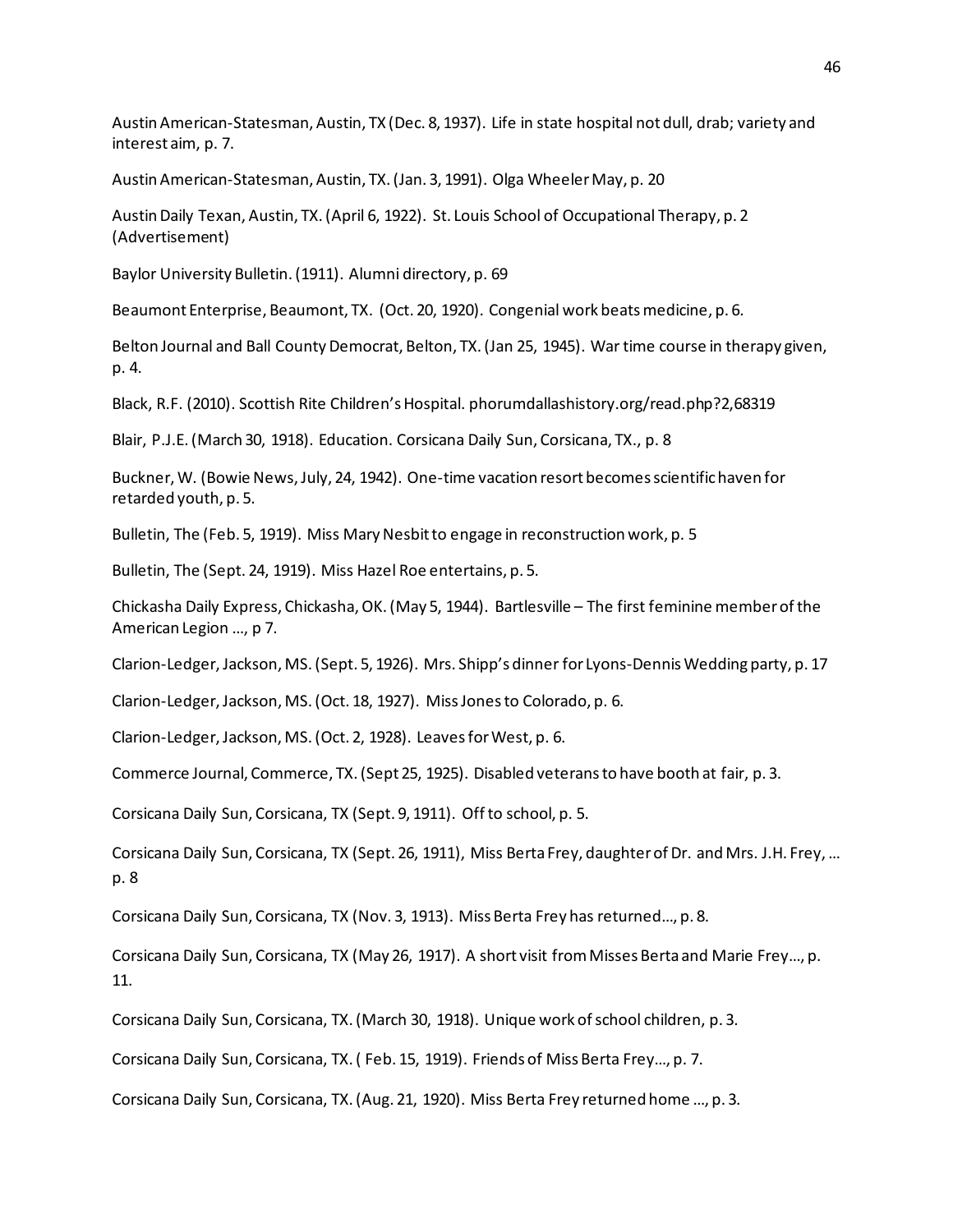Austin American-Statesman, Austin, TX (Dec. 8, 1937). Life in state hospital not dull, drab; variety and interest aim, p. 7.

Austin American-Statesman, Austin, TX. (Jan. 3, 1991). Olga Wheeler May, p. 20

Austin Daily Texan, Austin, TX. (April 6, 1922). St. Louis School of Occupational Therapy, p. 2 (Advertisement)

Baylor University Bulletin. (1911). Alumni directory, p. 69

Beaumont Enterprise, Beaumont, TX. (Oct. 20, 1920). Congenial work beats medicine, p. 6.

Belton Journal and Ball County Democrat, Belton, TX. (Jan 25, 1945). War time course in therapy given, p. 4.

Black, R.F. (2010). Scottish Rite Children's Hospital. phorumdallashistory.org/read.php?2,68319

Blair, P.J.E. (March 30, 1918). Education. Corsicana Daily Sun, Corsicana, TX., p. 8

Buckner, W. (Bowie News, July, 24, 1942). One-time vacation resort becomes scientific haven for retarded youth, p. 5.

Bulletin, The (Feb. 5, 1919). Miss Mary Nesbit to engage in reconstruction work, p. 5

Bulletin, The (Sept. 24, 1919). Miss Hazel Roe entertains, p. 5.

Chickasha Daily Express, Chickasha, OK. (May 5, 1944). Bartlesville – The first feminine member of the American Legion …, p 7.

Clarion-Ledger, Jackson, MS. (Sept. 5, 1926). Mrs. Shipp's dinner for Lyons-Dennis Wedding party, p. 17

Clarion-Ledger, Jackson, MS. (Oct. 18, 1927). Miss Jones to Colorado, p. 6.

Clarion-Ledger, Jackson, MS. (Oct. 2, 1928). Leaves for West, p. 6.

Commerce Journal, Commerce, TX. (Sept 25, 1925). Disabled veterans to have booth at fair, p. 3.

Corsicana Daily Sun, Corsicana, TX (Sept. 9, 1911). Off to school, p. 5.

Corsicana Daily Sun, Corsicana, TX (Sept. 26, 1911), Miss Berta Frey, daughter of Dr. and Mrs. J.H. Frey, … p. 8

Corsicana Daily Sun, Corsicana, TX (Nov. 3, 1913). Miss Berta Frey has returned…, p. 8.

Corsicana Daily Sun, Corsicana, TX (May 26, 1917). A short visit from Misses Berta and Marie Frey…, p. 11.

Corsicana Daily Sun, Corsicana, TX. (March 30, 1918). Unique work of school children, p. 3.

Corsicana Daily Sun, Corsicana, TX. ( Feb. 15, 1919). Friends of Miss Berta Frey…, p. 7.

Corsicana Daily Sun, Corsicana, TX. (Aug. 21, 1920). Miss Berta Frey returned home …, p. 3.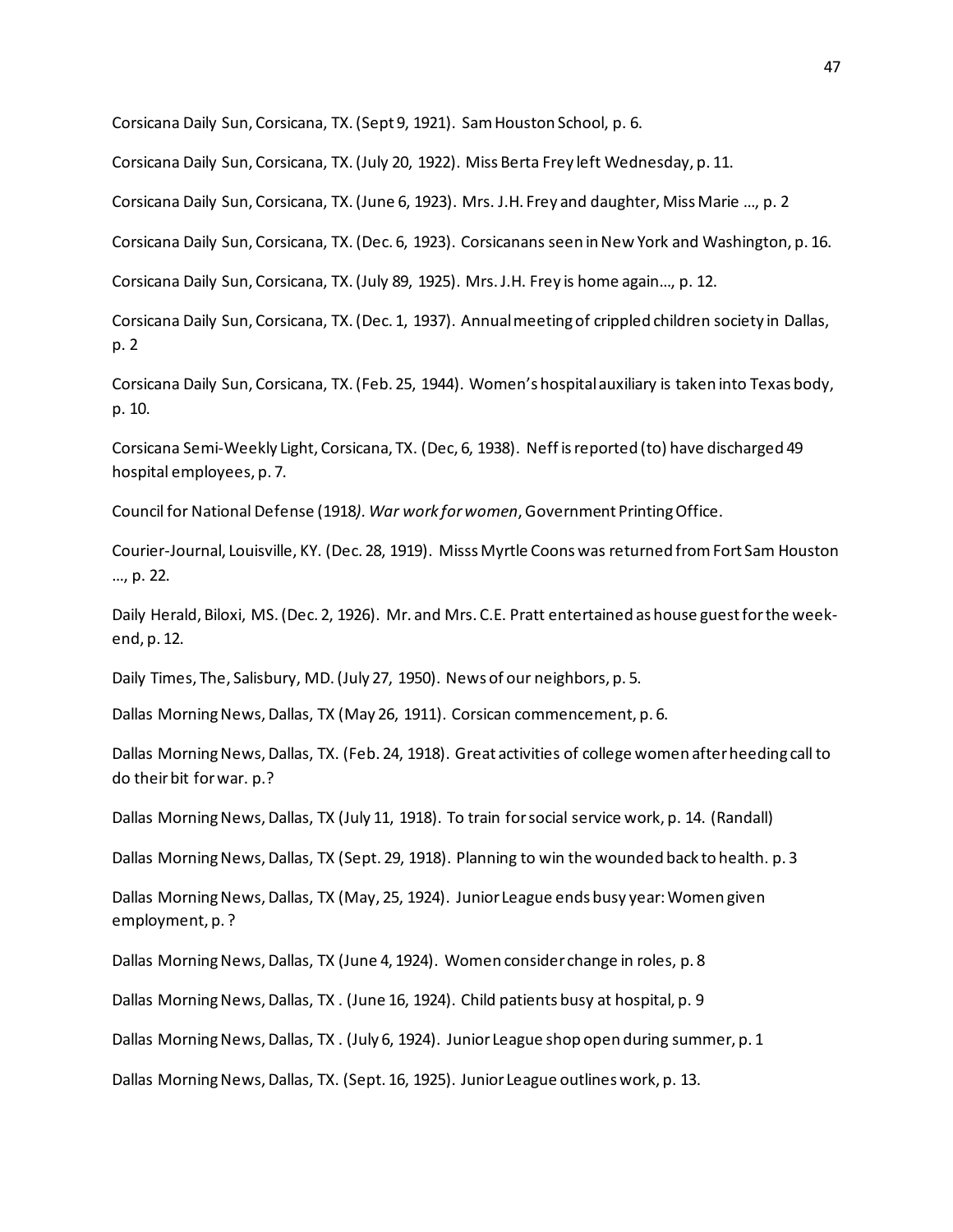Corsicana Daily Sun, Corsicana, TX. (Sept 9, 1921). Sam Houston School, p. 6.

Corsicana Daily Sun, Corsicana, TX. (July 20, 1922). Miss Berta Frey left Wednesday, p. 11.

Corsicana Daily Sun, Corsicana, TX. (June 6, 1923). Mrs. J.H. Frey and daughter, Miss Marie …, p. 2

Corsicana Daily Sun, Corsicana, TX. (Dec. 6, 1923). Corsicanans seen in New York and Washington, p. 16.

Corsicana Daily Sun, Corsicana, TX. (July 89, 1925). Mrs. J.H. Frey is home again…, p. 12.

Corsicana Daily Sun, Corsicana, TX. (Dec. 1, 1937). Annual meeting of crippled children society in Dallas, p. 2

Corsicana Daily Sun, Corsicana, TX. (Feb. 25, 1944). Women's hospital auxiliary is taken into Texas body, p. 10.

Corsicana Semi-Weekly Light, Corsicana, TX. (Dec, 6, 1938). Neff is reported (to) have discharged 49 hospital employees, p. 7.

Council for National Defense (1918*). War work for women*, Government Printing Office.

Courier-Journal, Louisville, KY. (Dec. 28, 1919). Misss Myrtle Coons was returned from Fort Sam Houston …, p. 22.

Daily Herald, Biloxi, MS. (Dec. 2, 1926). Mr. and Mrs. C.E. Pratt entertained as house guest for the week-end, p. 12.

Daily Times, The, Salisbury, MD. (July 27, 1950). News of our neighbors, p. 5.

Dallas Morning News, Dallas, TX (May 26, 1911). Corsican commencement, p. 6.

Dallas Morning News, Dallas, TX. (Feb. 24, 1918). Great activities of college women after heeding call to do their bit for war. p.?

Dallas Morning News, Dallas, TX (July 11, 1918). To train for social service work, p. 14. (Randall)

Dallas Morning News, Dallas, TX (Sept. 29, 1918). Planning to win the wounded back to health. p. 3

Dallas Morning News, Dallas, TX (May, 25, 1924). Junior League ends busy year: Women given employment, p. ?

Dallas Morning News, Dallas, TX (June 4, 1924). Women consider change in roles, p. 8

Dallas Morning News, Dallas, TX . (June 16, 1924). Child patients busy at hospital, p. 9

Dallas Morning News, Dallas, TX . (July 6, 1924). Junior League shop open during summer, p. 1

Dallas Morning News, Dallas, TX. (Sept. 16, 1925). Junior League outlines work, p. 13.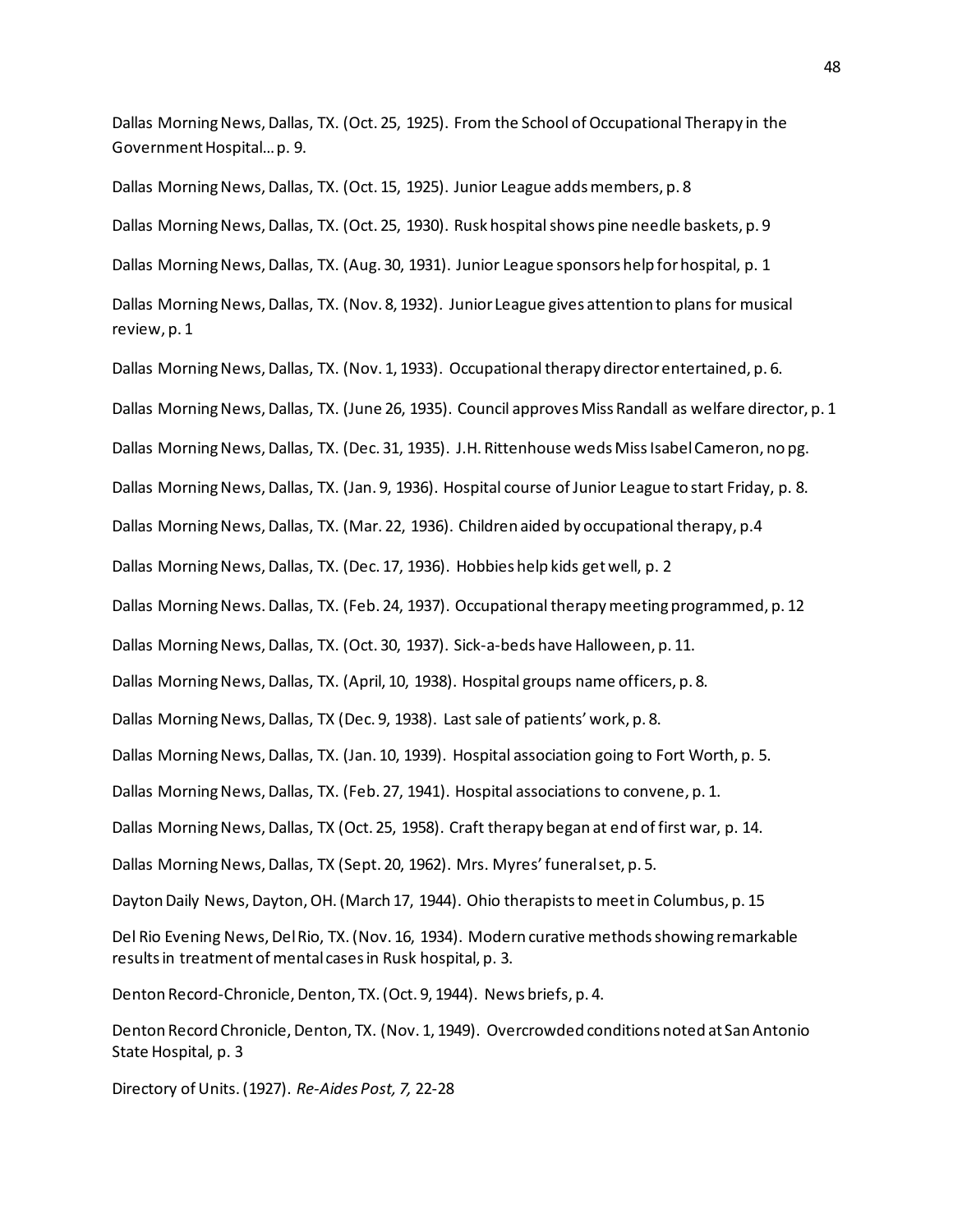Dallas Morning News, Dallas, TX. (Oct. 25, 1925). From the School of Occupational Therapy in the Government Hospital… p. 9.

Dallas Morning News, Dallas, TX. (Oct. 15, 1925). Junior League adds members, p. 8

Dallas Morning News, Dallas, TX. (Oct. 25, 1930). Rusk hospital shows pine needle baskets, p. 9

Dallas Morning News, Dallas, TX. (Aug. 30, 1931). Junior League sponsors help for hospital, p. 1

Dallas Morning News, Dallas, TX. (Nov. 8, 1932). Junior League gives attention to plans for musical review, p. 1

Dallas Morning News, Dallas, TX. (Nov. 1, 1933). Occupational therapy director entertained, p. 6.

Dallas Morning News, Dallas, TX. (June 26, 1935). Council approves Miss Randall as welfare director, p. 1

Dallas Morning News, Dallas, TX. (Dec. 31, 1935). J.H. Rittenhouse weds Miss Isabel Cameron, no pg.

Dallas Morning News, Dallas, TX. (Jan. 9, 1936). Hospital course of Junior League to start Friday, p. 8.

Dallas Morning News, Dallas, TX. (Mar. 22, 1936). Children aided by occupational therapy, p.4

Dallas Morning News, Dallas, TX. (Dec. 17, 1936). Hobbies help kids get well, p. 2

Dallas Morning News. Dallas, TX. (Feb. 24, 1937). Occupational therapy meeting programmed, p. 12

Dallas Morning News, Dallas, TX. (Oct. 30, 1937). Sick-a-beds have Halloween, p. 11.

Dallas Morning News, Dallas, TX. (April, 10, 1938). Hospital groups name officers, p. 8.

Dallas Morning News, Dallas, TX (Dec. 9, 1938). Last sale of patients' work, p. 8.

Dallas Morning News, Dallas, TX. (Jan. 10, 1939). Hospital association going to Fort Worth, p. 5.

Dallas Morning News, Dallas, TX. (Feb. 27, 1941). Hospital associations to convene, p. 1.

Dallas Morning News, Dallas, TX (Oct. 25, 1958). Craft therapy began at end of first war, p. 14.

Dallas Morning News, Dallas, TX (Sept. 20, 1962). Mrs. Myres' funeral set, p. 5.

Dayton Daily News, Dayton, OH. (March 17, 1944). Ohio therapists to meet in Columbus, p. 15

Del Rio Evening News, Del Rio, TX. (Nov. 16, 1934). Modern curative methods showing remarkable results in treatment of mental cases in Rusk hospital, p. 3.

Denton Record-Chronicle, Denton, TX. (Oct. 9, 1944). News briefs, p. 4.

Denton Record Chronicle, Denton, TX. (Nov. 1, 1949). Overcrowded conditions noted at San Antonio State Hospital, p. 3

Directory of Units. (1927). *Re-Aides Post, 7,* 22-28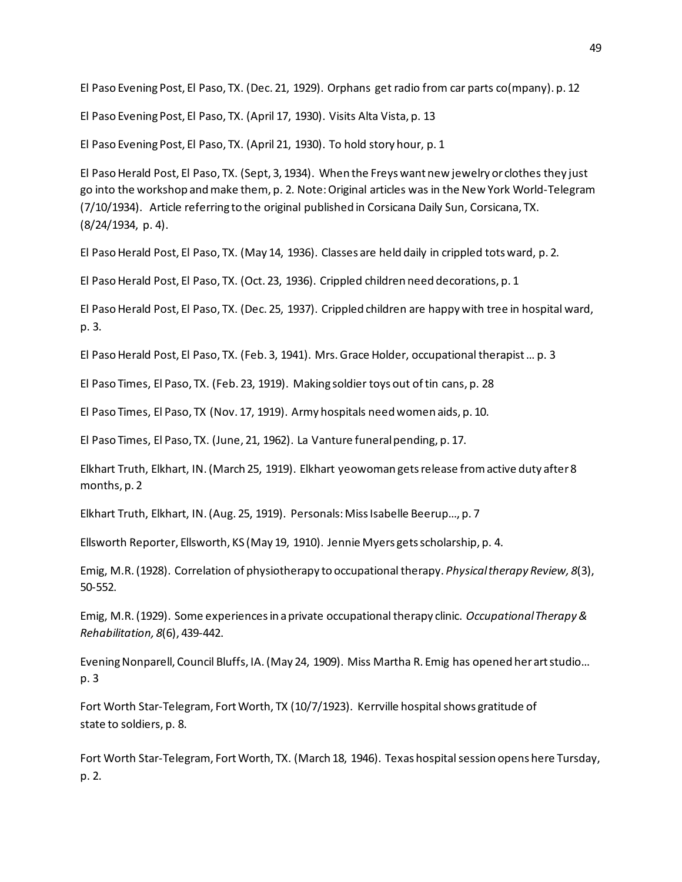El Paso Evening Post, El Paso, TX. (Dec. 21, 1929). Orphans get radio from car parts co(mpany). p. 12

El Paso Evening Post, El Paso, TX. (April 17, 1930). Visits Alta Vista, p. 13

El Paso Evening Post, El Paso, TX. (April 21, 1930). To hold story hour, p. 1

El Paso Herald Post, El Paso, TX. (Sept, 3, 1934). When the Freys want new jewelry or clothes they just go into the workshop and make them, p. 2. Note: Original articles was in the New York World-Telegram (7/10/1934). Article referring to the original published in Corsicana Daily Sun, Corsicana, TX. (8/24/1934, p. 4).

El Paso Herald Post, El Paso, TX. (May 14, 1936). Classes are held daily in crippled tots ward, p. 2.

El Paso Herald Post, El Paso, TX. (Oct. 23, 1936). Crippled children need decorations, p. 1

El Paso Herald Post, El Paso, TX. (Dec. 25, 1937). Crippled children are happy with tree in hospital ward, p. 3.

El Paso Herald Post, El Paso, TX. (Feb. 3, 1941). Mrs. Grace Holder, occupational therapist … p. 3

El Paso Times, El Paso, TX. (Feb. 23, 1919). Making soldier toys out of tin cans, p. 28

El Paso Times, El Paso, TX (Nov. 17, 1919). Army hospitals need women aids, p. 10.

El Paso Times, El Paso, TX. (June, 21, 1962). La Vanture funeral pending, p. 17.

Elkhart Truth, Elkhart, IN. (March 25, 1919). Elkhart yeowoman gets release from active duty after 8 months, p. 2

Elkhart Truth, Elkhart, IN. (Aug. 25, 1919). Personals: Miss Isabelle Beerup…, p. 7

Ellsworth Reporter, Ellsworth, KS (May 19, 1910). Jennie Myers gets scholarship, p. 4.

Emig, M.R. (1928). Correlation of physiotherapy to occupational therapy. *Physical therapy Review, 8*(3), 50-552.

Emig, M.R. (1929). Some experiences in a private occupational therapy clinic. *Occupational Therapy & Rehabilitation, 8*(6), 439-442.

Evening Nonparell, Council Bluffs, IA. (May 24, 1909). Miss Martha R. Emig has opened her art studio… p. 3

Fort Worth Star-Telegram, Fort Worth, TX (10/7/1923). Kerrville hospital shows gratitude of state to soldiers, p. 8.

Fort Worth Star-Telegram, Fort Worth, TX. (March 18, 1946). Texas hospital session opens here Tursday, p. 2.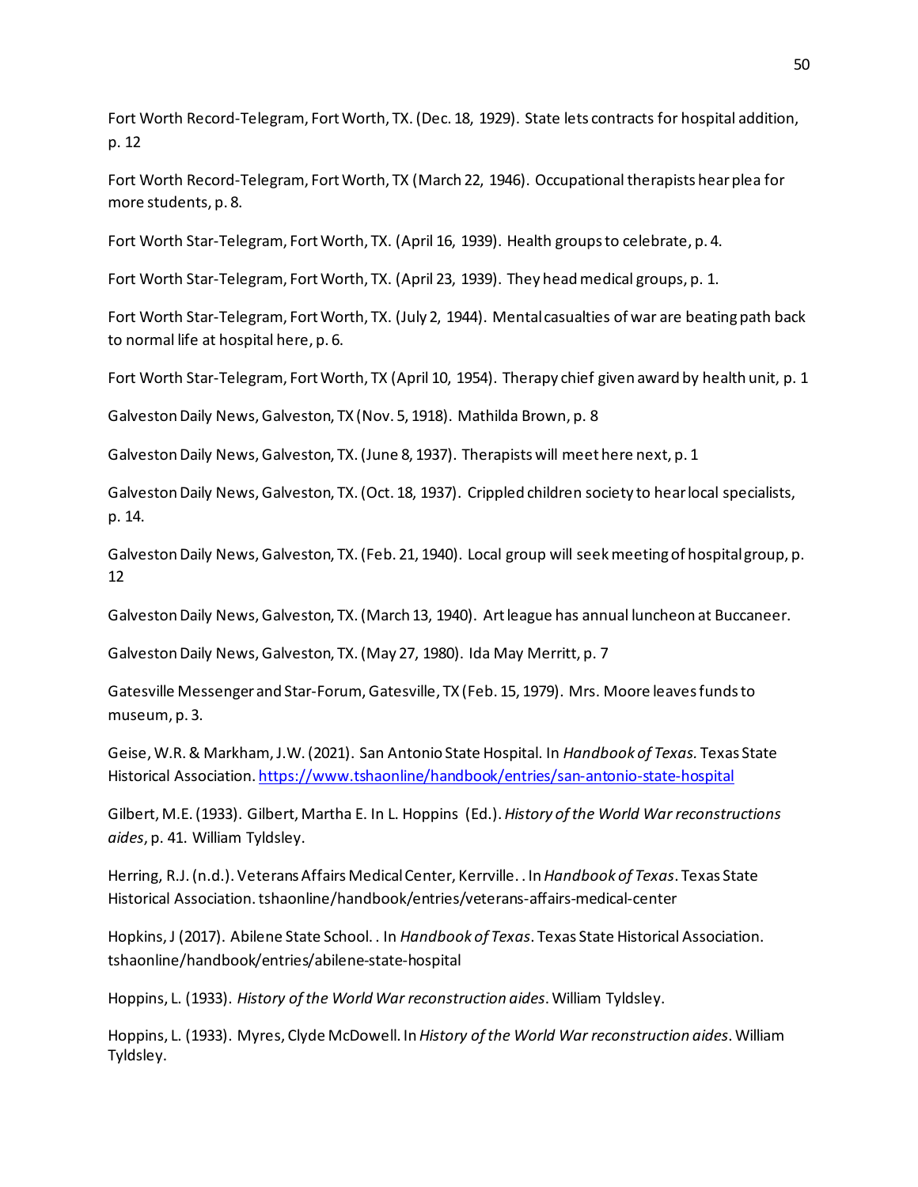Fort Worth Record-Telegram, Fort Worth, TX. (Dec. 18, 1929). State lets contracts for hospital addition, p. 12

Fort Worth Record-Telegram, Fort Worth, TX (March 22, 1946). Occupational therapists hear plea for more students, p. 8.

Fort Worth Star-Telegram, Fort Worth, TX. (April 16, 1939). Health groups to celebrate, p. 4.

Fort Worth Star-Telegram, Fort Worth, TX. (April 23, 1939). They head medical groups, p. 1.

Fort Worth Star-Telegram, Fort Worth, TX. (July 2, 1944). Mental casualties of war are beating path back to normal life at hospital here, p. 6.

Fort Worth Star-Telegram, Fort Worth, TX (April 10, 1954). Therapy chief given award by health unit, p. 1

Galveston Daily News, Galveston, TX (Nov. 5, 1918). Mathilda Brown, p. 8

Galveston Daily News, Galveston, TX. (June 8, 1937). Therapists will meet here next, p. 1

Galveston Daily News, Galveston, TX. (Oct. 18, 1937). Crippled children society to hear local specialists, p. 14.

Galveston Daily News, Galveston, TX. (Feb. 21, 1940). Local group will seek meeting of hospital group, p. 12

Galveston Daily News, Galveston, TX. (March 13, 1940). Art league has annual luncheon at Buccaneer.

Galveston Daily News, Galveston, TX. (May 27, 1980). Ida May Merritt, p. 7

Gatesville Messenger and Star-Forum, Gatesville, TX (Feb. 15, 1979). Mrs. Moore leaves funds to museum, p. 3.

Geise, W.R. & Markham, J.W. (2021). San Antonio State Hospital. In *Handbook of Texas.* Texas State Historical Association. https://www.tshaonline/handbook/entries/san-antonio-state-hospital

Gilbert, M.E. (1933). Gilbert, Martha E. In L. Hoppins (Ed.). *History of the World War reconstructions aides*, p. 41. William Tyldsley.

Herring, R.J. (n.d.). Veterans Affairs Medical Center, Kerrville. . In *Handbook of Texas*. Texas State Historical Association. tshaonline/handbook/entries/veterans-affairs-medical-center

Hopkins, J (2017). Abilene State School. . In *Handbook of Texas*. Texas State Historical Association. tshaonline/handbook/entries/abilene-state-hospital

Hoppins, L. (1933). *History of the World War reconstruction aides*. William Tyldsley.

Hoppins, L. (1933). Myres, Clyde McDowell. In *History of the World War reconstruction aides*. William Tyldsley.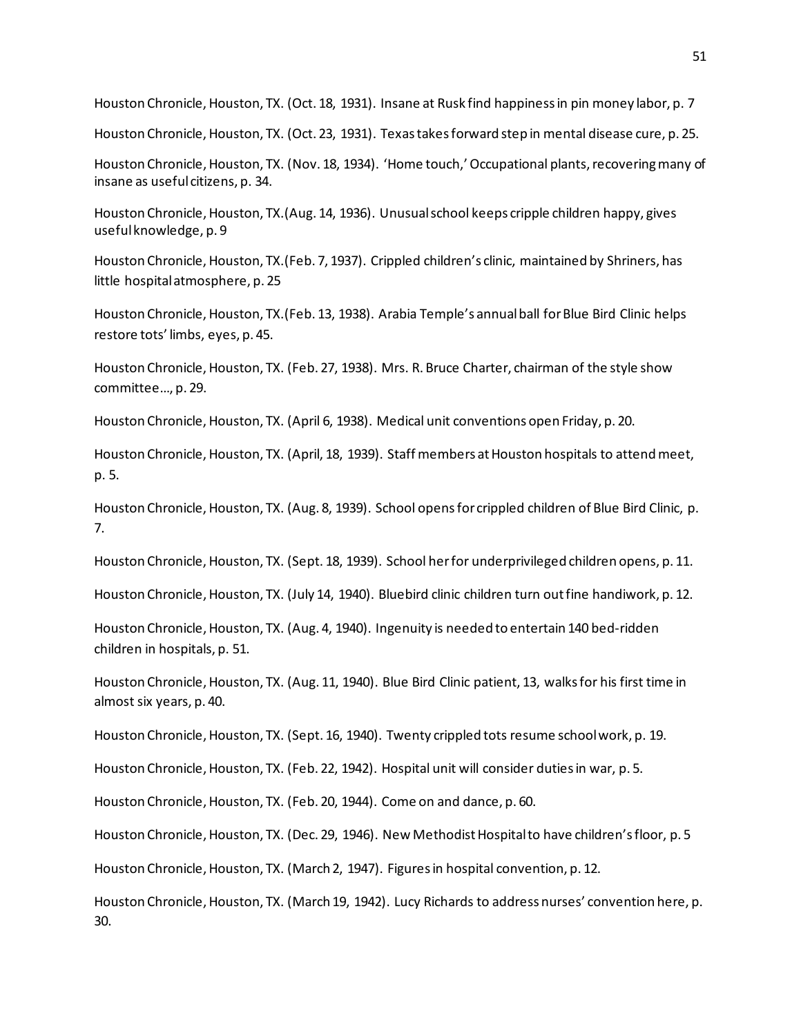Houston Chronicle, Houston, TX. (Oct. 18, 1931). Insane at Rusk find happiness in pin money labor, p. 7

Houston Chronicle, Houston, TX. (Oct. 23, 1931). Texas takes forward step in mental disease cure, p. 25.

Houston Chronicle, Houston, TX. (Nov. 18, 1934). 'Home touch,' Occupational plants, recovering many of insane as useful citizens, p. 34.

Houston Chronicle, Houston, TX.(Aug. 14, 1936). Unusual school keeps cripple children happy, gives useful knowledge, p. 9

Houston Chronicle, Houston, TX.(Feb. 7, 1937). Crippled children's clinic, maintained by Shriners, has little hospital atmosphere, p. 25

Houston Chronicle, Houston, TX.(Feb. 13, 1938). Arabia Temple's annual ball for Blue Bird Clinic helps restore tots' limbs, eyes, p. 45.

Houston Chronicle, Houston, TX. (Feb. 27, 1938). Mrs. R. Bruce Charter, chairman of the style show committee…, p. 29.

Houston Chronicle, Houston, TX. (April 6, 1938). Medical unit conventions open Friday, p. 20.

Houston Chronicle, Houston, TX. (April, 18, 1939). Staff members at Houston hospitals to attend meet, p. 5.

Houston Chronicle, Houston, TX. (Aug. 8, 1939). School opens for crippled children of Blue Bird Clinic, p. 7.

Houston Chronicle, Houston, TX. (Sept. 18, 1939). School her for underprivileged children opens, p. 11.

Houston Chronicle, Houston, TX. (July 14, 1940). Bluebird clinic children turn out fine handiwork, p. 12.

Houston Chronicle, Houston, TX. (Aug. 4, 1940). Ingenuity is needed to entertain 140 bed-ridden children in hospitals, p. 51.

Houston Chronicle, Houston, TX. (Aug. 11, 1940). Blue Bird Clinic patient, 13, walks for his first time in almost six years, p. 40.

Houston Chronicle, Houston, TX. (Sept. 16, 1940). Twenty crippled tots resume school work, p. 19.

Houston Chronicle, Houston, TX. (Feb. 22, 1942). Hospital unit will consider duties in war, p. 5.

Houston Chronicle, Houston, TX. (Feb. 20, 1944). Come on and dance, p. 60.

Houston Chronicle, Houston, TX. (Dec. 29, 1946). New Methodist Hospital to have children's floor, p. 5

Houston Chronicle, Houston, TX. (March 2, 1947). Figures in hospital convention, p. 12.

Houston Chronicle, Houston, TX. (March 19, 1942). Lucy Richards to address nurses' convention here, p. 30.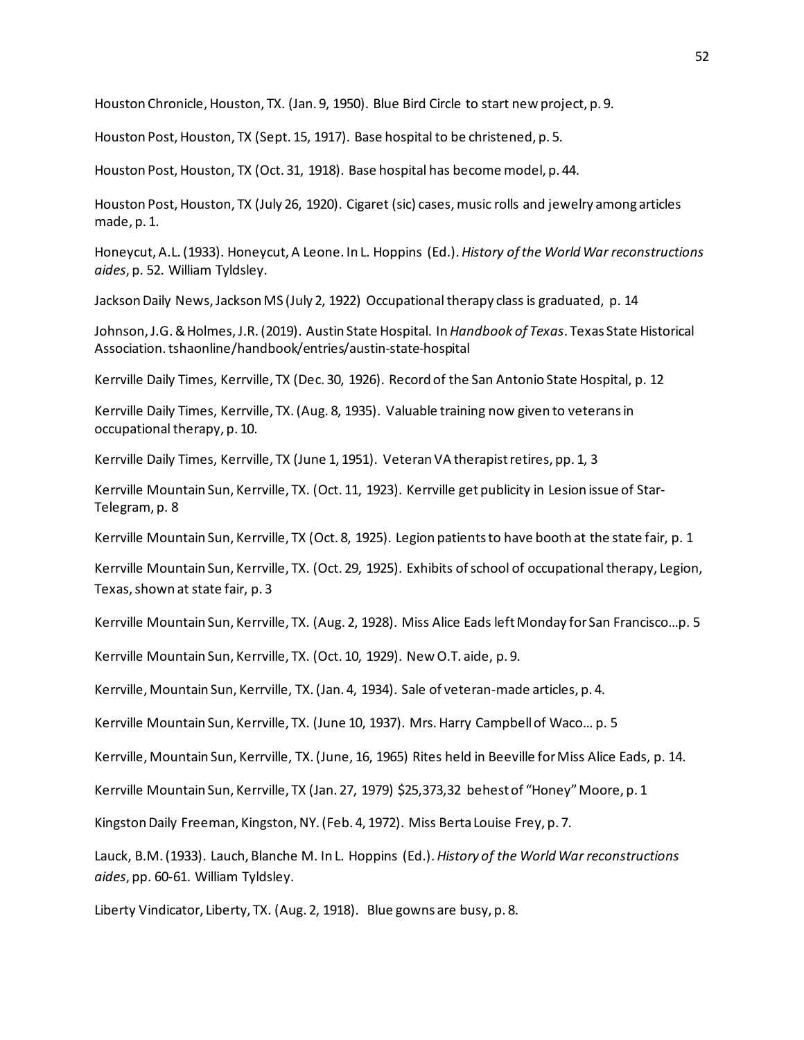Houston Chronicle, Houston, TX. (Jan. 9, 1950). Blue Bird Circle to start new project, p. 9.

Houston Post, Houston, TX (Sept. 15, 1917). Base hospital to be christened, p. 5.

Houston Post, Houston, TX (Oct. 31, 1918). Base hospital has become model, p. 44.

Houston Post, Houston, TX (July 26, 1920). Cigaret (sic) cases, music rolls and jewelry among articles made, p. 1.

Honeycut, A.L. (1933). Honeycut, A Leone. In L. Hoppins (Ed.). *History of the World War reconstructions aides*, p. 52. William Tyldsley.

Jackson Daily News, Jackson MS (July 2, 1922) Occupational therapy class is graduated, p. 14

Johnson, J.G. & Holmes, J.R. (2019). Austin State Hospital. In *Handbook of Texas*. Texas State Historical Association. tshaonline/handbook/entries/austin-state-hospital

Kerrville Daily Times, Kerrville, TX (Dec. 30, 1926). Record of the San Antonio State Hospital, p. 12

Kerrville Daily Times, Kerrville, TX. (Aug. 8, 1935). Valuable training now given to veterans in occupational therapy, p. 10.

Kerrville Daily Times, Kerrville, TX (June 1, 1951). Veteran VA therapist retires, pp. 1, 3

Kerrville Mountain Sun, Kerrville, TX. (Oct. 11, 1923). Kerrville get publicity in Lesion issue of Star-Telegram, p. 8

Kerrville Mountain Sun, Kerrville, TX (Oct. 8, 1925). Legion patients to have booth at the state fair, p. 1

Kerrville Mountain Sun, Kerrville, TX. (Oct. 29, 1925). Exhibits of school of occupational therapy, Legion, Texas, shown at state fair, p. 3

Kerrville Mountain Sun, Kerrville, TX. (Aug. 2, 1928). Miss Alice Eads left Monday for San Francisco…p. 5

Kerrville Mountain Sun, Kerrville, TX. (Oct. 10, 1929). New O.T. aide, p. 9.

Kerrville, Mountain Sun, Kerrville, TX. (Jan. 4, 1934). Sale of veteran-made articles, p. 4.

Kerrville Mountain Sun, Kerrville, TX. (June 10, 1937). Mrs. Harry Campbell of Waco… p. 5

Kerrville, Mountain Sun, Kerrville, TX. (June, 16, 1965) Rites held in Beeville for Miss Alice Eads, p. 14.

Kerrville Mountain Sun, Kerrville, TX (Jan. 27, 1979) $25,373,32 behest of "Honey" Moore, p. 1

Kingston Daily Freeman, Kingston, NY. (Feb. 4, 1972). Miss Berta Louise Frey, p. 7.

Lauck, B.M. (1933). Lauch, Blanche M. In L. Hoppins (Ed.). *History of the World War reconstructions aides*, pp. 60-61. William Tyldsley.

Liberty Vindicator, Liberty, TX. (Aug. 2, 1918). Blue gowns are busy, p. 8.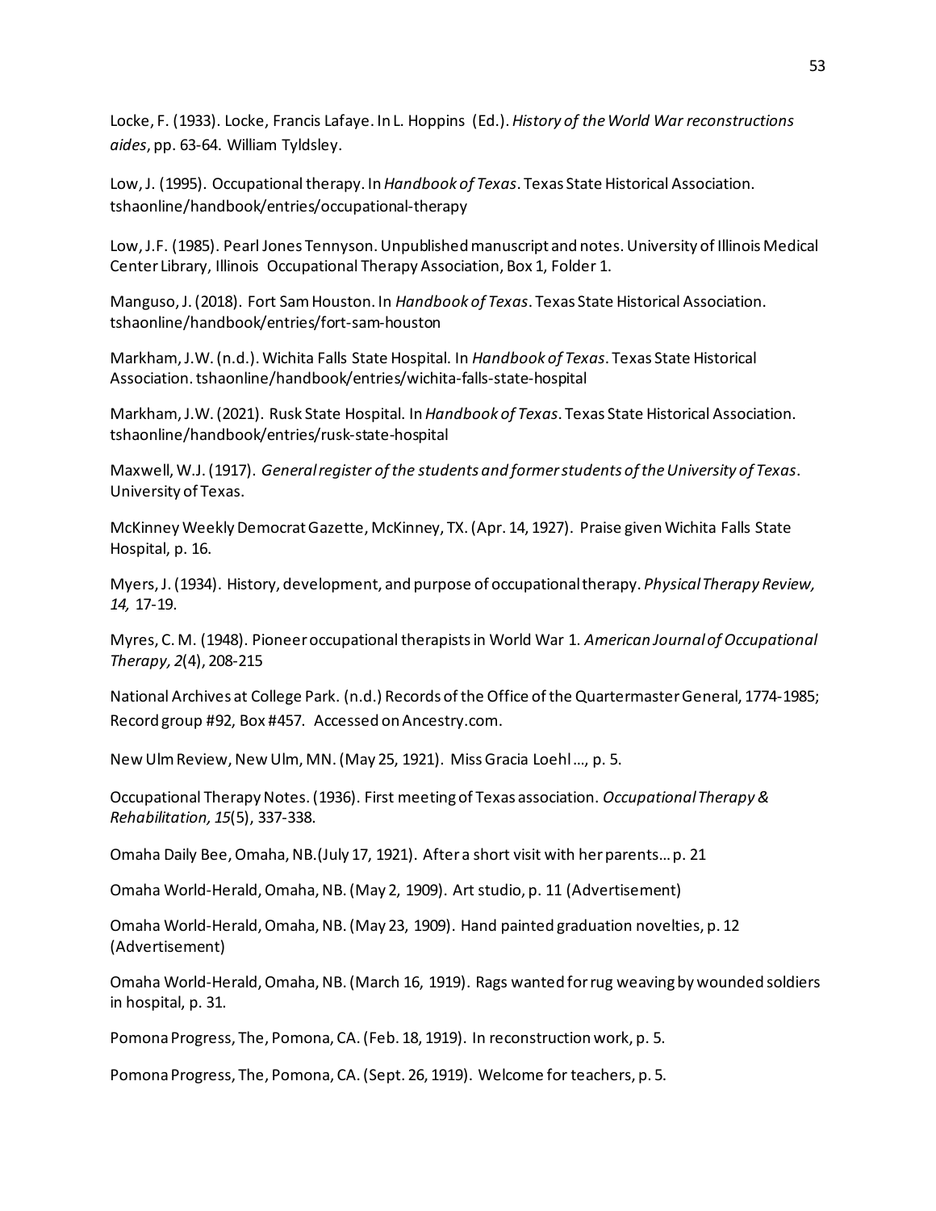Locke, F. (1933). Locke, Francis Lafaye. In L. Hoppins (Ed.). *History of the World War reconstructions aides*, pp. 63-64. William Tyldsley.

Low, J. (1995). Occupational therapy. In *Handbook of Texas*. Texas State Historical Association. tshaonline/handbook/entries/occupational-therapy

Low, J.F. (1985). Pearl Jones Tennyson. Unpublished manuscript and notes. University of Illinois Medical Center Library, Illinois Occupational Therapy Association, Box 1, Folder 1.

Manguso, J. (2018). Fort Sam Houston. In *Handbook of Texas*. Texas State Historical Association. tshaonline/handbook/entries/fort-sam-houston

Markham, J.W. (n.d.). Wichita Falls State Hospital. In *Handbook of Texas*. Texas State Historical Association. tshaonline/handbook/entries/wichita-falls-state-hospital

Markham, J.W. (2021). Rusk State Hospital. In *Handbook of Texas*. Texas State Historical Association. tshaonline/handbook/entries/rusk-state-hospital

Maxwell, W.J. (1917). *General register of the students and former students of the University of Texas*. University of Texas.

McKinney Weekly Democrat Gazette, McKinney, TX. (Apr. 14, 1927). Praise given Wichita Falls State Hospital, p. 16.

Myers, J. (1934). History, development, and purpose of occupational therapy. *Physical Therapy Review, 14,* 17-19.

Myres, C. M. (1948). Pioneer occupational therapists in World War 1. *American Journal of Occupational Therapy, 2*(4), 208-215

National Archives at College Park. (n.d.) Records of the Office of the Quartermaster General, 1774-1985; Record group #92, Box #457. Accessed on Ancestry.com.

New Ulm Review, New Ulm, MN. (May 25, 1921). Miss Gracia Loehl ..., p. 5.

Occupational Therapy Notes. (1936). First meeting of Texas association. *Occupational Therapy & Rehabilitation, 15*(5), 337-338.

Omaha Daily Bee, Omaha, NB. (July 17, 1921). After a short visit with her parents… p. 21

Omaha World-Herald, Omaha, NB. (May 2, 1909). Art studio, p. 11 (Advertisement)

Omaha World-Herald, Omaha, NB. (May 23, 1909). Hand painted graduation novelties, p. 12 (Advertisement)

Omaha World-Herald, Omaha, NB. (March 16, 1919). Rags wanted for rug weaving by wounded soldiers in hospital, p. 31.

Pomona Progress, The, Pomona, CA. (Feb. 18, 1919). In reconstruction work, p. 5.

Pomona Progress, The, Pomona, CA. (Sept. 26, 1919). Welcome for teachers, p. 5.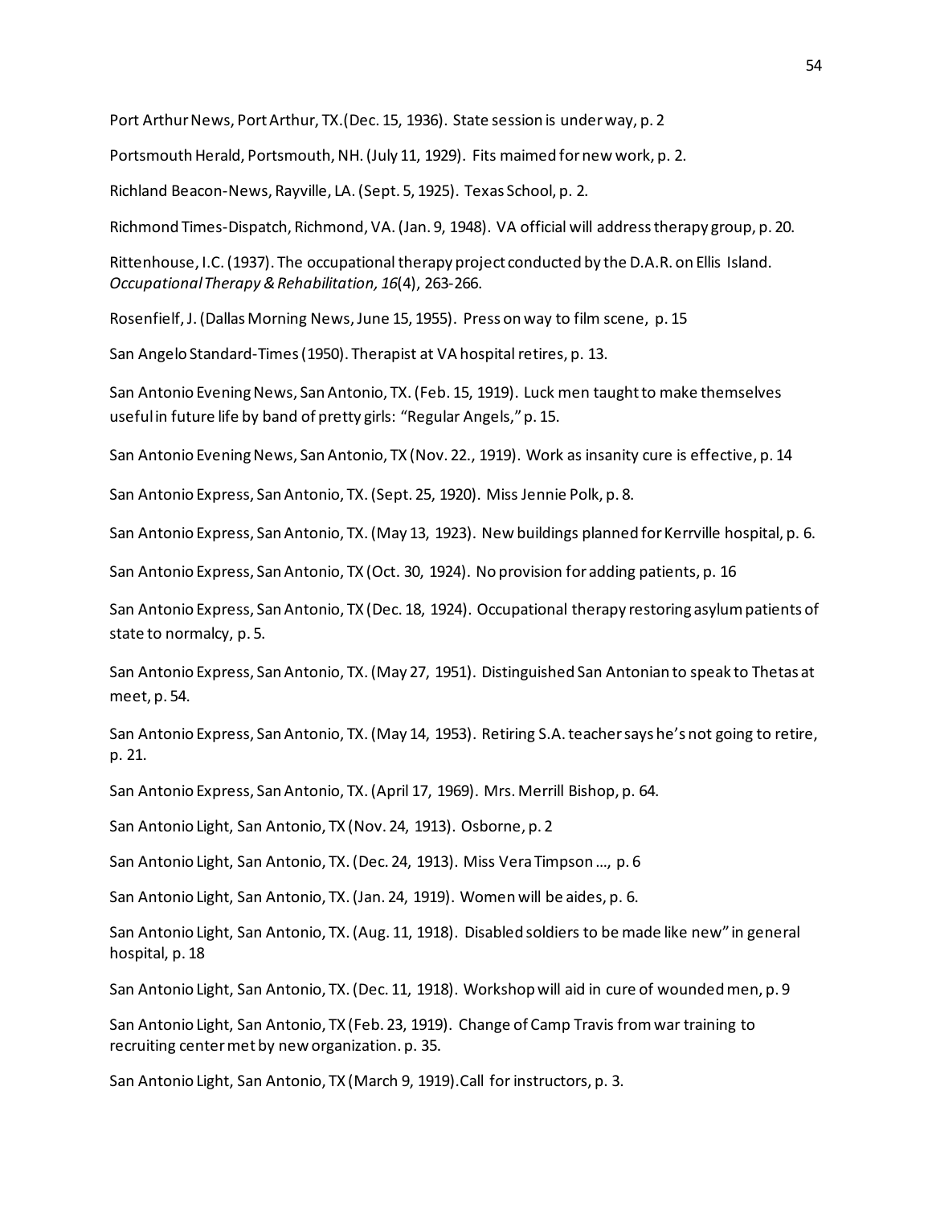Port Arthur News, Port Arthur, TX.(Dec. 15, 1936). State session is under way, p. 2

Portsmouth Herald, Portsmouth, NH. (July 11, 1929). Fits maimed for new work, p. 2.

Richland Beacon-News, Rayville, LA. (Sept. 5, 1925). Texas School, p. 2.

Richmond Times-Dispatch, Richmond, VA. (Jan. 9, 1948). VA official will address therapy group, p. 20.

Rittenhouse, I.C. (1937). The occupational therapy project conducted by the D.A.R. on Ellis Island. *Occupational Therapy & Rehabilitation, 16*(4), 263-266.

Rosenfielf, J. (Dallas Morning News, June 15, 1955). Press on way to film scene, p. 15

San Angelo Standard-Times (1950). Therapist at VA hospital retires, p. 13.

San Antonio Evening News, San Antonio, TX. (Feb. 15, 1919). Luck men taught to make themselves useful in future life by band of pretty girls: "Regular Angels," p. 15.

San Antonio Evening News, San Antonio, TX (Nov. 22., 1919). Work as insanity cure is effective, p. 14

San Antonio Express, San Antonio, TX. (Sept. 25, 1920). Miss Jennie Polk, p. 8.

San Antonio Express, San Antonio, TX. (May 13, 1923). New buildings planned for Kerrville hospital, p. 6.

San Antonio Express, San Antonio, TX (Oct. 30, 1924). No provision for adding patients, p. 16

San Antonio Express, San Antonio, TX (Dec. 18, 1924). Occupational therapy restoring asylum patients of state to normalcy, p. 5.

San Antonio Express, San Antonio, TX. (May 27, 1951). Distinguished San Antonian to speak to Thetas at meet, p. 54.

San Antonio Express, San Antonio, TX. (May 14, 1953). Retiring S.A. teacher says he's not going to retire, p. 21.

San Antonio Express, San Antonio, TX. (April 17, 1969). Mrs. Merrill Bishop, p. 64.

San Antonio Light, San Antonio, TX (Nov. 24, 1913). Osborne, p. 2

San Antonio Light, San Antonio, TX. (Dec. 24, 1913). Miss Vera Timpson ..., p. 6

San Antonio Light, San Antonio, TX. (Jan. 24, 1919). Women will be aides, p. 6.

San Antonio Light, San Antonio, TX. (Aug. 11, 1918). Disabled soldiers to be made like new" in general hospital, p. 18

San Antonio Light, San Antonio, TX. (Dec. 11, 1918). Workshop will aid in cure of wounded men, p. 9

San Antonio Light, San Antonio, TX (Feb. 23, 1919). Change of Camp Travis from war training to recruiting center met by new organization. p. 35.

San Antonio Light, San Antonio, TX (March 9, 1919).Call for instructors, p. 3.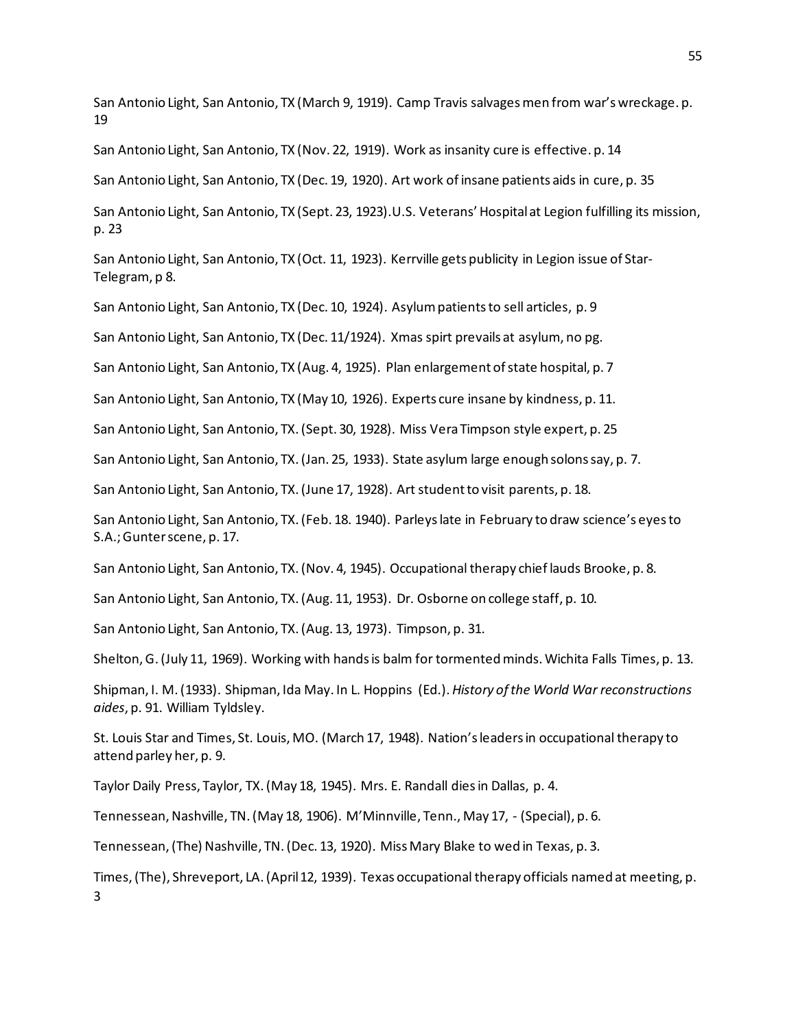San Antonio Light, San Antonio, TX (March 9, 1919). Camp Travis salvages men from war's wreckage. p. 19

San Antonio Light, San Antonio, TX (Nov. 22, 1919). Work as insanity cure is effective. p. 14

San Antonio Light, San Antonio, TX (Dec. 19, 1920). Art work of insane patients aids in cure, p. 35

San Antonio Light, San Antonio, TX (Sept. 23, 1923).U.S. Veterans' Hospital at Legion fulfilling its mission, p. 23

San Antonio Light, San Antonio, TX (Oct. 11, 1923). Kerrville gets publicity in Legion issue of Star-Telegram, p 8.

San Antonio Light, San Antonio, TX (Dec. 10, 1924). Asylum patients to sell articles, p. 9

San Antonio Light, San Antonio, TX (Dec. 11/1924). Xmas spirt prevails at asylum, no pg.

San Antonio Light, San Antonio, TX (Aug. 4, 1925). Plan enlargement of state hospital, p. 7

San Antonio Light, San Antonio, TX (May 10, 1926). Experts cure insane by kindness, p. 11.

San Antonio Light, San Antonio, TX. (Sept. 30, 1928). Miss Vera Timpson style expert, p. 25

San Antonio Light, San Antonio, TX. (Jan. 25, 1933). State asylum large enough solons say, p. 7.

San Antonio Light, San Antonio, TX. (June 17, 1928). Art student to visit parents, p. 18.

San Antonio Light, San Antonio, TX. (Feb. 18. 1940). Parleys late in February to draw science's eyes to S.A.; Gunter scene, p. 17.

San Antonio Light, San Antonio, TX. (Nov. 4, 1945). Occupational therapy chief lauds Brooke, p. 8.

San Antonio Light, San Antonio, TX. (Aug. 11, 1953). Dr. Osborne on college staff, p. 10.

San Antonio Light, San Antonio, TX. (Aug. 13, 1973). Timpson, p. 31.

Shelton, G. (July 11, 1969). Working with hands is balm for tormented minds. Wichita Falls Times, p. 13.

Shipman, I. M. (1933). Shipman, Ida May. In L. Hoppins (Ed.). *History of the World War reconstructions aides*, p. 91. William Tyldsley.

St. Louis Star and Times, St. Louis, MO. (March 17, 1948). Nation's leaders in occupational therapy to attend parley her, p. 9.

Taylor Daily Press, Taylor, TX. (May 18, 1945). Mrs. E. Randall dies in Dallas, p. 4.

Tennessean, Nashville, TN. (May 18, 1906). M'Minnville, Tenn., May 17, - (Special), p. 6.

Tennessean, (The) Nashville, TN. (Dec. 13, 1920). Miss Mary Blake to wed in Texas, p. 3.

Times, (The), Shreveport, LA. (April 12, 1939). Texas occupational therapy officials named at meeting, p. 3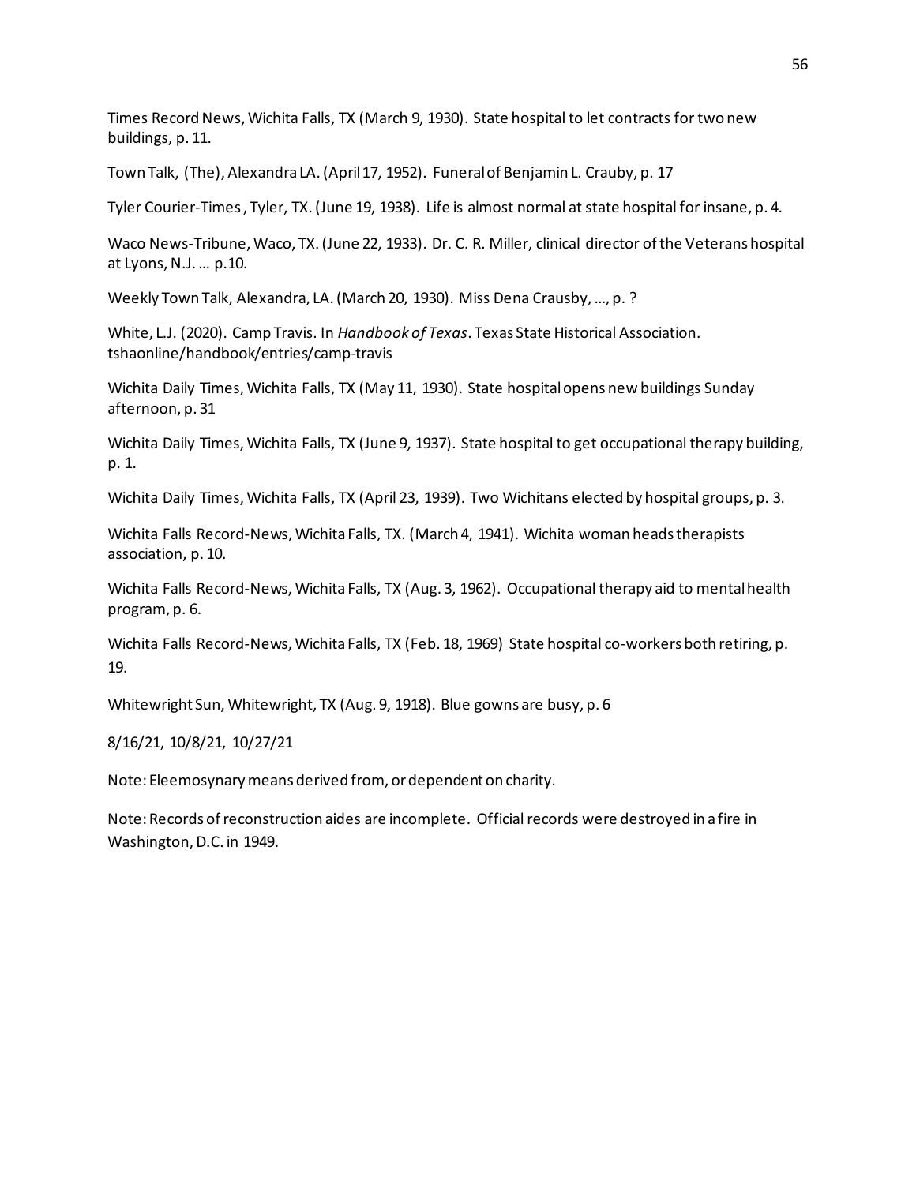Times Record News, Wichita Falls, TX (March 9, 1930). State hospital to let contracts for two new buildings, p. 11.

Town Talk, (The), Alexandra LA. (April 17, 1952). Funeral of Benjamin L. Crauby, p. 17

Tyler Courier-Times , Tyler, TX. (June 19, 1938). Life is almost normal at state hospital for insane, p. 4.

Waco News-Tribune, Waco, TX. (June 22, 1933). Dr. C. R. Miller, clinical director of the Veterans hospital at Lyons, N.J. … p.10.

Weekly Town Talk, Alexandra, LA. (March 20, 1930). Miss Dena Crausby, …, p. ?

White, L.J. (2020). Camp Travis. In *Handbook of Texas*. Texas State Historical Association. tshaonline/handbook/entries/camp-travis

Wichita Daily Times, Wichita Falls, TX (May 11, 1930). State hospital opens new buildings Sunday afternoon, p. 31

Wichita Daily Times, Wichita Falls, TX (June 9, 1937). State hospital to get occupational therapy building, p. 1.

Wichita Daily Times, Wichita Falls, TX (April 23, 1939). Two Wichitans elected by hospital groups, p. 3.

Wichita Falls Record-News, Wichita Falls, TX. (March 4, 1941). Wichita woman heads therapists association, p. 10.

Wichita Falls Record-News, Wichita Falls, TX (Aug. 3, 1962). Occupational therapy aid to mental health program, p. 6.

Wichita Falls Record-News, Wichita Falls, TX (Feb. 18, 1969) State hospital co-workers both retiring, p. 19.

Whitewright Sun, Whitewright, TX (Aug. 9, 1918). Blue gowns are busy, p. 6

8/16/21, 10/8/21, 10/27/21

Note: Eleemosynary means derived from, or dependent on charity.

Note: Records of reconstruction aides are incomplete. Official records were destroyed in a fire in Washington, D.C. in 1949.